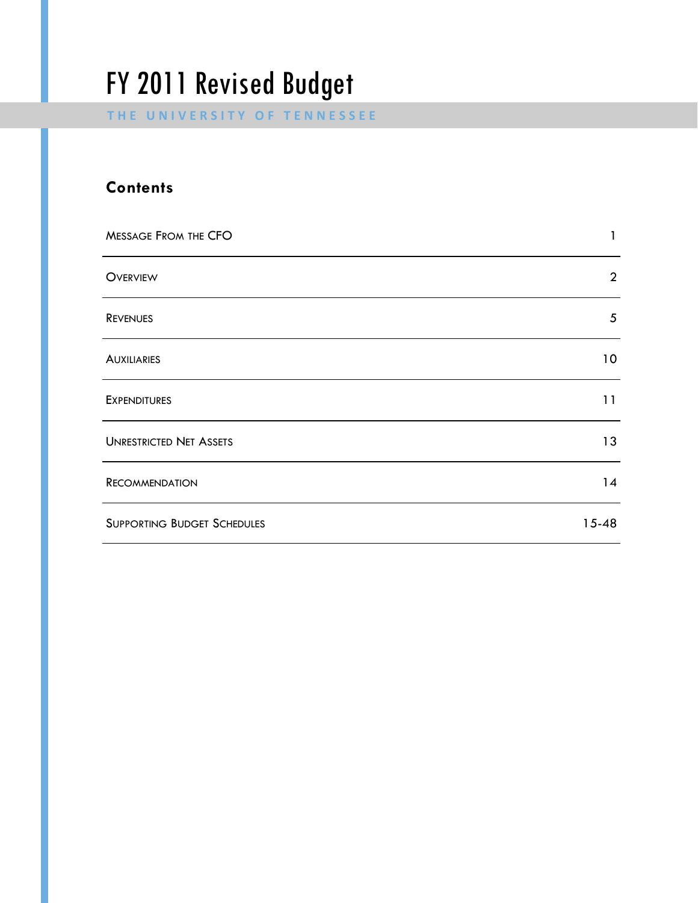# FY 2011 Revised Budget

THE UNIVERSITY OF TENNESSEE

## Contents

| | |
|---|---|
| MESSAGE FROM THE CFO | 1 |
| OVERVIEW | 2 |
| REVENUES | 5 |
| AUXILIARIES | 10 |
| EXPENDITURES | 11 |
| UNRESTRICTED NET ASSETS | 13 |
| RECOMMENDATION | 14 |
| SUPPORTING BUDGET SCHEDULES | 15-48 |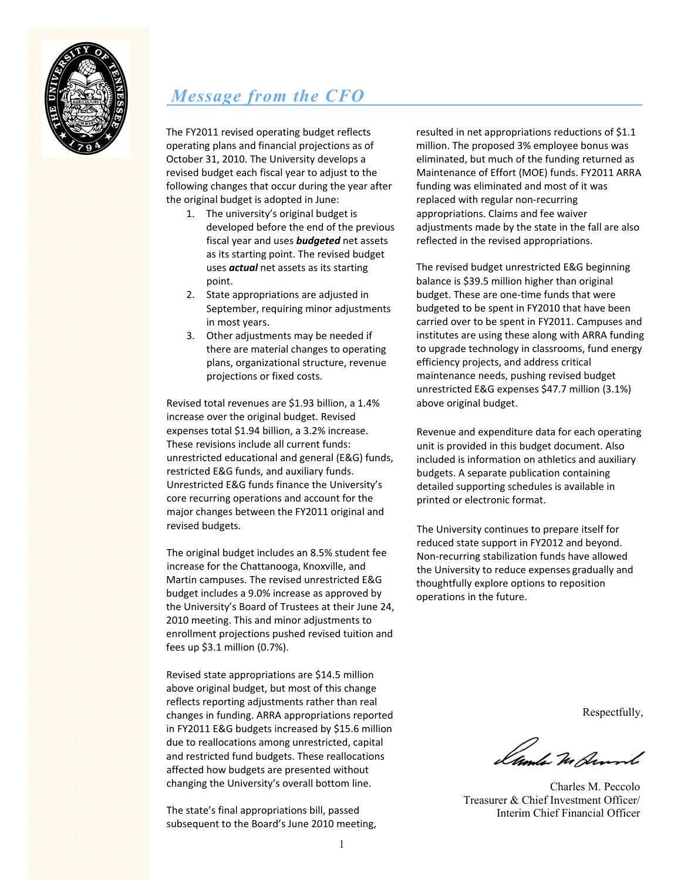## *Message from the CFO*

The FY2011 revised operating budget reflects operating plans and financial projections as of October 31, 2010. The University develops a revised budget each fiscal year to adjust to the following changes that occur during the year after the original budget is adopted in June:

1. The university's original budget is developed before the end of the previous fiscal year and uses ***budgeted*** net assets as its starting point. The revised budget uses ***actual*** net assets as its starting point.
2. State appropriations are adjusted in September, requiring minor adjustments in most years.
3. Other adjustments may be needed if there are material changes to operating plans, organizational structure, revenue projections or fixed costs.

Revised total revenues are $1.93 billion, a 1.4% increase over the original budget. Revised expenses total $1.94 billion, a 3.2% increase. These revisions include all current funds: unrestricted educational and general (E&G) funds, restricted E&G funds, and auxiliary funds. Unrestricted E&G funds finance the University's core recurring operations and account for the major changes between the FY2011 original and revised budgets.

The original budget includes an 8.5% student fee increase for the Chattanooga, Knoxville, and Martin campuses. The revised unrestricted E&G budget includes a 9.0% increase as approved by the University's Board of Trustees at their June 24, 2010 meeting. This and minor adjustments to enrollment projections pushed revised tuition and fees up $3.1 million (0.7%).

Revised state appropriations are $14.5 million above original budget, but most of this change reflects reporting adjustments rather than real changes in funding. ARRA appropriations reported in FY2011 E&G budgets increased by $15.6 million due to reallocations among unrestricted, capital and restricted fund budgets. These reallocations affected how budgets are presented without changing the University's overall bottom line.

The state's final appropriations bill, passed subsequent to the Board's June 2010 meeting, resulted in net appropriations reductions of $1.1 million. The proposed 3% employee bonus was eliminated, but much of the funding returned as Maintenance of Effort (MOE) funds. FY2011 ARRA funding was eliminated and most of it was replaced with regular non-recurring appropriations. Claims and fee waiver adjustments made by the state in the fall are also reflected in the revised appropriations.

The revised budget unrestricted E&G beginning balance is $39.5 million higher than original budget. These are one-time funds that were budgeted to be spent in FY2010 that have been carried over to be spent in FY2011. Campuses and institutes are using these along with ARRA funding to upgrade technology in classrooms, fund energy efficiency projects, and address critical maintenance needs, pushing revised budget unrestricted E&G expenses $47.7 million (3.1%) above original budget.

Revenue and expenditure data for each operating unit is provided in this budget document. Also included is information on athletics and auxiliary budgets. A separate publication containing detailed supporting schedules is available in printed or electronic format.

The University continues to prepare itself for reduced state support in FY2012 and beyond. Non-recurring stabilization funds have allowed the University to reduce expenses gradually and thoughtfully explore options to reposition operations in the future.

Respectfully,

Charles M. Peccolo
Treasurer & Chief Investment Officer/
Interim Chief Financial Officer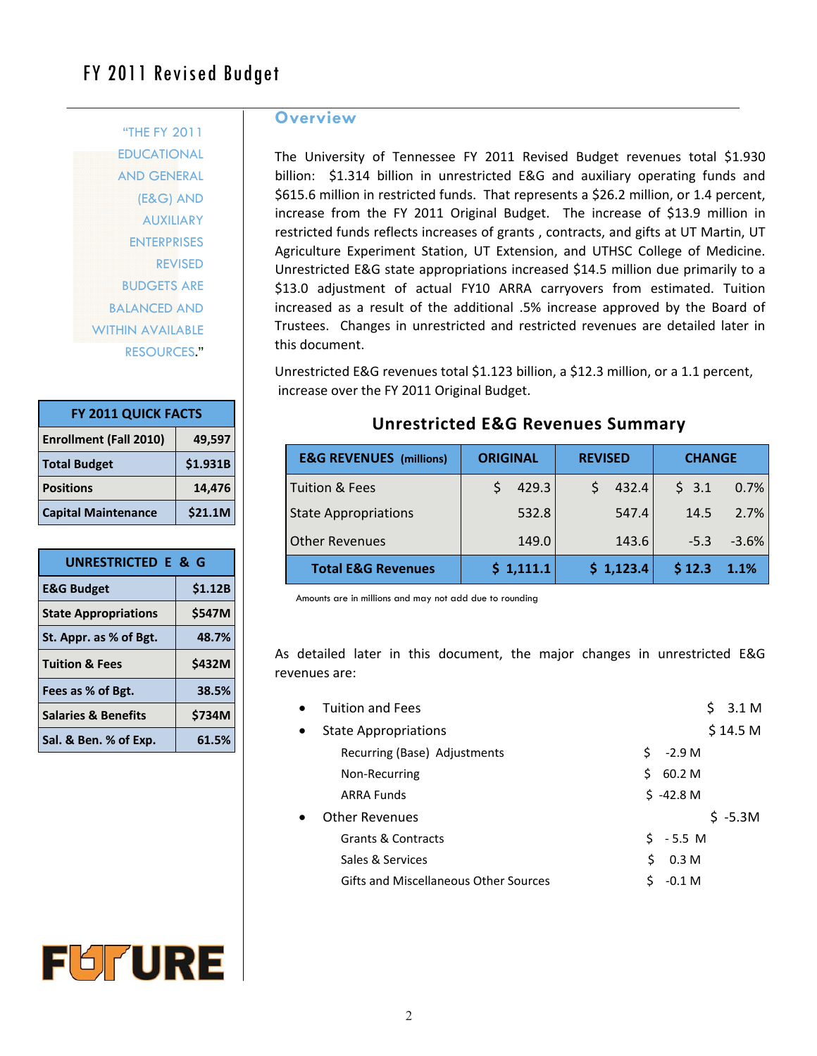# FY 2011 Revised Budget

"THE FY 2011 EDUCATIONAL AND GENERAL (E&G) AND AUXILIARY ENTERPRISES REVISED BUDGETS ARE BALANCED AND WITHIN AVAILABLE RESOURCES."

| FY 2011 QUICK FACTS | |
|---|---|
| Enrollment (Fall 2010) | 49,597 |
| Total Budget | $1.931B |
| Positions | 14,476 |
| Capital Maintenance | $21.1M |

| UNRESTRICTED E & G | |
|---|---|
| E&G Budget | $1.12B |
| State Appropriations | $547M |
| St. Appr. as % of Bgt. | 48.7% |
| Tuition & Fees | $432M |
| Fees as % of Bgt. | 38.5% |
| Salaries & Benefits | $734M |
| Sal. & Ben. % of Exp. | 61.5% |

FUTURE

## Overview

The University of Tennessee FY 2011 Revised Budget revenues total $1.930 billion: $1.314 billion in unrestricted E&G and auxiliary operating funds and $615.6 million in restricted funds. That represents a $26.2 million, or 1.4 percent, increase from the FY 2011 Original Budget. The increase of $13.9 million in restricted funds reflects increases of grants , contracts, and gifts at UT Martin, UT Agriculture Experiment Station, UT Extension, and UTHSC College of Medicine. Unrestricted E&G state appropriations increased $14.5 million due primarily to a $13.0 adjustment of actual FY10 ARRA carryovers from estimated. Tuition increased as a result of the additional .5% increase approved by the Board of Trustees. Changes in unrestricted and restricted revenues are detailed later in this document.

Unrestricted E&G revenues total $1.123 billion, a $12.3 million, or a 1.1 percent, increase over the FY 2011 Original Budget.

### Unrestricted E&G Revenues Summary

| E&G REVENUES (millions) | ORIGINAL | REVISED | CHANGE | |
|---|---|---|---|---|
| Tuition & Fees | $ 429.3 | $ 432.4 | $ 3.1 | 0.7% |
| State Appropriations | 532.8 | 547.4 | 14.5 | 2.7% |
| Other Revenues | 149.0 | 143.6 | -5.3 | -3.6% |
| **Total E&G Revenues** | **$ 1,111.1** | **$ 1,123.4** | **$ 12.3** | **1.1%** |

Amounts are in millions and may not add due to rounding

As detailed later in this document, the major changes in unrestricted E&G revenues are:

- Tuition and Fees — $ 3.1 M
- State Appropriations — $ 14.5 M
  - Recurring (Base) Adjustments — $ -2.9 M
  - Non-Recurring — $ 60.2 M
  - ARRA Funds — $ -42.8 M
- Other Revenues — $ -5.3M
  - Grants & Contracts — $ - 5.5 M
  - Sales & Services — $ 0.3 M
  - Gifts and Miscellaneous Other Sources — $ -0.1 M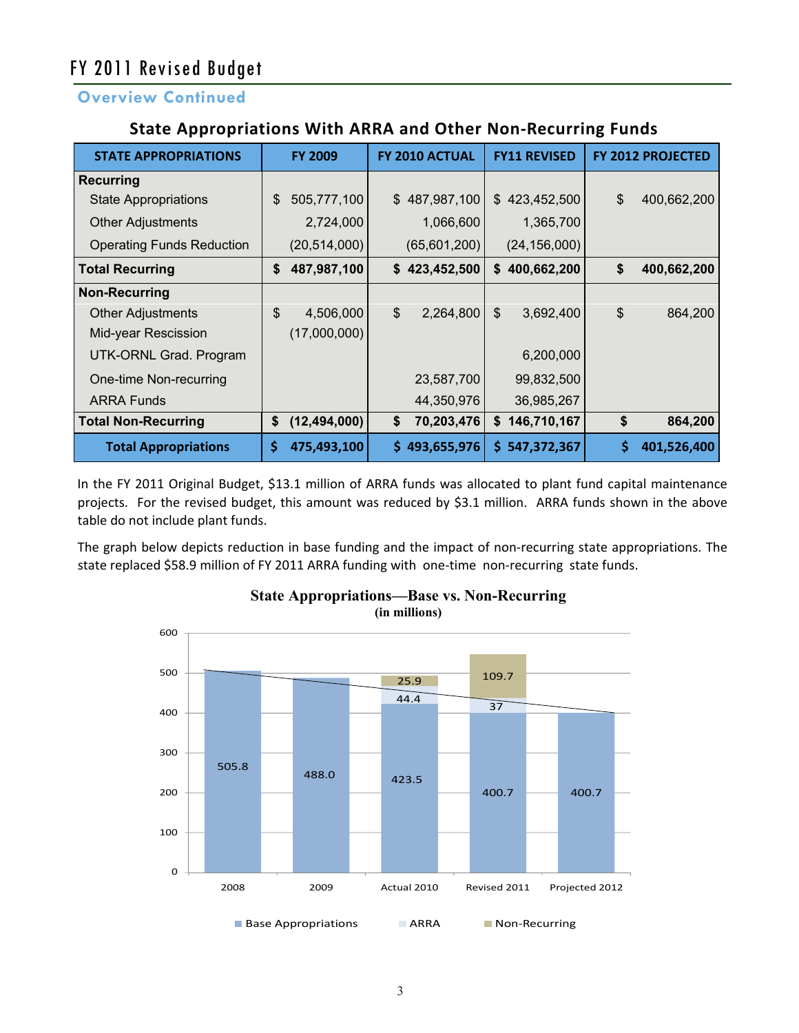# FY 2011 Revised Budget

## Overview Continued

### State Appropriations With ARRA and Other Non-Recurring Funds

| STATE APPROPRIATIONS | FY 2009 | FY 2010 ACTUAL | FY11 REVISED | FY 2012 PROJECTED |
|---|---|---|---|---|
| **Recurring** | | | | |
| State Appropriations | $ 505,777,100 | $ 487,987,100 | $ 423,452,500 | $ 400,662,200 |
| Other Adjustments | 2,724,000 | 1,066,600 | 1,365,700 | |
| Operating Funds Reduction | (20,514,000) | (65,601,200) | (24,156,000) | |
| **Total Recurring** | **$ 487,987,100** | **$ 423,452,500** | **$ 400,662,200** | **$ 400,662,200** |
| **Non-Recurring** | | | | |
| Other Adjustments | $ 4,506,000 | $ 2,264,800 | $ 3,692,400 | $ 864,200 |
| Mid-year Rescission | (17,000,000) | | | |
| UTK-ORNL Grad. Program | | | 6,200,000 | |
| One-time Non-recurring | | 23,587,700 | 99,832,500 | |
| ARRA Funds | | 44,350,976 | 36,985,267 | |
| **Total Non-Recurring** | **$ (12,494,000)** | **$ 70,203,476** | **$ 146,710,167** | **$ 864,200** |
| **Total Appropriations** | **$ 475,493,100** | **$ 493,655,976** | **$ 547,372,367** | **$ 401,526,400** |

In the FY 2011 Original Budget, $13.1 million of ARRA funds was allocated to plant fund capital maintenance projects. For the revised budget, this amount was reduced by $3.1 million. ARRA funds shown in the above table do not include plant funds.

The graph below depicts reduction in base funding and the impact of non-recurring state appropriations. The state replaced $58.9 million of FY 2011 ARRA funding with one-time non-recurring state funds.

**State Appropriations—Base vs. Non-Recurring**
**(in millions)**

600
500
400
300
200
100
0

2008: 505.8
2009: 488.0
Actual 2010: 423.5, 44.4, 25.9
Revised 2011: 400.7, 37, 109.7
Projected 2012: 400.7

Base Appropriations ARRA Non-Recurring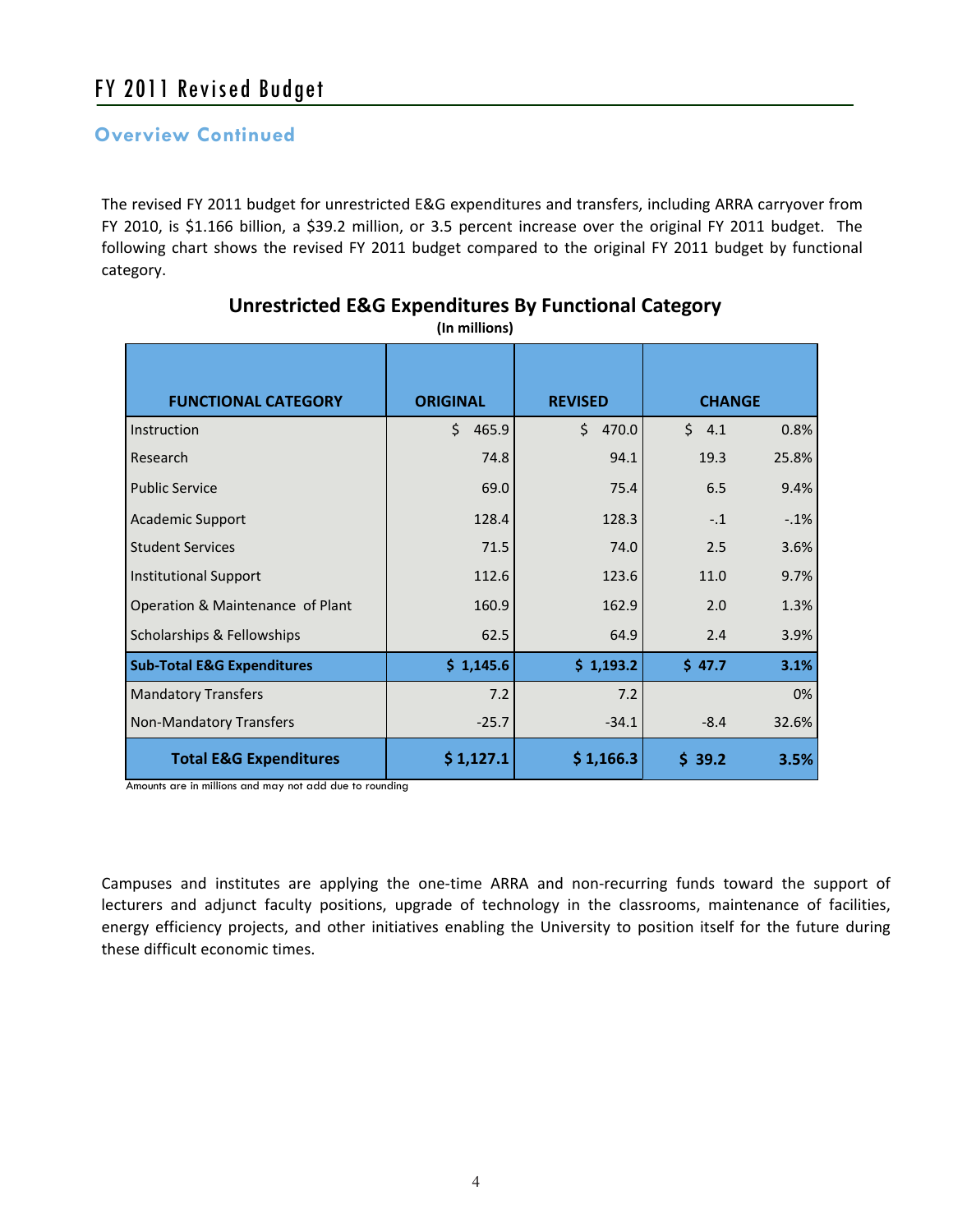# FY 2011 Revised Budget

## Overview Continued

The revised FY 2011 budget for unrestricted E&G expenditures and transfers, including ARRA carryover from FY 2010, is $1.166 billion, a $39.2 million, or 3.5 percent increase over the original FY 2011 budget. The following chart shows the revised FY 2011 budget compared to the original FY 2011 budget by functional category.

### Unrestricted E&G Expenditures By Functional Category

**(In millions)**

| FUNCTIONAL CATEGORY | ORIGINAL | REVISED | CHANGE | |
|---|---|---|---|---|
| Instruction | $ 465.9 | $ 470.0 | $ 4.1 | 0.8% |
| Research | 74.8 | 94.1 | 19.3 | 25.8% |
| Public Service | 69.0 | 75.4 | 6.5 | 9.4% |
| Academic Support | 128.4 | 128.3 | -.1 | -.1% |
| Student Services | 71.5 | 74.0 | 2.5 | 3.6% |
| Institutional Support | 112.6 | 123.6 | 11.0 | 9.7% |
| Operation & Maintenance of Plant | 160.9 | 162.9 | 2.0 | 1.3% |
| Scholarships & Fellowships | 62.5 | 64.9 | 2.4 | 3.9% |
| **Sub-Total E&G Expenditures** | **$ 1,145.6** | **$ 1,193.2** | **$ 47.7** | **3.1%** |
| Mandatory Transfers | 7.2 | 7.2 | | 0% |
| Non-Mandatory Transfers | -25.7 | -34.1 | -8.4 | 32.6% |
| **Total E&G Expenditures** | **$ 1,127.1** | **$ 1,166.3** | **$ 39.2** | **3.5%** |

Amounts are in millions and may not add due to rounding

Campuses and institutes are applying the one-time ARRA and non-recurring funds toward the support of lecturers and adjunct faculty positions, upgrade of technology in the classrooms, maintenance of facilities, energy efficiency projects, and other initiatives enabling the University to position itself for the future during these difficult economic times.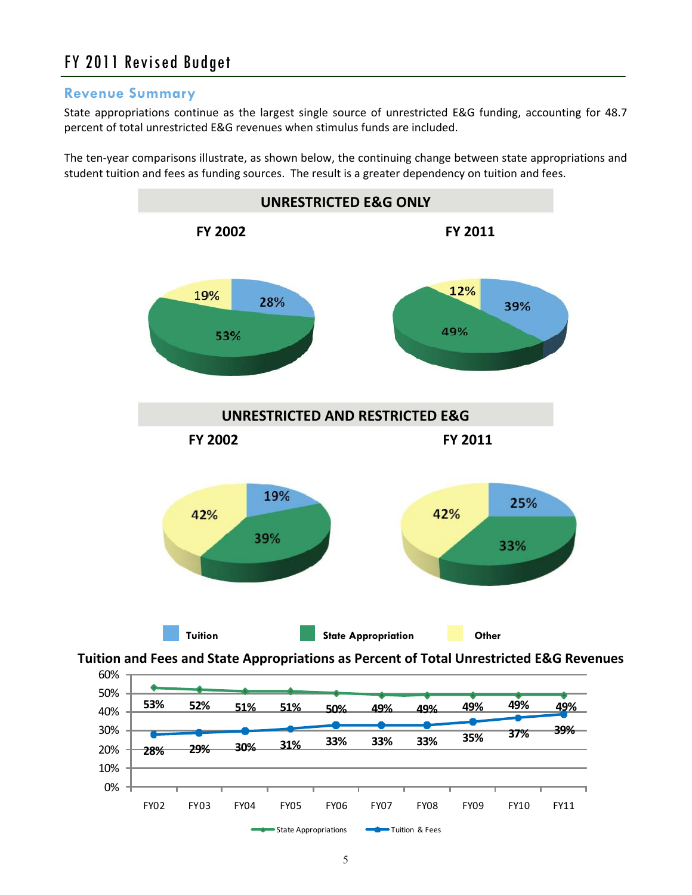# FY 2011 Revised Budget

## Revenue Summary

State appropriations continue as the largest single source of unrestricted E&G funding, accounting for 48.7 percent of total unrestricted E&G revenues when stimulus funds are included.

The ten-year comparisons illustrate, as shown below, the continuing change between state appropriations and student tuition and fees as funding sources. The result is a greater dependency on tuition and fees.

**UNRESTRICTED E&G ONLY**

FY 2002

19%
28%
53%

FY 2011

12%
39%
49%

**UNRESTRICTED AND RESTRICTED E&G**

FY 2002

19%
42%
39%

FY 2011

25%
42%
33%

Tuition
State Appropriation
Other

**Tuition and Fees and State Appropriations as Percent of Total Unrestricted E&G Revenues**

60%
50%
40%
30%
20%
10%
0%

53% 52% 51% 51% 50% 49% 49% 49% 49% 49%

28% 29% 30% 31% 33% 33% 33% 35% 37% 39%

FY02 FY03 FY04 FY05 FY06 FY07 FY08 FY09 FY10 FY11

State Appropriations
Tuition & Fees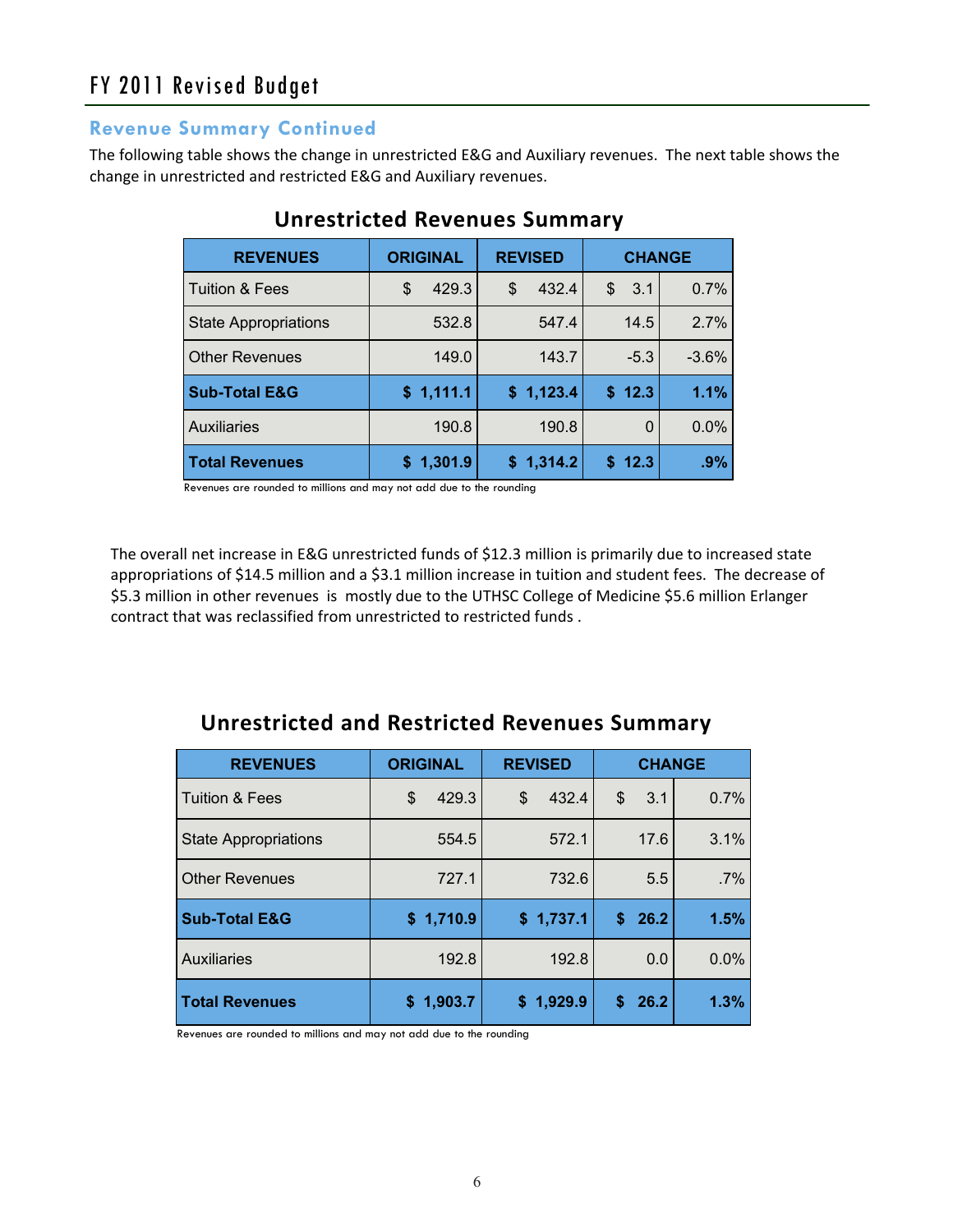# FY 2011 Revised Budget

## Revenue Summary Continued

The following table shows the change in unrestricted E&G and Auxiliary revenues. The next table shows the change in unrestricted and restricted E&G and Auxiliary revenues.

### Unrestricted Revenues Summary

| REVENUES | ORIGINAL | REVISED | CHANGE | |
|---|---|---|---|---|
| Tuition & Fees | $ 429.3 | $ 432.4 | $ 3.1 | 0.7% |
| State Appropriations | 532.8 | 547.4 | 14.5 | 2.7% |
| Other Revenues | 149.0 | 143.7 | -5.3 | -3.6% |
| **Sub-Total E&G** | **$ 1,111.1** | **$ 1,123.4** | **$ 12.3** | **1.1%** |
| Auxiliaries | 190.8 | 190.8 | 0 | 0.0% |
| **Total Revenues** | **$ 1,301.9** | **$ 1,314.2** | **$ 12.3** | **.9%** |

Revenues are rounded to millions and may not add due to the rounding

The overall net increase in E&G unrestricted funds of $12.3 million is primarily due to increased state appropriations of $14.5 million and a $3.1 million increase in tuition and student fees. The decrease of $5.3 million in other revenues is mostly due to the UTHSC College of Medicine $5.6 million Erlanger contract that was reclassified from unrestricted to restricted funds .

### Unrestricted and Restricted Revenues Summary

| REVENUES | ORIGINAL | REVISED | CHANGE | |
|---|---|---|---|---|
| Tuition & Fees | $ 429.3 | $ 432.4 | $ 3.1 | 0.7% |
| State Appropriations | 554.5 | 572.1 | 17.6 | 3.1% |
| Other Revenues | 727.1 | 732.6 | 5.5 | .7% |
| **Sub-Total E&G** | **$ 1,710.9** | **$ 1,737.1** | **$ 26.2** | **1.5%** |
| Auxiliaries | 192.8 | 192.8 | 0.0 | 0.0% |
| **Total Revenues** | **$ 1,903.7** | **$ 1,929.9** | **$ 26.2** | **1.3%** |

Revenues are rounded to millions and may not add due to the rounding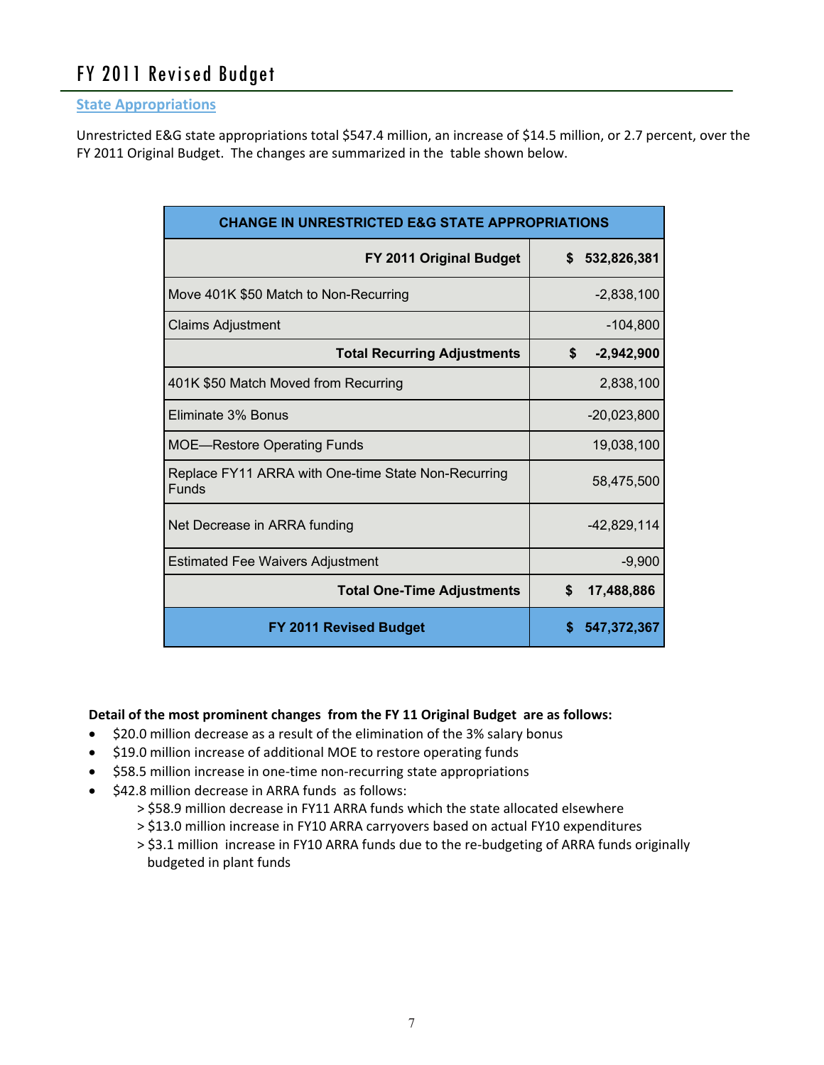# FY 2011 Revised Budget

## State Appropriations

Unrestricted E&G state appropriations total $547.4 million, an increase of $14.5 million, or 2.7 percent, over the FY 2011 Original Budget. The changes are summarized in the table shown below.

| CHANGE IN UNRESTRICTED E&G STATE APPROPRIATIONS | |
|---|---|
| **FY 2011 Original Budget** | **$ 532,826,381** |
| Move 401K $50 Match to Non-Recurring | -2,838,100 |
| Claims Adjustment | -104,800 |
| **Total Recurring Adjustments** | **$ -2,942,900** |
| 401K $50 Match Moved from Recurring | 2,838,100 |
| Eliminate 3% Bonus | -20,023,800 |
| MOE—Restore Operating Funds | 19,038,100 |
| Replace FY11 ARRA with One-time State Non-Recurring Funds | 58,475,500 |
| Net Decrease in ARRA funding | -42,829,114 |
| Estimated Fee Waivers Adjustment | -9,900 |
| **Total One-Time Adjustments** | **$ 17,488,886** |
| **FY 2011 Revised Budget** | **$ 547,372,367** |

**Detail of the most prominent changes from the FY 11 Original Budget are as follows:**

- $20.0 million decrease as a result of the elimination of the 3% salary bonus
- $19.0 million increase of additional MOE to restore operating funds
- $58.5 million increase in one-time non-recurring state appropriations
- $42.8 million decrease in ARRA funds as follows:
  - > $58.9 million decrease in FY11 ARRA funds which the state allocated elsewhere
  - > $13.0 million increase in FY10 ARRA carryovers based on actual FY10 expenditures
  - > $3.1 million increase in FY10 ARRA funds due to the re-budgeting of ARRA funds originally budgeted in plant funds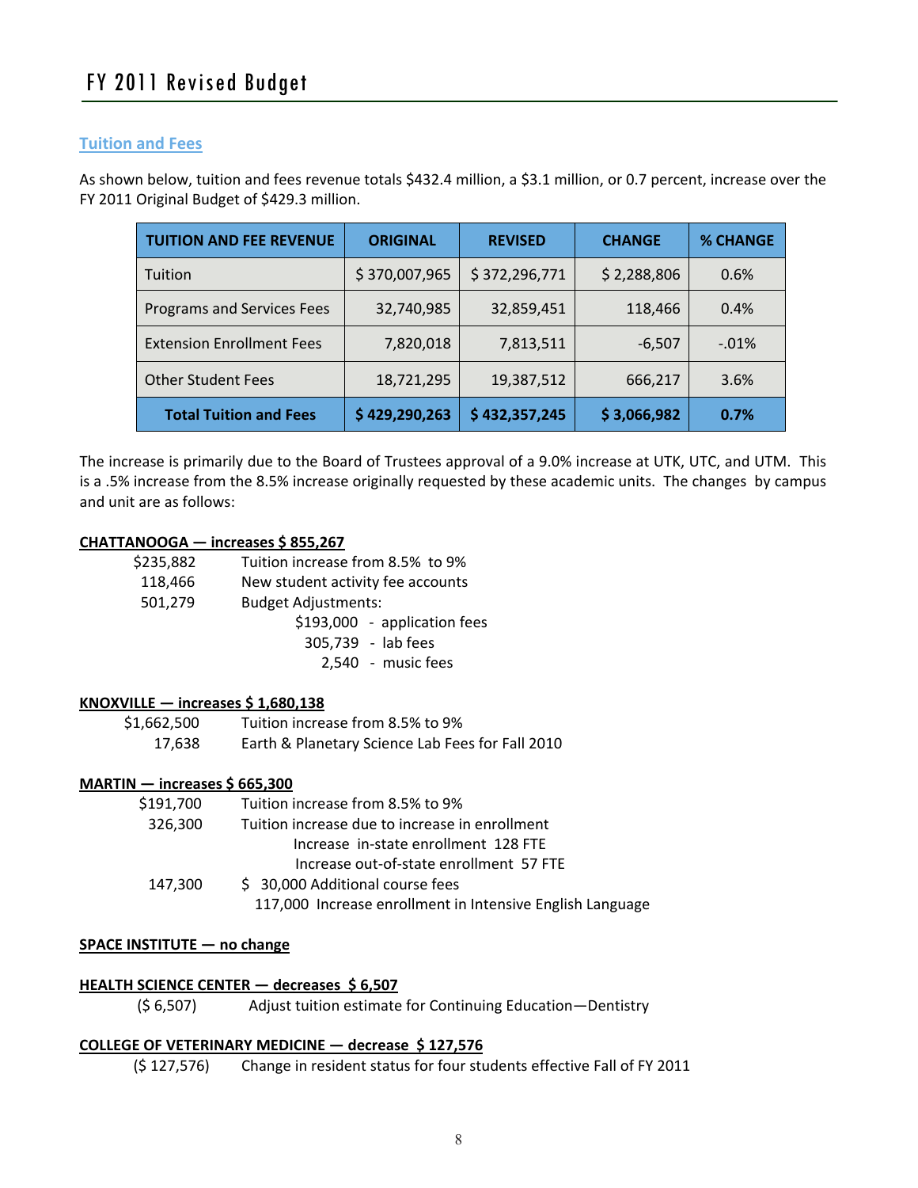# FY 2011 Revised Budget

## Tuition and Fees

As shown below, tuition and fees revenue totals $432.4 million, a $3.1 million, or 0.7 percent, increase over the FY 2011 Original Budget of $429.3 million.

| TUITION AND FEE REVENUE | ORIGINAL | REVISED | CHANGE | % CHANGE |
|---|---|---|---|---|
| Tuition | $ 370,007,965 | $ 372,296,771 | $ 2,288,806 | 0.6% |
| Programs and Services Fees | 32,740,985 | 32,859,451 | 118,466 | 0.4% |
| Extension Enrollment Fees | 7,820,018 | 7,813,511 | -6,507 | -.01% |
| Other Student Fees | 18,721,295 | 19,387,512 | 666,217 | 3.6% |
| **Total Tuition and Fees** | **$ 429,290,263** | **$ 432,357,245** | **$ 3,066,982** | **0.7%** |

The increase is primarily due to the Board of Trustees approval of a 9.0% increase at UTK, UTC, and UTM. This is a .5% increase from the 8.5% increase originally requested by these academic units. The changes by campus and unit are as follows:

**CHATTANOOGA — increases $ 855,267**

$235,882 Tuition increase from 8.5% to 9%
118,466 New student activity fee accounts
501,279 Budget Adjustments:
- $193,000 - application fees
- 305,739 - lab fees
- 2,540 - music fees

**KNOXVILLE — increases $ 1,680,138**

$1,662,500 Tuition increase from 8.5% to 9%
17,638 Earth & Planetary Science Lab Fees for Fall 2010

**MARTIN — increases $ 665,300**

$191,700 Tuition increase from 8.5% to 9%
326,300 Tuition increase due to increase in enrollment
- Increase in-state enrollment 128 FTE
- Increase out-of-state enrollment 57 FTE

147,300 $ 30,000 Additional course fees
- 117,000 Increase enrollment in Intensive English Language

**SPACE INSTITUTE — no change**

**HEALTH SCIENCE CENTER — decreases $ 6,507**

($ 6,507) Adjust tuition estimate for Continuing Education—Dentistry

**COLLEGE OF VETERINARY MEDICINE — decrease $ 127,576**

($ 127,576) Change in resident status for four students effective Fall of FY 2011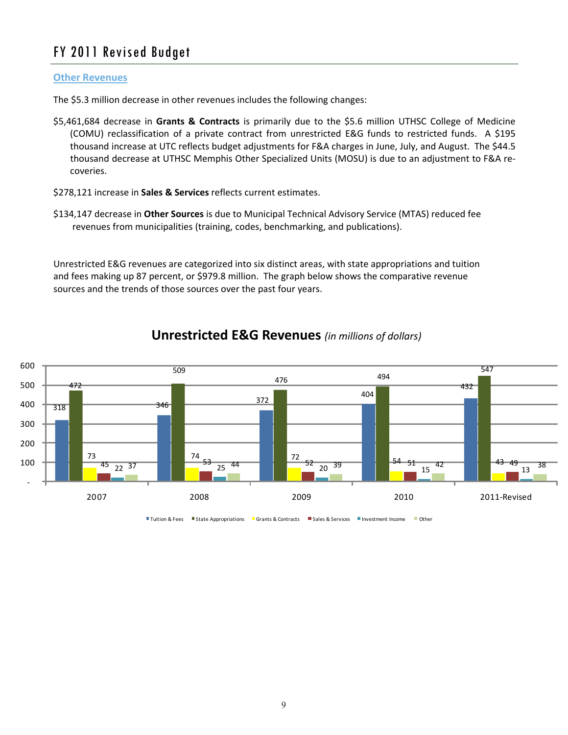# FY 2011 Revised Budget

## Other Revenues

The $5.3 million decrease in other revenues includes the following changes:

$5,461,684 decrease in **Grants & Contracts** is primarily due to the $5.6 million UTHSC College of Medicine (COMU) reclassification of a private contract from unrestricted E&G funds to restricted funds. A $195 thousand increase at UTC reflects budget adjustments for F&A charges in June, July, and August. The $44.5 thousand decrease at UTHSC Memphis Other Specialized Units (MOSU) is due to an adjustment to F&A recoveries.

$278,121 increase in **Sales & Services** reflects current estimates.

$134,147 decrease in **Other Sources** is due to Municipal Technical Advisory Service (MTAS) reduced fee revenues from municipalities (training, codes, benchmarking, and publications).

Unrestricted E&G revenues are categorized into six distinct areas, with state appropriations and tuition and fees making up 87 percent, or $979.8 million. The graph below shows the comparative revenue sources and the trends of those sources over the past four years.

**Unrestricted E&G Revenues** *(in millions of dollars)*

600
500
400
300
200
100
-

2007: 318, 472, 73, 45, 22, 37
2008: 346, 509, 74, 53, 25, 44
2009: 372, 476, 72, 52, 20, 39
2010: 404, 494, 54, 51, 15, 42
2011-Revised: 432, 547, 43, 49, 13, 38

Tuition & Fees, State Appropriations, Grants & Contracts, Sales & Services, Investment Income, Other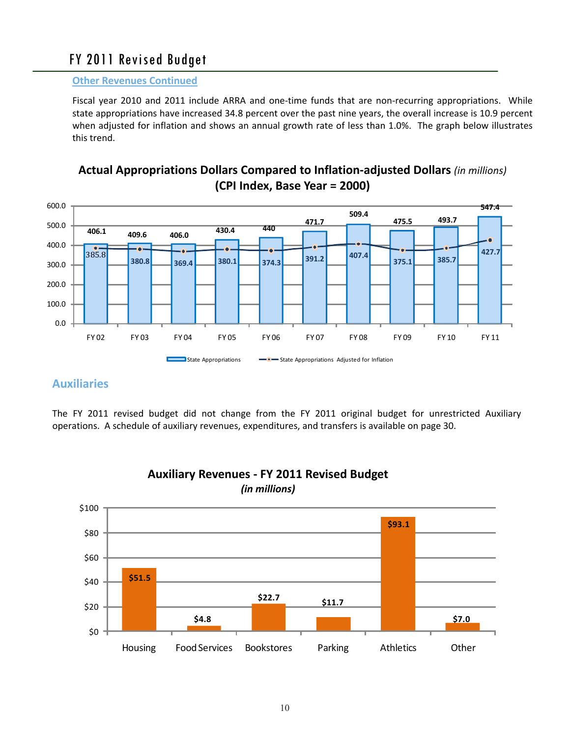# FY 2011 Revised Budget

## Other Revenues Continued

Fiscal year 2010 and 2011 include ARRA and one-time funds that are non-recurring appropriations. While state appropriations have increased 34.8 percent over the past nine years, the overall increase is 10.9 percent when adjusted for inflation and shows an annual growth rate of less than 1.0%. The graph below illustrates this trend.

**Actual Appropriations Dollars Compared to Inflation-adjusted Dollars** *(in millions)*
**(CPI Index, Base Year = 2000)**

600.0
500.0
400.0
300.0
200.0
100.0
0.0

FY 02: 406.1, 385.8
FY 03: 409.6, 380.8
FY 04: 406.0, 369.4
FY 05: 430.4, 380.1
FY 06: 440, 374.3
FY 07: 471.7, 391.2
FY 08: 509.4, 407.4
FY 09: 475.5, 375.1
FY 10: 493.7, 385.7
FY 11: 547.4, 427.7

State Appropriations
State Appropriations Adjusted for Inflation

## Auxiliaries

The FY 2011 revised budget did not change from the FY 2011 original budget for unrestricted Auxiliary operations. A schedule of auxiliary revenues, expenditures, and transfers is available on page 30.

**Auxiliary Revenues - FY 2011 Revised Budget**
***(in millions)***

$100
$80
$60
$40
$20
$0

Housing: $51.5
Food Services: $4.8
Bookstores: $22.7
Parking: $11.7
Athletics: $93.1
Other: $7.0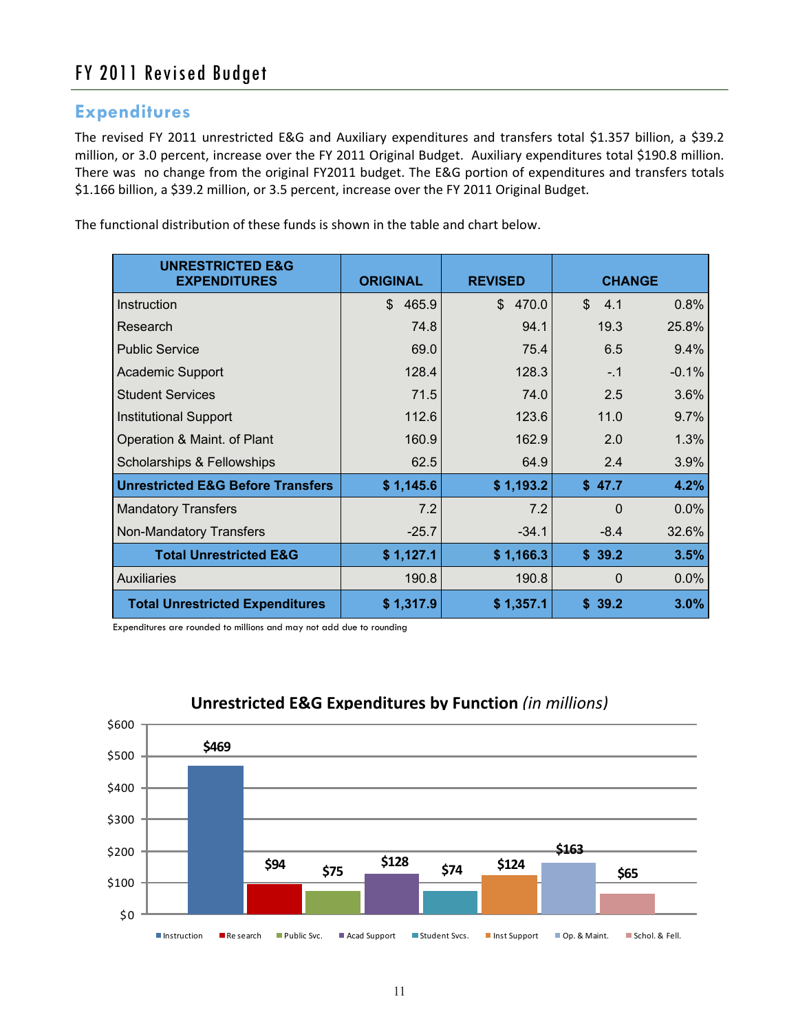## FY 2011 Revised Budget

### Expenditures

The revised FY 2011 unrestricted E&G and Auxiliary expenditures and transfers total $1.357 billion, a $39.2 million, or 3.0 percent, increase over the FY 2011 Original Budget. Auxiliary expenditures total $190.8 million. There was no change from the original FY2011 budget. The E&G portion of expenditures and transfers totals $1.166 billion, a $39.2 million, or 3.5 percent, increase over the FY 2011 Original Budget.

The functional distribution of these funds is shown in the table and chart below.

| UNRESTRICTED E&G EXPENDITURES | ORIGINAL | REVISED | CHANGE | |
|---|---|---|---|---|
| Instruction | $ 465.9 | $ 470.0 | $ 4.1 | 0.8% |
| Research | 74.8 | 94.1 | 19.3 | 25.8% |
| Public Service | 69.0 | 75.4 | 6.5 | 9.4% |
| Academic Support | 128.4 | 128.3 | -.1 | -0.1% |
| Student Services | 71.5 | 74.0 | 2.5 | 3.6% |
| Institutional Support | 112.6 | 123.6 | 11.0 | 9.7% |
| Operation & Maint. of Plant | 160.9 | 162.9 | 2.0 | 1.3% |
| Scholarships & Fellowships | 62.5 | 64.9 | 2.4 | 3.9% |
| **Unrestricted E&G Before Transfers** | **$ 1,145.6** | **$ 1,193.2** | **$ 47.7** | **4.2%** |
| Mandatory Transfers | 7.2 | 7.2 | 0 | 0.0% |
| Non-Mandatory Transfers | -25.7 | -34.1 | -8.4 | 32.6% |
| **Total Unrestricted E&G** | **$ 1,127.1** | **$ 1,166.3** | **$ 39.2** | **3.5%** |
| Auxiliaries | 190.8 | 190.8 | 0 | 0.0% |
| **Total Unrestricted Expenditures** | **$ 1,317.9** | **$ 1,357.1** | **$ 39.2** | **3.0%** |

Expenditures are rounded to millions and may not add due to rounding

**Unrestricted E&G Expenditures by Function** *(in millions)*

$600
$500
$400
$300
$200
$100
$0

$469
$94
$75
$128
$74
$124
$163
$65

Instruction
Research
Public Svc.
Acad Support
Student Svcs.
Inst Support
Op. & Maint.
Schol. & Fell.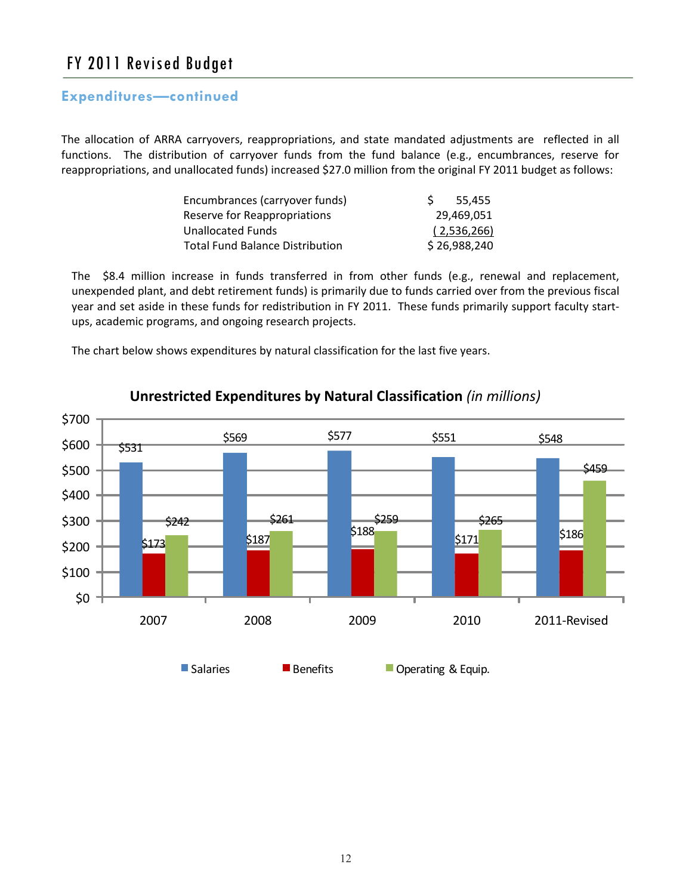## Expenditures—continued

The allocation of ARRA carryovers, reappropriations, and state mandated adjustments are reflected in all functions. The distribution of carryover funds from the fund balance (e.g., encumbrances, reserve for reappropriations, and unallocated funds) increased $27.0 million from the original FY 2011 budget as follows:

| | |
|---|---|
| Encumbrances (carryover funds) | $ 55,455 |
| Reserve for Reappropriations | 29,469,051 |
| Unallocated Funds | ( 2,536,266) |
| Total Fund Balance Distribution | $ 26,988,240 |

The $8.4 million increase in funds transferred in from other funds (e.g., renewal and replacement, unexpended plant, and debt retirement funds) is primarily due to funds carried over from the previous fiscal year and set aside in these funds for redistribution in FY 2011. These funds primarily support faculty start-ups, academic programs, and ongoing research projects.

The chart below shows expenditures by natural classification for the last five years.

**Unrestricted Expenditures by Natural Classification** *(in millions)*

$700
$600
$500
$400
$300
$200
$100
$0

2007: $531, $173, $242
2008: $569, $187, $261
2009: $577, $188, $259
2010: $551, $171, $265
2011-Revised: $548, $186, $459

Salaries
Benefits
Operating & Equip.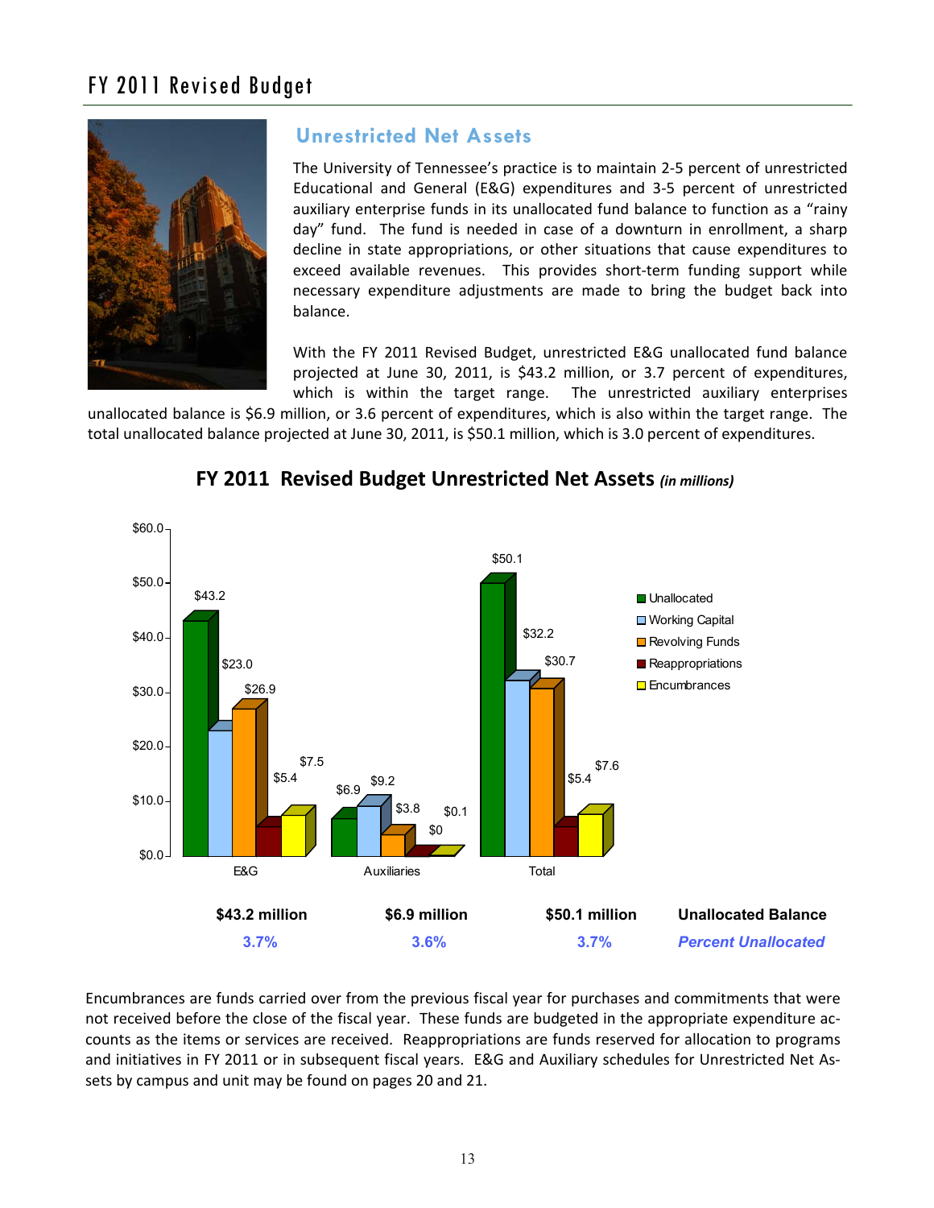## Unrestricted Net Assets

The University of Tennessee's practice is to maintain 2-5 percent of unrestricted Educational and General (E&G) expenditures and 3-5 percent of unrestricted auxiliary enterprise funds in its unallocated fund balance to function as a "rainy day" fund. The fund is needed in case of a downturn in enrollment, a sharp decline in state appropriations, or other situations that cause expenditures to exceed available revenues. This provides short-term funding support while necessary expenditure adjustments are made to bring the budget back into balance.

With the FY 2011 Revised Budget, unrestricted E&G unallocated fund balance projected at June 30, 2011, is $43.2 million, or 3.7 percent of expenditures, which is within the target range. The unrestricted auxiliary enterprises unallocated balance is $6.9 million, or 3.6 percent of expenditures, which is also within the target range. The total unallocated balance projected at June 30, 2011, is $50.1 million, which is 3.0 percent of expenditures.

### FY 2011 Revised Budget Unrestricted Net Assets *(in millions)*

$60.0
$50.0
$40.0
$30.0
$20.0
$10.0
$0.0

E&G: $43.2, $23.0, $26.9, $5.4, $7.5
Auxiliaries: $6.9, $9.2, $3.8, $0, $0.1
Total: $50.1, $32.2, $30.7, $5.4, $7.6

Unallocated
Working Capital
Revolving Funds
Reappropriations
Encumbrances

**$43.2 million** **$6.9 million** **$50.1 million** **Unallocated Balance**

**3.7%** **3.6%** **3.7%** ***Percent Unallocated***

Encumbrances are funds carried over from the previous fiscal year for purchases and commitments that were not received before the close of the fiscal year. These funds are budgeted in the appropriate expenditure accounts as the items or services are received. Reappropriations are funds reserved for allocation to programs and initiatives in FY 2011 or in subsequent fiscal years. E&G and Auxiliary schedules for Unrestricted Net Assets by campus and unit may be found on pages 20 and 21.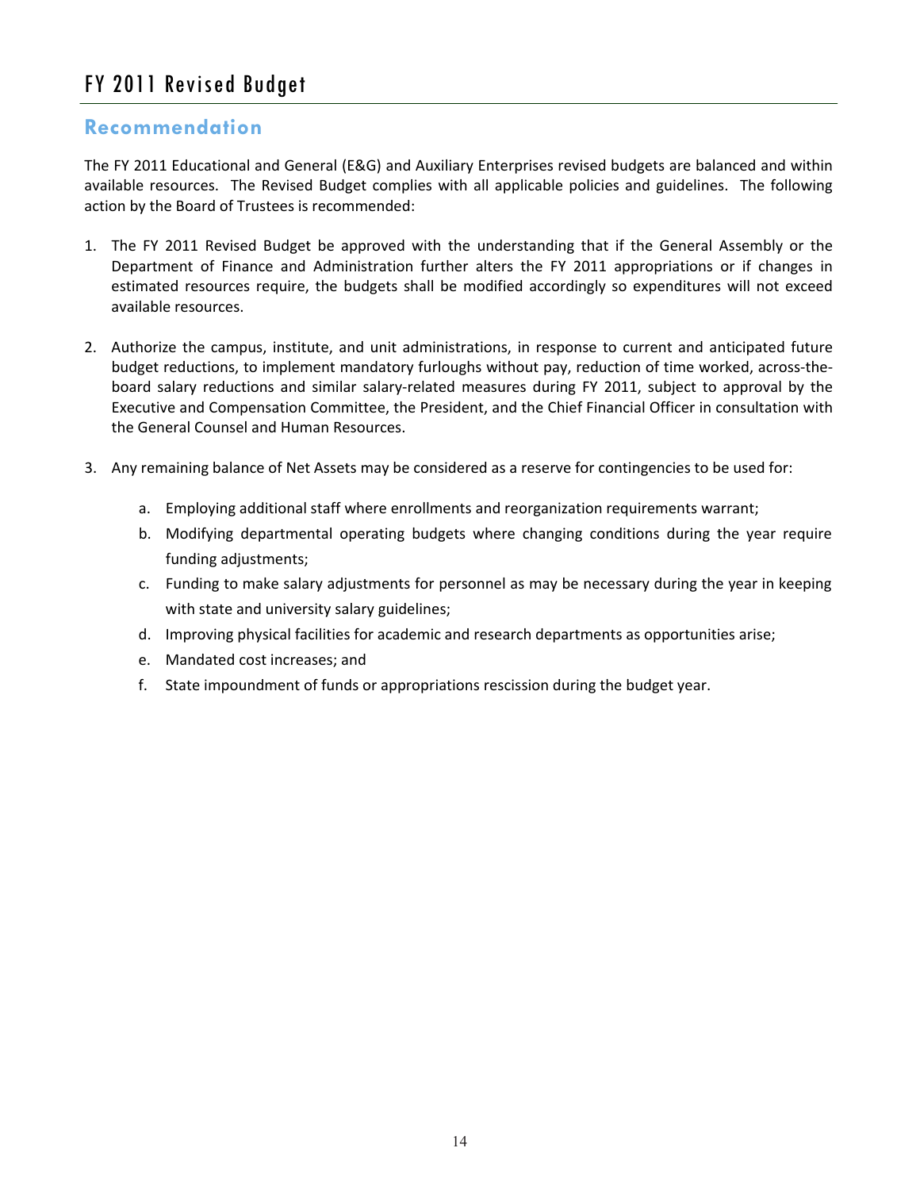# FY 2011 Revised Budget

## Recommendation

The FY 2011 Educational and General (E&G) and Auxiliary Enterprises revised budgets are balanced and within available resources. The Revised Budget complies with all applicable policies and guidelines. The following action by the Board of Trustees is recommended:

1. The FY 2011 Revised Budget be approved with the understanding that if the General Assembly or the Department of Finance and Administration further alters the FY 2011 appropriations or if changes in estimated resources require, the budgets shall be modified accordingly so expenditures will not exceed available resources.

2. Authorize the campus, institute, and unit administrations, in response to current and anticipated future budget reductions, to implement mandatory furloughs without pay, reduction of time worked, across-the-board salary reductions and similar salary-related measures during FY 2011, subject to approval by the Executive and Compensation Committee, the President, and the Chief Financial Officer in consultation with the General Counsel and Human Resources.

3. Any remaining balance of Net Assets may be considered as a reserve for contingencies to be used for:

    a. Employing additional staff where enrollments and reorganization requirements warrant;

    b. Modifying departmental operating budgets where changing conditions during the year require funding adjustments;

    c. Funding to make salary adjustments for personnel as may be necessary during the year in keeping with state and university salary guidelines;

    d. Improving physical facilities for academic and research departments as opportunities arise;

    e. Mandated cost increases; and

    f. State impoundment of funds or appropriations rescission during the budget year.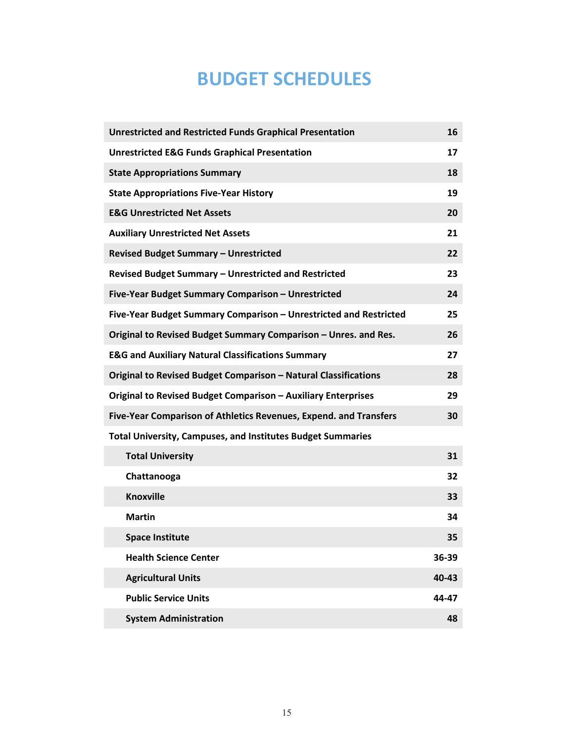# BUDGET SCHEDULES

| | |
|---|---|
| **Unrestricted and Restricted Funds Graphical Presentation** | **16** |
| **Unrestricted E&G Funds Graphical Presentation** | **17** |
| **State Appropriations Summary** | **18** |
| **State Appropriations Five-Year History** | **19** |
| **E&G Unrestricted Net Assets** | **20** |
| **Auxiliary Unrestricted Net Assets** | **21** |
| **Revised Budget Summary – Unrestricted** | **22** |
| **Revised Budget Summary – Unrestricted and Restricted** | **23** |
| **Five-Year Budget Summary Comparison – Unrestricted** | **24** |
| **Five-Year Budget Summary Comparison – Unrestricted and Restricted** | **25** |
| **Original to Revised Budget Summary Comparison – Unres. and Res.** | **26** |
| **E&G and Auxiliary Natural Classifications Summary** | **27** |
| **Original to Revised Budget Comparison – Natural Classifications** | **28** |
| **Original to Revised Budget Comparison – Auxiliary Enterprises** | **29** |
| **Five-Year Comparison of Athletics Revenues, Expend. and Transfers** | **30** |
| **Total University, Campuses, and Institutes Budget Summaries** | |
| **Total University** | **31** |
| **Chattanooga** | **32** |
| **Knoxville** | **33** |
| **Martin** | **34** |
| **Space Institute** | **35** |
| **Health Science Center** | **36-39** |
| **Agricultural Units** | **40-43** |
| **Public Service Units** | **44-47** |
| **System Administration** | **48** |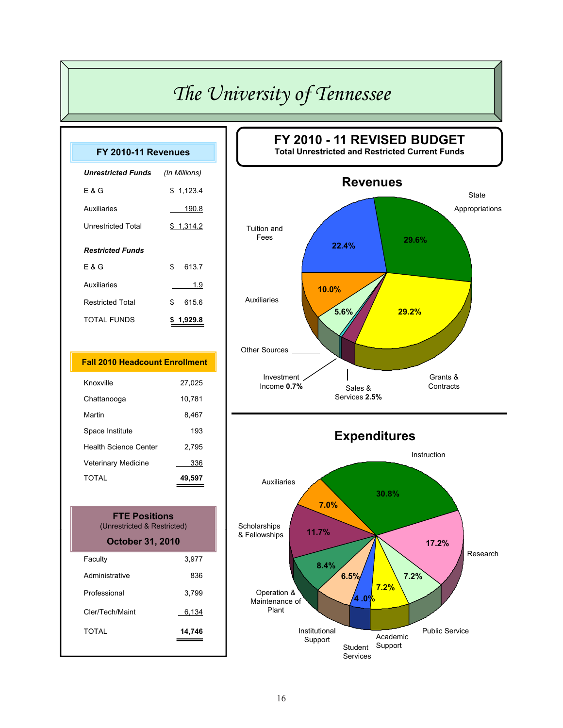# The University of Tennessee

## FY 2010-11 Revenues

| Unrestricted Funds | (In Millions) |
|---|---|
| E & G | $ 1,123.4 |
| Auxiliaries | 190.8 |
| Unrestricted Total | $ 1,314.2 |
| **Restricted Funds** | |
| E & G | $ 613.7 |
| Auxiliaries | 1.9 |
| Restricted Total | $ 615.6 |
| TOTAL FUNDS | **$ 1,929.8** |

## Fall 2010 Headcount Enrollment

| | |
|---|---|
| Knoxville | 27,025 |
| Chattanooga | 10,781 |
| Martin | 8,467 |
| Space Institute | 193 |
| Health Science Center | 2,795 |
| Veterinary Medicine | 336 |
| TOTAL | **49,597** |

## FTE Positions

(Unrestricted & Restricted)

**October 31, 2010**

| | |
|---|---|
| Faculty | 3,977 |
| Administrative | 836 |
| Professional | 3,799 |
| Cler/Tech/Maint | 6,134 |
| TOTAL | **14,746** |

## FY 2010 - 11 REVISED BUDGET

**Total Unrestricted and Restricted Current Funds**

### Revenues

State Appropriations 29.6%
Tuition and Fees 22.4%
Auxiliaries 10.0%
Other Sources 5.6%
Investment Income 0.7%
Sales & Services 2.5%
Grants & Contracts 29.2%

### Expenditures

Instruction 30.8%
Research 17.2%
Public Service 7.2%
Academic Support 7.2%
Student Services 4 .0%
Institutional Support 6.5%
Operation & Maintenance of Plant 8.4%
Scholarships & Fellowships 11.7%
Auxiliaries 7.0%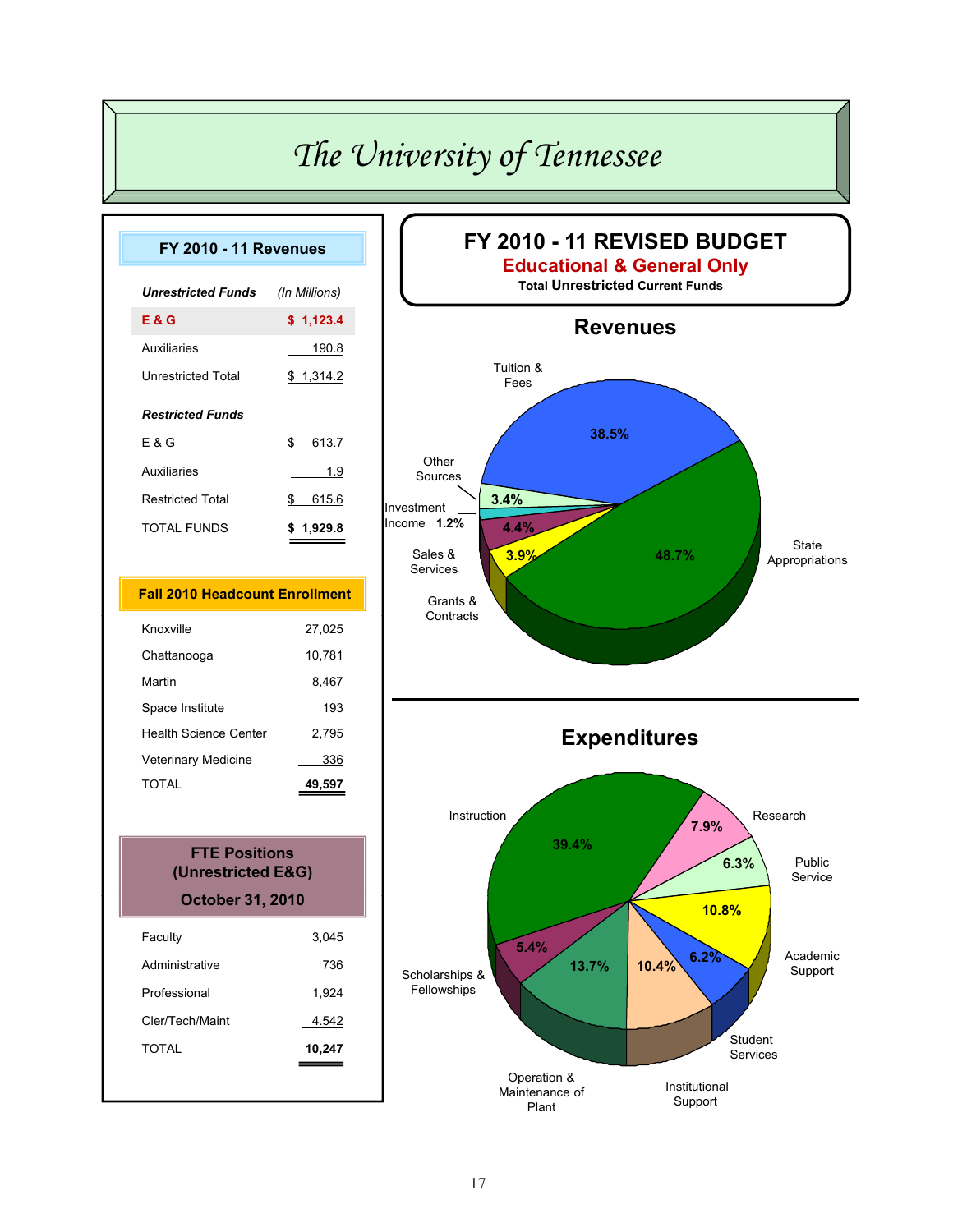# The University of Tennessee

## FY 2010 - 11 Revenues

| *Unrestricted Funds* | *(In Millions)* |
|---|---|
| **E & G** | **$ 1,123.4** |
| Auxiliaries | 190.8 |
| Unrestricted Total | $ 1,314.2 |
| ***Restricted Funds*** | |
| E & G | $ 613.7 |
| Auxiliaries | 1.9 |
| Restricted Total | $ 615.6 |
| TOTAL FUNDS | **$ 1,929.8** |

## Fall 2010 Headcount Enrollment

| | |
|---|---|
| Knoxville | 27,025 |
| Chattanooga | 10,781 |
| Martin | 8,467 |
| Space Institute | 193 |
| Health Science Center | 2,795 |
| Veterinary Medicine | 336 |
| TOTAL | **49,597** |

## FTE Positions (Unrestricted E&G) October 31, 2010

| | |
|---|---|
| Faculty | 3,045 |
| Administrative | 736 |
| Professional | 1,924 |
| Cler/Tech/Maint | 4,542 |
| TOTAL | **10,247** |

## FY 2010 - 11 REVISED BUDGET

**Educational & General Only**

**Total Unrestricted Current Funds**

### Revenues

Tuition & Fees 38.5%
Other Sources 3.4%
Investment Income 1.2%
Sales & Services 4.4%
Grants & Contracts 3.9%
State Appropriations 48.7%

### Expenditures

Instruction 39.4%
Research 7.9%
Public Service 6.3%
Academic Support 10.8%
Student Services 6.2%
Institutional Support 10.4%
Operation & Maintenance of Plant 13.7%
Scholarships & Fellowships 5.4%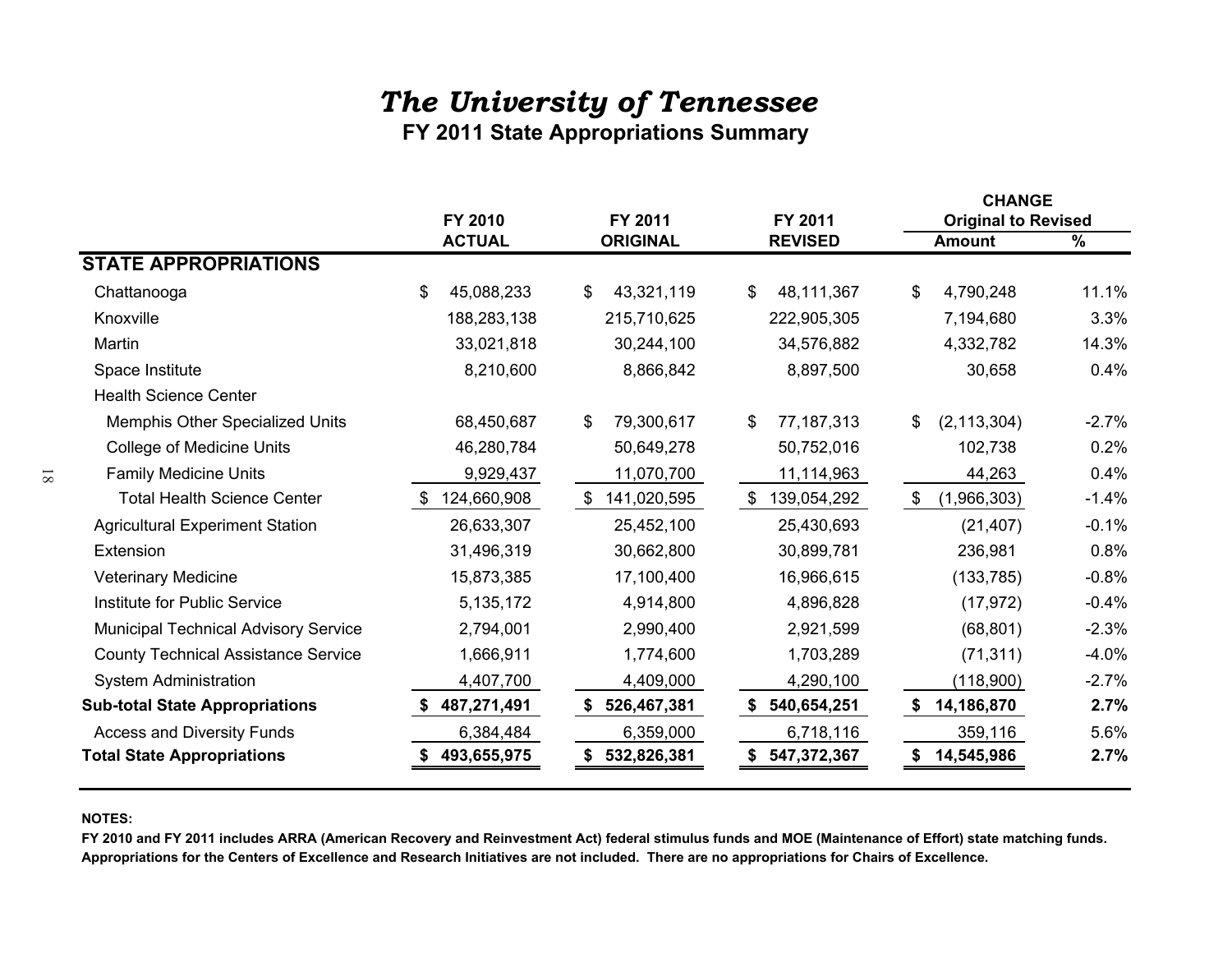# *The University of Tennessee*

## FY 2011 State Appropriations Summary

| | FY 2010 ACTUAL | FY 2011 ORIGINAL | FY 2011 REVISED | CHANGE Original to Revised Amount | % |
|---|---|---|---|---|---|
| **STATE APPROPRIATIONS** | | | | | |
| Chattanooga | $ 45,088,233 | $ 43,321,119 | $ 48,111,367 | $ 4,790,248 | 11.1% |
| Knoxville | 188,283,138 | 215,710,625 | 222,905,305 | 7,194,680 | 3.3% |
| Martin | 33,021,818 | 30,244,100 | 34,576,882 | 4,332,782 | 14.3% |
| Space Institute | 8,210,600 | 8,866,842 | 8,897,500 | 30,658 | 0.4% |
| Health Science Center | | | | | |
| Memphis Other Specialized Units | 68,450,687 | $ 79,300,617 | $ 77,187,313 | $ (2,113,304) | -2.7% |
| College of Medicine Units | 46,280,784 | 50,649,278 | 50,752,016 | 102,738 | 0.2% |
| Family Medicine Units | 9,929,437 | 11,070,700 | 11,114,963 | 44,263 | 0.4% |
| Total Health Science Center | $ 124,660,908 | $ 141,020,595 | $ 139,054,292 | $ (1,966,303) | -1.4% |
| Agricultural Experiment Station | 26,633,307 | 25,452,100 | 25,430,693 | (21,407) | -0.1% |
| Extension | 31,496,319 | 30,662,800 | 30,899,781 | 236,981 | 0.8% |
| Veterinary Medicine | 15,873,385 | 17,100,400 | 16,966,615 | (133,785) | -0.8% |
| Institute for Public Service | 5,135,172 | 4,914,800 | 4,896,828 | (17,972) | -0.4% |
| Municipal Technical Advisory Service | 2,794,001 | 2,990,400 | 2,921,599 | (68,801) | -2.3% |
| County Technical Assistance Service | 1,666,911 | 1,774,600 | 1,703,289 | (71,311) | -4.0% |
| System Administration | 4,407,700 | 4,409,000 | 4,290,100 | (118,900) | -2.7% |
| **Sub-total State Appropriations** | **$ 487,271,491** | **$ 526,467,381** | **$ 540,654,251** | **$ 14,186,870** | **2.7%** |
| Access and Diversity Funds | 6,384,484 | 6,359,000 | 6,718,116 | 359,116 | 5.6% |
| **Total State Appropriations** | **$ 493,655,975** | **$ 532,826,381** | **$ 547,372,367** | **$ 14,545,986** | **2.7%** |

**NOTES:**

**FY 2010 and FY 2011 includes ARRA (American Recovery and Reinvestment Act) federal stimulus funds and MOE (Maintenance of Effort) state matching funds. Appropriations for the Centers of Excellence and Research Initiatives are not included. There are no appropriations for Chairs of Excellence.**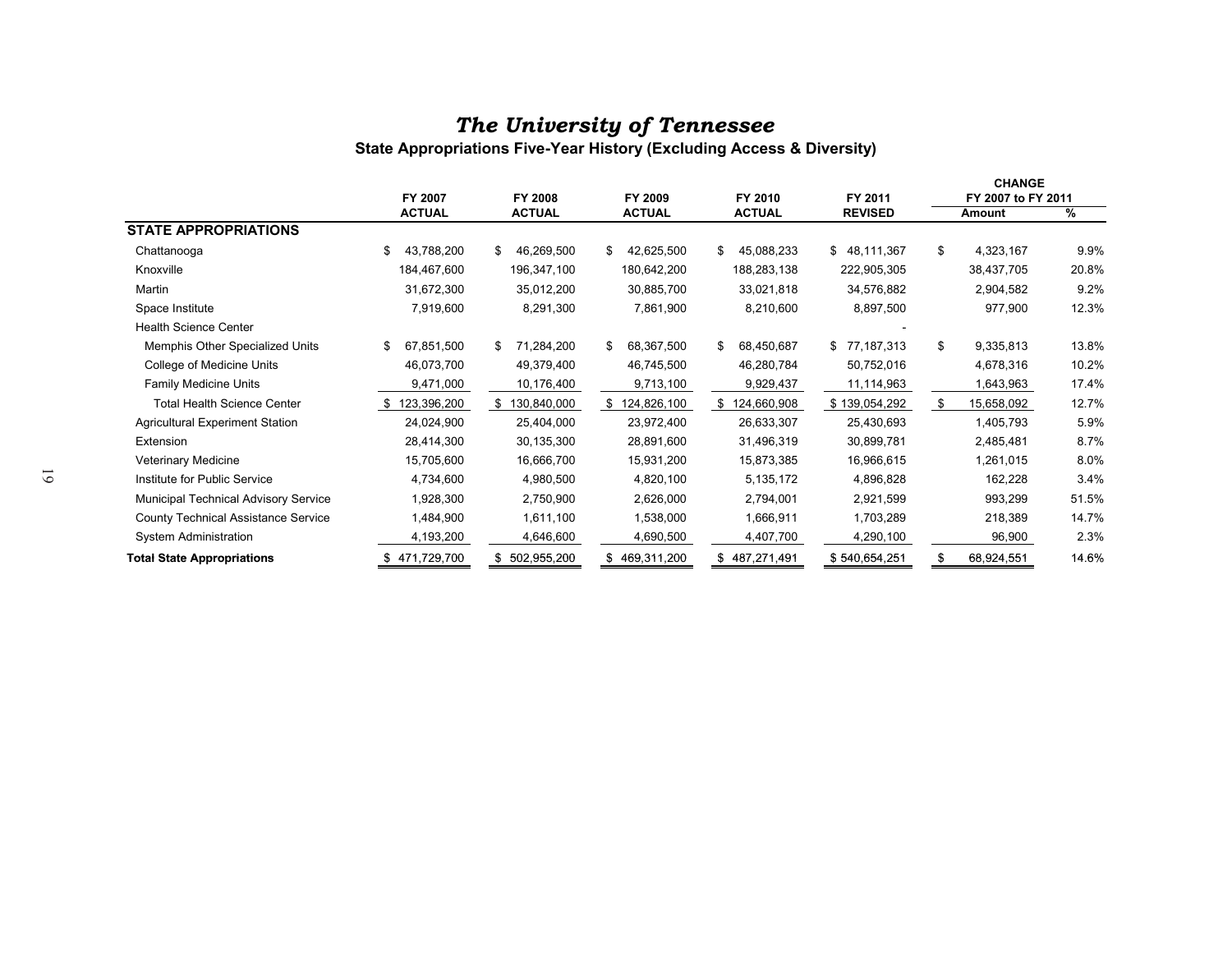# *The University of Tennessee*

**State Appropriations Five-Year History (Excluding Access & Diversity)**

| | FY 2007 ACTUAL | FY 2008 ACTUAL | FY 2009 ACTUAL | FY 2010 ACTUAL | FY 2011 REVISED | CHANGE FY 2007 to FY 2011 | |
|---|---|---|---|---|---|---|---|
| | | | | | | Amount | % |
| **STATE APPROPRIATIONS** | | | | | | | |
| Chattanooga | $ 43,788,200 | $ 46,269,500 | $ 42,625,500 | $ 45,088,233 | $ 48,111,367 | $ 4,323,167 | 9.9% |
| Knoxville | 184,467,600 | 196,347,100 | 180,642,200 | 188,283,138 | 222,905,305 | 38,437,705 | 20.8% |
| Martin | 31,672,300 | 35,012,200 | 30,885,700 | 33,021,818 | 34,576,882 | 2,904,582 | 9.2% |
| Space Institute | 7,919,600 | 8,291,300 | 7,861,900 | 8,210,600 | 8,897,500 | 977,900 | 12.3% |
| Health Science Center | | | | | - | | |
| Memphis Other Specialized Units | $ 67,851,500 | $ 71,284,200 | $ 68,367,500 | $ 68,450,687 | $ 77,187,313 | $ 9,335,813 | 13.8% |
| College of Medicine Units | 46,073,700 | 49,379,400 | 46,745,500 | 46,280,784 | 50,752,016 | 4,678,316 | 10.2% |
| Family Medicine Units | 9,471,000 | 10,176,400 | 9,713,100 | 9,929,437 | 11,114,963 | 1,643,963 | 17.4% |
| Total Health Science Center | $ 123,396,200 | $ 130,840,000 | $ 124,826,100 | $ 124,660,908 | $ 139,054,292 | $ 15,658,092 | 12.7% |
| Agricultural Experiment Station | 24,024,900 | 25,404,000 | 23,972,400 | 26,633,307 | 25,430,693 | 1,405,793 | 5.9% |
| Extension | 28,414,300 | 30,135,300 | 28,891,600 | 31,496,319 | 30,899,781 | 2,485,481 | 8.7% |
| Veterinary Medicine | 15,705,600 | 16,666,700 | 15,931,200 | 15,873,385 | 16,966,615 | 1,261,015 | 8.0% |
| Institute for Public Service | 4,734,600 | 4,980,500 | 4,820,100 | 5,135,172 | 4,896,828 | 162,228 | 3.4% |
| Municipal Technical Advisory Service | 1,928,300 | 2,750,900 | 2,626,000 | 2,794,001 | 2,921,599 | 993,299 | 51.5% |
| County Technical Assistance Service | 1,484,900 | 1,611,100 | 1,538,000 | 1,666,911 | 1,703,289 | 218,389 | 14.7% |
| System Administration | 4,193,200 | 4,646,600 | 4,690,500 | 4,407,700 | 4,290,100 | 96,900 | 2.3% |
| **Total State Appropriations** | $ 471,729,700 | $ 502,955,200 | $ 469,311,200 | $ 487,271,491 | $ 540,654,251 | $ 68,924,551 | 14.6% |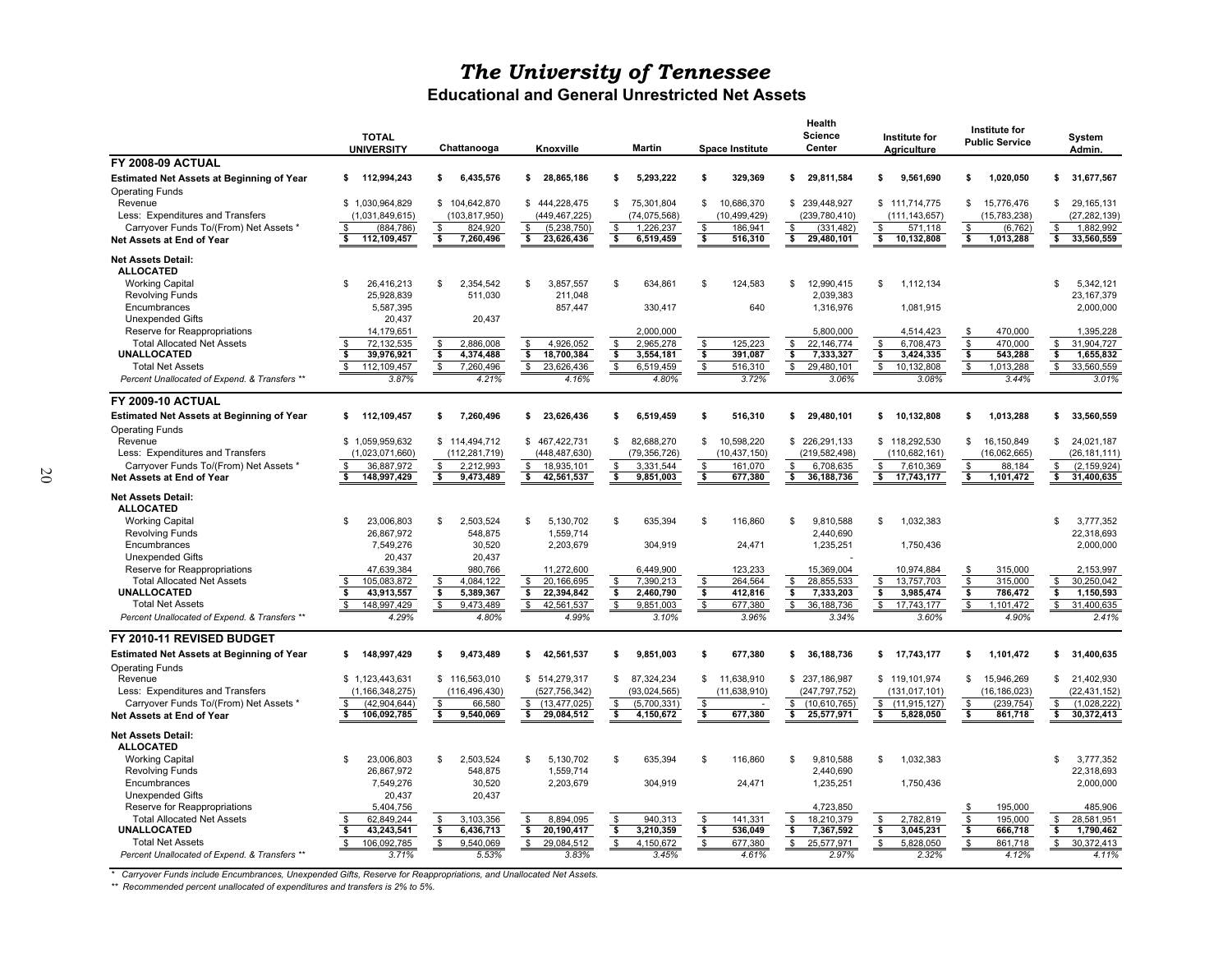# *The University of Tennessee*

## Educational and General Unrestricted Net Assets

| | TOTAL UNIVERSITY | Chattanooga | Knoxville | Martin | Space Institute | Health Science Center | Institute for Agriculture | Institute for Public Service | System Admin. |
|---|---|---|---|---|---|---|---|---|---|
| **FY 2008-09 ACTUAL** | | | | | | | | | |
| **Estimated Net Assets at Beginning of Year** | **$ 112,994,243** | **$ 6,435,576** | **$ 28,865,186** | **$ 5,293,222** | **$ 329,369** | **$ 29,811,584** | **$ 9,561,690** | **$ 1,020,050** | **$ 31,677,567** |
| Operating Funds | | | | | | | | | |
| Revenue | $ 1,030,964,829 | $ 104,642,870 | $ 444,228,475 | $ 75,301,804 | $ 10,686,370 | $ 239,448,927 | $ 111,714,775 | $ 15,776,476 | $ 29,165,131 |
| Less: Expenditures and Transfers | (1,031,849,615) | (103,817,950) | (449,467,225) | (74,075,568) | (10,499,429) | (239,780,410) | (111,143,657) | (15,783,238) | (27,282,139) |
| Carryover Funds To/(From) Net Assets * | $ (884,786) | $ 824,920 | $ (5,238,750) | $ 1,226,237 | $ 186,941 | $ (331,482) | $ 571,118 | $ (6,762) | $ 1,882,992 |
| **Net Assets at End of Year** | **$ 112,109,457** | **$ 7,260,496** | **$ 23,626,436** | **$ 6,519,459** | **$ 516,310** | **$ 29,480,101** | **$ 10,132,808** | **$ 1,013,288** | **$ 33,560,559** |
| **Net Assets Detail:** | | | | | | | | | |
| **ALLOCATED** | | | | | | | | | |
| Working Capital | $ 26,416,213 | $ 2,354,542 | $ 3,857,557 | $ 634,861 | $ 124,583 | $ 12,990,415 | $ 1,112,134 | | $ 5,342,121 |
| Revolving Funds | 25,928,839 | 511,030 | 211,048 | | | 2,039,383 | | | 23,167,379 |
| Encumbrances | 5,587,395 | | 857,447 | 330,417 | 640 | 1,316,976 | 1,081,915 | | 2,000,000 |
| Unexpended Gifts | 20,437 | 20,437 | | | | | | | |
| Reserve for Reappropriations | 14,179,651 | | | 2,000,000 | | 5,800,000 | 4,514,423 | $ 470,000 | 1,395,228 |
| Total Allocated Net Assets | $ 72,132,535 | $ 2,886,008 | $ 4,926,052 | $ 2,965,278 | $ 125,223 | $ 22,146,774 | $ 6,708,473 | $ 470,000 | $ 31,904,727 |
| **UNALLOCATED** | **$ 39,976,921** | **$ 4,374,488** | **$ 18,700,384** | **$ 3,554,181** | **$ 391,087** | **$ 7,333,327** | **$ 3,424,335** | **$ 543,288** | **$ 1,655,832** |
| Total Net Assets | $ 112,109,457 | $ 7,260,496 | $ 23,626,436 | $ 6,519,459 | $ 516,310 | $ 29,480,101 | $ 10,132,808 | $ 1,013,288 | $ 33,560,559 |
| *Percent Unallocated of Expend. & Transfers ** * | *3.87%* | *4.21%* | *4.16%* | *4.80%* | *3.72%* | *3.06%* | *3.08%* | *3.44%* | *3.01%* |
| **FY 2009-10 ACTUAL** | | | | | | | | | |
| **Estimated Net Assets at Beginning of Year** | **$ 112,109,457** | **$ 7,260,496** | **$ 23,626,436** | **$ 6,519,459** | **$ 516,310** | **$ 29,480,101** | **$ 10,132,808** | **$ 1,013,288** | **$ 33,560,559** |
| Operating Funds | | | | | | | | | |
| Revenue | $ 1,059,959,632 | $ 114,494,712 | $ 467,422,731 | $ 82,688,270 | $ 10,598,220 | $ 226,291,133 | $ 118,292,530 | $ 16,150,849 | $ 24,021,187 |
| Less: Expenditures and Transfers | (1,023,071,660) | (112,281,719) | (448,487,630) | (79,356,726) | (10,437,150) | (219,582,498) | (110,682,161) | (16,062,665) | (26,181,111) |
| Carryover Funds To/(From) Net Assets * | $ 36,887,972 | $ 2,212,993 | $ 18,935,101 | $ 3,331,544 | $ 161,070 | $ 6,708,635 | $ 7,610,369 | $ 88,184 | $ (2,159,924) |
| **Net Assets at End of Year** | **$ 148,997,429** | **$ 9,473,489** | **$ 42,561,537** | **$ 9,851,003** | **$ 677,380** | **$ 36,188,736** | **$ 17,743,177** | **$ 1,101,472** | **$ 31,400,635** |
| **Net Assets Detail:** | | | | | | | | | |
| **ALLOCATED** | | | | | | | | | |
| Working Capital | $ 23,006,803 | $ 2,503,524 | $ 5,130,702 | $ 635,394 | $ 116,860 | $ 9,810,588 | $ 1,032,383 | | $ 3,777,352 |
| Revolving Funds | 26,867,972 | 548,875 | 1,559,714 | | | 2,440,690 | | | 22,318,693 |
| Encumbrances | 7,549,276 | 30,520 | 2,203,679 | 304,919 | 24,471 | 1,235,251 | 1,750,436 | | 2,000,000 |
| Unexpended Gifts | 20,437 | 20,437 | | | | - | | | |
| Reserve for Reappropriations | 47,639,384 | 980,766 | 11,272,600 | 6,449,900 | 123,233 | 15,369,004 | 10,974,884 | $ 315,000 | 2,153,997 |
| Total Allocated Net Assets | $ 105,083,872 | $ 4,084,122 | $ 20,166,695 | $ 7,390,213 | $ 264,564 | $ 28,855,533 | $ 13,757,703 | $ 315,000 | $ 30,250,042 |
| **UNALLOCATED** | **$ 43,913,557** | **$ 5,389,367** | **$ 22,394,842** | **$ 2,460,790** | **$ 412,816** | **$ 7,333,203** | **$ 3,985,474** | **$ 786,472** | **$ 1,150,593** |
| Total Net Assets | $ 148,997,429 | $ 9,473,489 | $ 42,561,537 | $ 9,851,003 | $ 677,380 | $ 36,188,736 | $ 17,743,177 | $ 1,101,472 | $ 31,400,635 |
| *Percent Unallocated of Expend. & Transfers ** * | *4.29%* | *4.80%* | *4.99%* | *3.10%* | *3.96%* | *3.34%* | *3.60%* | *4.90%* | *2.41%* |
| **FY 2010-11 REVISED BUDGET** | | | | | | | | | |
| **Estimated Net Assets at Beginning of Year** | **$ 148,997,429** | **$ 9,473,489** | **$ 42,561,537** | **$ 9,851,003** | **$ 677,380** | **$ 36,188,736** | **$ 17,743,177** | **$ 1,101,472** | **$ 31,400,635** |
| Operating Funds | | | | | | | | | |
| Revenue | $ 1,123,443,631 | $ 116,563,010 | $ 514,279,317 | $ 87,324,234 | $ 11,638,910 | $ 237,186,987 | $ 119,101,974 | $ 15,946,269 | $ 21,402,930 |
| Less: Expenditures and Transfers | (1,166,348,275) | (116,496,430) | (527,756,342) | (93,024,565) | (11,638,910) | (247,797,752) | (131,017,101) | (16,186,023) | (22,431,152) |
| Carryover Funds To/(From) Net Assets * | $ (42,904,644) | $ 66,580 | $ (13,477,025) | $ (5,700,331) | $ - | $ (10,610,765) | $ (11,915,127) | $ (239,754) | $ (1,028,222) |
| **Net Assets at End of Year** | **$ 106,092,785** | **$ 9,540,069** | **$ 29,084,512** | **$ 4,150,672** | **$ 677,380** | **$ 25,577,971** | **$ 5,828,050** | **$ 861,718** | **$ 30,372,413** |
| **Net Assets Detail:** | | | | | | | | | |
| **ALLOCATED** | | | | | | | | | |
| Working Capital | $ 23,006,803 | $ 2,503,524 | $ 5,130,702 | $ 635,394 | $ 116,860 | $ 9,810,588 | $ 1,032,383 | | $ 3,777,352 |
| Revolving Funds | 26,867,972 | 548,875 | 1,559,714 | | | 2,440,690 | | | 22,318,693 |
| Encumbrances | 7,549,276 | 30,520 | 2,203,679 | 304,919 | 24,471 | 1,235,251 | 1,750,436 | | 2,000,000 |
| Unexpended Gifts | 20,437 | 20,437 | | | | | | | |
| Reserve for Reappropriations | 5,404,756 | | | | | 4,723,850 | | $ 195,000 | 485,906 |
| Total Allocated Net Assets | $ 62,849,244 | $ 3,103,356 | $ 8,894,095 | $ 940,313 | $ 141,331 | $ 18,210,379 | $ 2,782,819 | $ 195,000 | $ 28,581,951 |
| **UNALLOCATED** | **$ 43,243,541** | **$ 6,436,713** | **$ 20,190,417** | **$ 3,210,359** | **$ 536,049** | **$ 7,367,592** | **$ 3,045,231** | **$ 666,718** | **$ 1,790,462** |
| Total Net Assets | $ 106,092,785 | $ 9,540,069 | $ 29,084,512 | $ 4,150,672 | $ 677,380 | $ 25,577,971 | $ 5,828,050 | $ 861,718 | $ 30,372,413 |
| *Percent Unallocated of Expend. & Transfers ** * | *3.71%* | *5.53%* | *3.83%* | *3.45%* | *4.61%* | *2.97%* | *2.32%* | *4.12%* | *4.11%* |

*\* Carryover Funds include Encumbrances, Unexpended Gifts, Reserve for Reappropriations, and Unallocated Net Assets.*

*\*\* Recommended percent unallocated of expenditures and transfers is 2% to 5%.*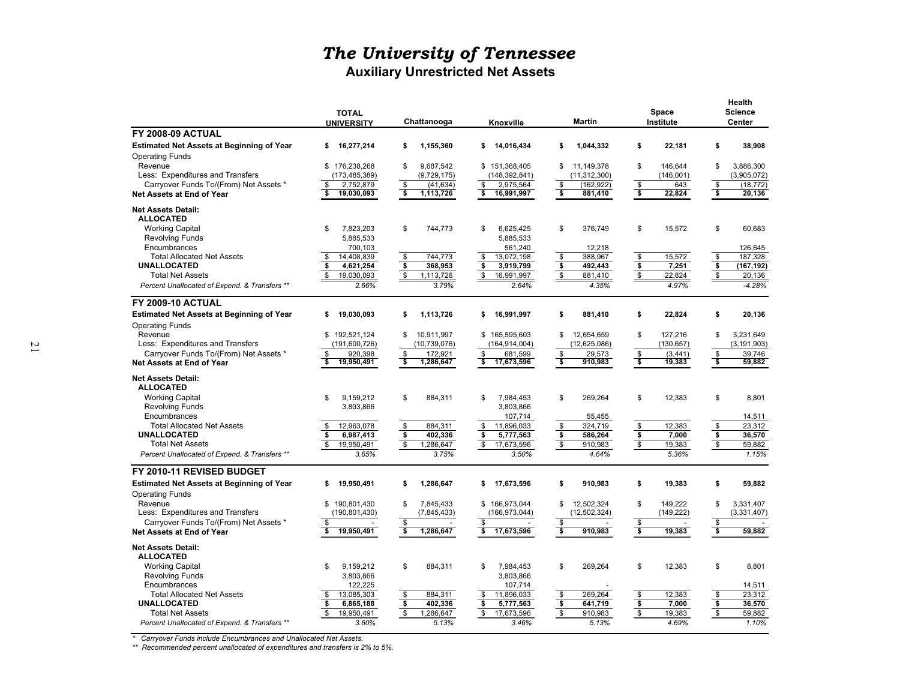# The University of Tennessee

## Auxiliary Unrestricted Net Assets

| | TOTAL UNIVERSITY | Chattanooga | Knoxville | Martin | Space Institute | Health Science Center |
|---|---|---|---|---|---|---|
| **FY 2008-09 ACTUAL** | | | | | | |
| **Estimated Net Assets at Beginning of Year** | **$ 16,277,214** | **$ 1,155,360** | **$ 14,016,434** | **$ 1,044,332** | **$ 22,181** | **$ 38,908** |
| Operating Funds | | | | | | |
| Revenue | $ 176,238,268 | $ 9,687,542 | $ 151,368,405 | $ 11,149,378 | $ 146,644 | $ 3,886,300 |
| Less: Expenditures and Transfers | (173,485,389) | (9,729,175) | (148,392,841) | (11,312,300) | (146,001) | (3,905,072) |
| Carryover Funds To/(From) Net Assets * | $ 2,752,879 | $ (41,634) | $ 2,975,564 | $ (162,922) | $ 643 | $ (18,772) |
| **Net Assets at End of Year** | **$ 19,030,093** | **$ 1,113,726** | **$ 16,991,997** | **$ 881,410** | **$ 22,824** | **$ 20,136** |
| **Net Assets Detail:** | | | | | | |
| **ALLOCATED** | | | | | | |
| Working Capital | $ 7,823,203 | $ 744,773 | $ 6,625,425 | $ 376,749 | $ 15,572 | $ 60,683 |
| Revolving Funds | 5,885,533 | | 5,885,533 | | | |
| Encumbrances | 700,103 | | 561,240 | 12,218 | | 126,645 |
| Total Allocated Net Assets | $ 14,408,839 | $ 744,773 | $ 13,072,198 | $ 388,967 | $ 15,572 | $ 187,328 |
| **UNALLOCATED** | **$ 4,621,254** | **$ 368,953** | **$ 3,919,799** | **$ 492,443** | **$ 7,251** | **$ (167,192)** |
| Total Net Assets | $ 19,030,093 | $ 1,113,726 | $ 16,991,997 | $ 881,410 | $ 22,824 | $ 20,136 |
| *Percent Unallocated of Expend. & Transfers ** * | *2.66%* | *3.79%* | *2.64%* | *4.35%* | *4.97%* | *-4.28%* |
| **FY 2009-10 ACTUAL** | | | | | | |
| **Estimated Net Assets at Beginning of Year** | **$ 19,030,093** | **$ 1,113,726** | **$ 16,991,997** | **$ 881,410** | **$ 22,824** | **$ 20,136** |
| Operating Funds | | | | | | |
| Revenue | $ 192,521,124 | $ 10,911,997 | $ 165,595,603 | $ 12,654,659 | $ 127,216 | $ 3,231,649 |
| Less: Expenditures and Transfers | (191,600,726) | (10,739,076) | (164,914,004) | (12,625,086) | (130,657) | (3,191,903) |
| Carryover Funds To/(From) Net Assets * | $ 920,398 | $ 172,921 | $ 681,599 | $ 29,573 | $ (3,441) | $ 39,746 |
| **Net Assets at End of Year** | **$ 19,950,491** | **$ 1,286,647** | **$ 17,673,596** | **$ 910,983** | **$ 19,383** | **$ 59,882** |
| **Net Assets Detail:** | | | | | | |
| **ALLOCATED** | | | | | | |
| Working Capital | $ 9,159,212 | $ 884,311 | $ 7,984,453 | $ 269,264 | $ 12,383 | $ 8,801 |
| Revolving Funds | 3,803,866 | | 3,803,866 | | | |
| Encumbrances | | | 107,714 | 55,455 | | 14,511 |
| Total Allocated Net Assets | $ 12,963,078 | $ 884,311 | $ 11,896,033 | $ 324,719 | $ 12,383 | $ 23,312 |
| **UNALLOCATED** | **$ 6,987,413** | **$ 402,336** | **$ 5,777,563** | **$ 586,264** | **$ 7,000** | **$ 36,570** |
| Total Net Assets | $ 19,950,491 | $ 1,286,647 | $ 17,673,596 | $ 910,983 | $ 19,383 | $ 59,882 |
| *Percent Unallocated of Expend. & Transfers ** * | *3.65%* | *3.75%* | *3.50%* | *4.64%* | *5.36%* | *1.15%* |
| **FY 2010-11 REVISED BUDGET** | | | | | | |
| **Estimated Net Assets at Beginning of Year** | **$ 19,950,491** | **$ 1,286,647** | **$ 17,673,596** | **$ 910,983** | **$ 19,383** | **$ 59,882** |
| Operating Funds | | | | | | |
| Revenue | $ 190,801,430 | $ 7,845,433 | $ 166,973,044 | $ 12,502,324 | $ 149,222 | $ 3,331,407 |
| Less: Expenditures and Transfers | (190,801,430) | (7,845,433) | (166,973,044) | (12,502,324) | (149,222) | (3,331,407) |
| Carryover Funds To/(From) Net Assets * | $ - | $ - | $ - | $ - | $ - | $ - |
| **Net Assets at End of Year** | **$ 19,950,491** | **$ 1,286,647** | **$ 17,673,596** | **$ 910,983** | **$ 19,383** | **$ 59,882** |
| **Net Assets Detail:** | | | | | | |
| **ALLOCATED** | | | | | | |
| Working Capital | $ 9,159,212 | $ 884,311 | $ 7,984,453 | $ 269,264 | $ 12,383 | $ 8,801 |
| Revolving Funds | 3,803,866 | | 3,803,866 | | | |
| Encumbrances | 122,225 | | 107,714 | - | | 14,511 |
| Total Allocated Net Assets | $ 13,085,303 | $ 884,311 | $ 11,896,033 | $ 269,264 | $ 12,383 | $ 23,312 |
| **UNALLOCATED** | **$ 6,865,188** | **$ 402,336** | **$ 5,777,563** | **$ 641,719** | **$ 7,000** | **$ 36,570** |
| Total Net Assets | $ 19,950,491 | $ 1,286,647 | $ 17,673,596 | $ 910,983 | $ 19,383 | $ 59,882 |
| *Percent Unallocated of Expend. & Transfers ** * | *3.60%* | *5.13%* | *3.46%* | *5.13%* | *4.69%* | *1.10%* |

*\* Carryover Funds include Encumbrances and Unallocated Net Assets.*

*\*\* Recommended percent unallocated of expenditures and transfers is 2% to 5%.*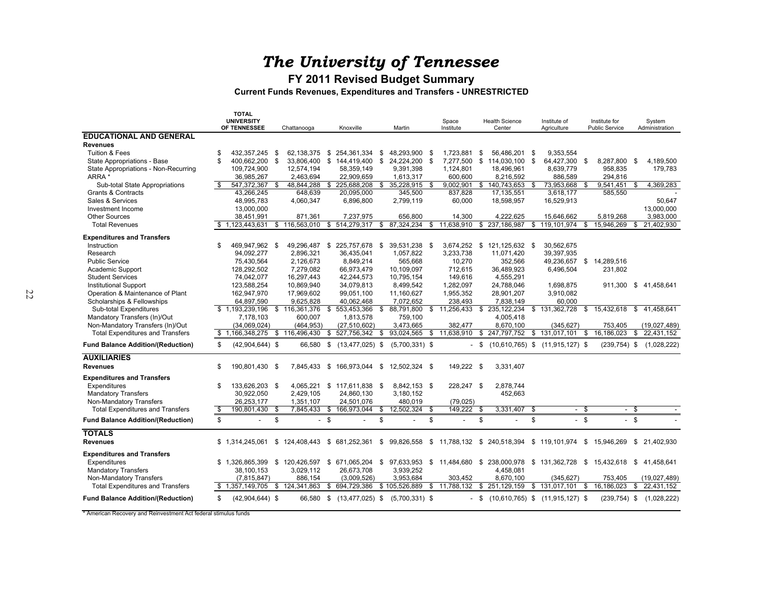# *The University of Tennessee*

## FY 2011 Revised Budget Summary

### Current Funds Revenues, Expenditures and Transfers - UNRESTRICTED

| | TOTAL UNIVERSITY OF TENNESSEE | Chattanooga | Knoxville | Martin | Space Institute | Health Science Center | Institute of Agriculture | Institute for Public Service | System Administration |
|---|---|---|---|---|---|---|---|---|---|
| **EDUCATIONAL AND GENERAL** | | | | | | | | | |
| **Revenues** | | | | | | | | | |
| Tuition & Fees | $ 432,357,245 | $ 62,138,375 | $ 254,361,334 | $ 48,293,900 | $ 1,723,881 | $ 56,486,201 | $ 9,353,554 | | |
| State Appropriations - Base | $ 400,662,200 | $ 33,806,400 | $ 144,419,400 | $ 24,224,200 | $ 7,277,500 | $ 114,030,100 | $ 64,427,300 | $ 8,287,800 | $ 4,189,500 |
| State Appropriations - Non-Recurring | 109,724,900 | 12,574,194 | 58,359,149 | 9,391,398 | 1,124,801 | 18,496,961 | 8,639,779 | 958,835 | 179,783 |
| ARRA * | 36,985,267 | 2,463,694 | 22,909,659 | 1,613,317 | 600,600 | 8,216,592 | 886,589 | 294,816 | |
| Sub-total State Appropriations | $ 547,372,367 | $ 48,844,288 | $ 225,688,208 | $ 35,228,915 | $ 9,002,901 | $ 140,743,653 | $ 73,953,668 | $ 9,541,451 | $ 4,369,283 |
| Grants & Contracts | 43,266,245 | 648,639 | 20,095,000 | 345,500 | 837,828 | 17,135,551 | 3,618,177 | 585,550 | - |
| Sales & Services | 48,995,783 | 4,060,347 | 6,896,800 | 2,799,119 | 60,000 | 18,598,957 | 16,529,913 | | 50,647 |
| Investment Income | 13,000,000 | | | | | | | | 13,000,000 |
| Other Sources | 38,451,991 | 871,361 | 7,237,975 | 656,800 | 14,300 | 4,222,625 | 15,646,662 | 5,819,268 | 3,983,000 |
| Total Revenues | $ 1,123,443,631 | $ 116,563,010 | $ 514,279,317 | $ 87,324,234 | $ 11,638,910 | $ 237,186,987 | $ 119,101,974 | $ 15,946,269 | $ 21,402,930 |
| **Expenditures and Transfers** | | | | | | | | | |
| Instruction | $ 469,947,962 | $ 49,296,487 | $ 225,757,678 | $ 39,531,238 | $ 3,674,252 | $ 121,125,632 | $ 30,562,675 | | |
| Research | 94,092,277 | 2,896,321 | 36,435,041 | 1,057,822 | 3,233,738 | 11,071,420 | 39,397,935 | | |
| Public Service | 75,430,564 | 2,126,673 | 8,849,214 | 565,668 | 10,270 | 352,566 | 49,236,657 | $ 14,289,516 | |
| Academic Support | 128,292,502 | 7,279,082 | 66,973,479 | 10,109,097 | 712,615 | 36,489,923 | 6,496,504 | 231,802 | |
| Student Services | 74,042,077 | 16,297,443 | 42,244,573 | 10,795,154 | 149,616 | 4,555,291 | | | |
| Institutional Support | 123,588,254 | 10,869,940 | 34,079,813 | 8,499,542 | 1,282,097 | 24,788,046 | 1,698,875 | 911,300 | $ 41,458,641 |
| Operation & Maintenance of Plant | 162,947,970 | 17,969,602 | 99,051,100 | 11,160,627 | 1,955,352 | 28,901,207 | 3,910,082 | | |
| Scholarships & Fellowships | 64,897,590 | 9,625,828 | 40,062,468 | 7,072,652 | 238,493 | 7,838,149 | 60,000 | | |
| Sub-total Expenditures | $ 1,193,239,196 | $ 116,361,376 | $ 553,453,366 | $ 88,791,800 | $ 11,256,433 | $ 235,122,234 | $ 131,362,728 | $ 15,432,618 | $ 41,458,641 |
| Mandatory Transfers (In)/Out | 7,178,103 | 600,007 | 1,813,578 | 759,100 | | 4,005,418 | | | |
| Non-Mandatory Transfers (In)/Out | (34,069,024) | (464,953) | (27,510,602) | 3,473,665 | 382,477 | 8,670,100 | (345,627) | 753,405 | (19,027,489) |
| Total Expenditures and Transfers | $ 1,166,348,275 | $ 116,496,430 | $ 527,756,342 | $ 93,024,565 | $ 11,638,910 | $ 247,797,752 | $ 131,017,101 | $ 16,186,023 | $ 22,431,152 |
| **Fund Balance Addition/(Reduction)** | $ (42,904,644) | $ 66,580 | $ (13,477,025) | $ (5,700,331) | $ - | $ (10,610,765) | $ (11,915,127) | $ (239,754) | $ (1,028,222) |
| **AUXILIARIES** | | | | | | | | | |
| **Revenues** | $ 190,801,430 | $ 7,845,433 | $ 166,973,044 | $ 12,502,324 | $ 149,222 | $ 3,331,407 | | | |
| **Expenditures and Transfers** | | | | | | | | | |
| Expenditures | $ 133,626,203 | $ 4,065,221 | $ 117,611,838 | $ 8,842,153 | $ 228,247 | $ 2,878,744 | | | |
| Mandatory Transfers | 30,922,050 | 2,429,105 | 24,860,130 | 3,180,152 | | 452,663 | | | |
| Non-Mandatory Transfers | 26,253,177 | 1,351,107 | 24,501,076 | 480,019 | (79,025) | | | | |
| Total Expenditures and Transfers | $ 190,801,430 | $ 7,845,433 | $ 166,973,044 | $ 12,502,324 | $ 149,222 | $ 3,331,407 | $ - | $ - | $ - |
| **Fund Balance Addition/(Reduction)** | $ - | $ - | $ - | $ - | $ - | $ - | $ - | $ - | $ - |
| **TOTALS** | | | | | | | | | |
| **Revenues** | $ 1,314,245,061 | $ 124,408,443 | $ 681,252,361 | $ 99,826,558 | $ 11,788,132 | $ 240,518,394 | $ 119,101,974 | $ 15,946,269 | $ 21,402,930 |
| **Expenditures and Transfers** | | | | | | | | | |
| Expenditures | $ 1,326,865,399 | $ 120,426,597 | $ 671,065,204 | $ 97,633,953 | $ 11,484,680 | $ 238,000,978 | $ 131,362,728 | $ 15,432,618 | $ 41,458,641 |
| Mandatory Transfers | 38,100,153 | 3,029,112 | 26,673,708 | 3,939,252 | | 4,458,081 | | | |
| Non-Mandatory Transfers | (7,815,847) | 886,154 | (3,009,526) | 3,953,684 | 303,452 | 8,670,100 | (345,627) | 753,405 | (19,027,489) |
| Total Expenditures and Transfers | $ 1,357,149,705 | $ 124,341,863 | $ 694,729,386 | $ 105,526,889 | $ 11,788,132 | $ 251,129,159 | $ 131,017,101 | $ 16,186,023 | $ 22,431,152 |
| **Fund Balance Addition/(Reduction)** | $ (42,904,644) | $ 66,580 | $ (13,477,025) | $ (5,700,331) | $ - | $ (10,610,765) | $ (11,915,127) | $ (239,754) | $ (1,028,222) |

\* American Recovery and Reinvestment Act federal stimulus funds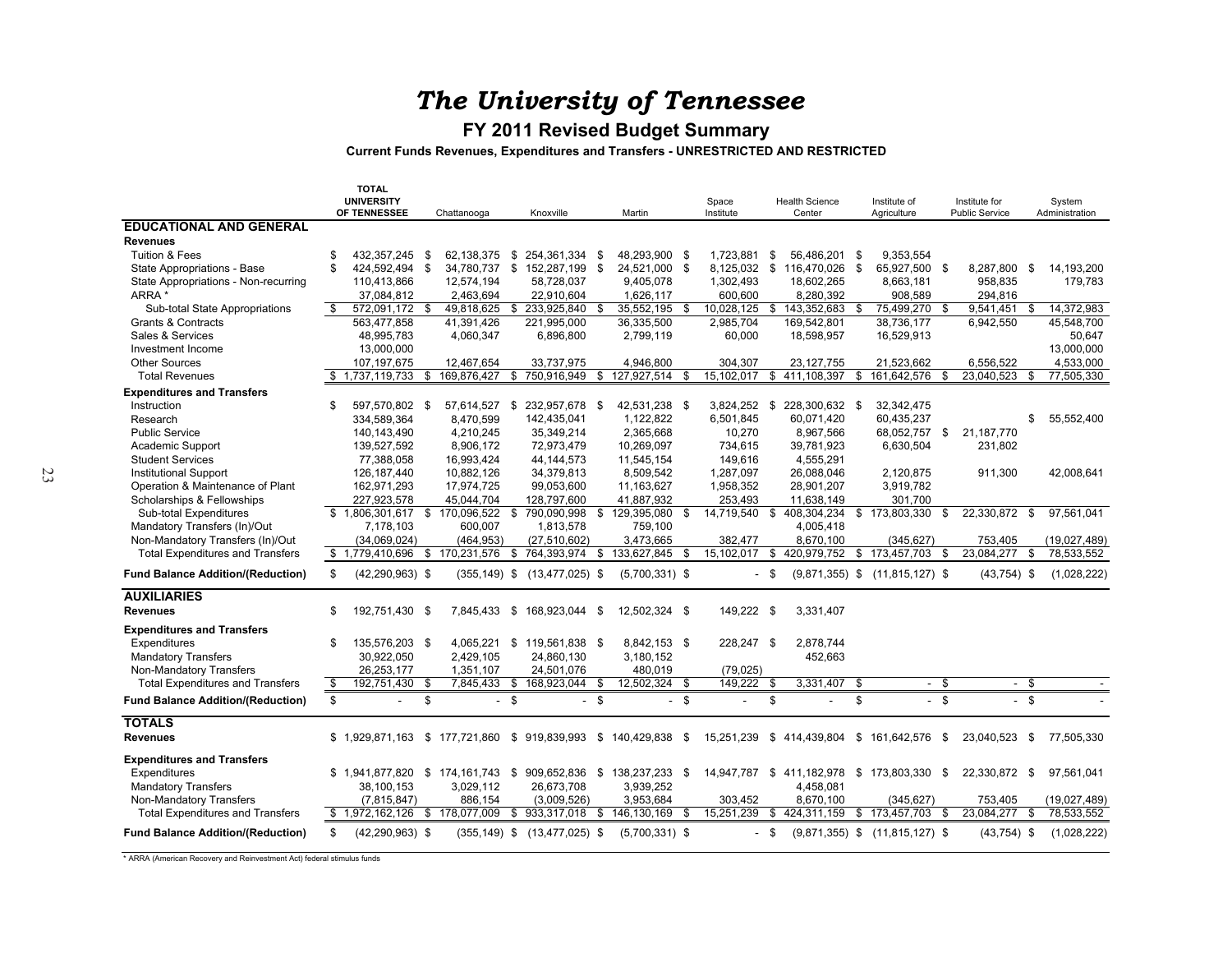# The University of Tennessee

## FY 2011 Revised Budget Summary

**Current Funds Revenues, Expenditures and Transfers - UNRESTRICTED AND RESTRICTED**

| | TOTAL UNIVERSITY OF TENNESSEE | Chattanooga | Knoxville | Martin | Space Institute | Health Science Center | Institute of Agriculture | Institute for Public Service | System Administration |
|---|---|---|---|---|---|---|---|---|---|
| **EDUCATIONAL AND GENERAL** | | | | | | | | | |
| **Revenues** | | | | | | | | | |
| Tuition & Fees | $ 432,357,245 | $ 62,138,375 | $ 254,361,334 | $ 48,293,900 | $ 1,723,881 | $ 56,486,201 | $ 9,353,554 | | |
| State Appropriations - Base | $ 424,592,494 | $ 34,780,737 | $ 152,287,199 | $ 24,521,000 | $ 8,125,032 | $ 116,470,026 | $ 65,927,500 | $ 8,287,800 | $ 14,193,200 |
| State Appropriations - Non-recurring | 110,413,866 | 12,574,194 | 58,728,037 | 9,405,078 | 1,302,493 | 18,602,265 | 8,663,181 | 958,835 | 179,783 |
| ARRA * | 37,084,812 | 2,463,694 | 22,910,604 | 1,626,117 | 600,600 | 8,280,392 | 908,589 | 294,816 | |
| Sub-total State Appropriations | $ 572,091,172 | $ 49,818,625 | $ 233,925,840 | $ 35,552,195 | $ 10,028,125 | $ 143,352,683 | $ 75,499,270 | $ 9,541,451 | $ 14,372,983 |
| Grants & Contracts | 563,477,858 | 41,391,426 | 221,995,000 | 36,335,500 | 2,985,704 | 169,542,801 | 38,736,177 | 6,942,550 | 45,548,700 |
| Sales & Services | 48,995,783 | 4,060,347 | 6,896,800 | 2,799,119 | 60,000 | 18,598,957 | 16,529,913 | | 50,647 |
| Investment Income | 13,000,000 | | | | | | | | 13,000,000 |
| Other Sources | 107,197,675 | 12,467,654 | 33,737,975 | 4,946,800 | 304,307 | 23,127,755 | 21,523,662 | 6,556,522 | 4,533,000 |
| Total Revenues | $ 1,737,119,733 | $ 169,876,427 | $ 750,916,949 | $ 127,927,514 | $ 15,102,017 | $ 411,108,397 | $ 161,642,576 | $ 23,040,523 | $ 77,505,330 |
| **Expenditures and Transfers** | | | | | | | | | |
| Instruction | $ 597,570,802 | $ 57,614,527 | $ 232,957,678 | $ 42,531,238 | $ 3,824,252 | $ 228,300,632 | $ 32,342,475 | | |
| Research | 334,589,364 | 8,470,599 | 142,435,041 | 1,122,822 | 6,501,845 | 60,071,420 | 60,435,237 | | $ 55,552,400 |
| Public Service | 140,143,490 | 4,210,245 | 35,349,214 | 2,365,668 | 10,270 | 8,967,566 | 68,052,757 | $ 21,187,770 | |
| Academic Support | 139,527,592 | 8,906,172 | 72,973,479 | 10,269,097 | 734,615 | 39,781,923 | 6,630,504 | 231,802 | |
| Student Services | 77,388,058 | 16,993,424 | 44,144,573 | 11,545,154 | 149,616 | 4,555,291 | | | |
| Institutional Support | 126,187,440 | 10,882,126 | 34,379,813 | 8,509,542 | 1,287,097 | 26,088,046 | 2,120,875 | 911,300 | 42,008,641 |
| Operation & Maintenance of Plant | 162,971,293 | 17,974,725 | 99,053,600 | 11,163,627 | 1,958,352 | 28,901,207 | 3,919,782 | | |
| Scholarships & Fellowships | 227,923,578 | 45,044,704 | 128,797,600 | 41,887,932 | 253,493 | 11,638,149 | 301,700 | | |
| Sub-total Expenditures | $ 1,806,301,617 | $ 170,096,522 | $ 790,090,998 | $ 129,395,080 | $ 14,719,540 | $ 408,304,234 | $ 173,803,330 | $ 22,330,872 | $ 97,561,041 |
| Mandatory Transfers (In)/Out | 7,178,103 | 600,007 | 1,813,578 | 759,100 | | 4,005,418 | | | |
| Non-Mandatory Transfers (In)/Out | (34,069,024) | (464,953) | (27,510,602) | 3,473,665 | 382,477 | 8,670,100 | (345,627) | 753,405 | (19,027,489) |
| Total Expenditures and Transfers | $ 1,779,410,696 | $ 170,231,576 | $ 764,393,974 | $ 133,627,845 | $ 15,102,017 | $ 420,979,752 | $ 173,457,703 | $ 23,084,277 | $ 78,533,552 |
| **Fund Balance Addition/(Reduction)** | $ (42,290,963) | $ (355,149) | $ (13,477,025) | $ (5,700,331) | $ - | $ (9,871,355) | $ (11,815,127) | $ (43,754) | $ (1,028,222) |
| **AUXILIARIES** | | | | | | | | | |
| **Revenues** | $ 192,751,430 | $ 7,845,433 | $ 168,923,044 | $ 12,502,324 | $ 149,222 | $ 3,331,407 | | | |
| **Expenditures and Transfers** | | | | | | | | | |
| Expenditures | $ 135,576,203 | $ 4,065,221 | $ 119,561,838 | $ 8,842,153 | $ 228,247 | $ 2,878,744 | | | |
| Mandatory Transfers | 30,922,050 | 2,429,105 | 24,860,130 | 3,180,152 | | 452,663 | | | |
| Non-Mandatory Transfers | 26,253,177 | 1,351,107 | 24,501,076 | 480,019 | (79,025) | | | | |
| Total Expenditures and Transfers | $ 192,751,430 | $ 7,845,433 | $ 168,923,044 | $ 12,502,324 | $ 149,222 | $ 3,331,407 | $ - | $ - | $ - |
| **Fund Balance Addition/(Reduction)** | $ - | $ - | $ - | $ - | $ - | $ - | $ - | $ - | $ - |
| **TOTALS** | | | | | | | | | |
| **Revenues** | $ 1,929,871,163 | $ 177,721,860 | $ 919,839,993 | $ 140,429,838 | $ 15,251,239 | $ 414,439,804 | $ 161,642,576 | $ 23,040,523 | $ 77,505,330 |
| **Expenditures and Transfers** | | | | | | | | | |
| Expenditures | $ 1,941,877,820 | $ 174,161,743 | $ 909,652,836 | $ 138,237,233 | $ 14,947,787 | $ 411,182,978 | $ 173,803,330 | $ 22,330,872 | $ 97,561,041 |
| Mandatory Transfers | 38,100,153 | 3,029,112 | 26,673,708 | 3,939,252 | | 4,458,081 | | | |
| Non-Mandatory Transfers | (7,815,847) | 886,154 | (3,009,526) | 3,953,684 | 303,452 | 8,670,100 | (345,627) | 753,405 | (19,027,489) |
| Total Expenditures and Transfers | $ 1,972,162,126 | $ 178,077,009 | $ 933,317,018 | $ 146,130,169 | $ 15,251,239 | $ 424,311,159 | $ 173,457,703 | $ 23,084,277 | $ 78,533,552 |
| **Fund Balance Addition/(Reduction)** | $ (42,290,963) | $ (355,149) | $ (13,477,025) | $ (5,700,331) | $ - | $ (9,871,355) | $ (11,815,127) | $ (43,754) | $ (1,028,222) |

* ARRA (American Recovery and Reinvestment Act) federal stimulus funds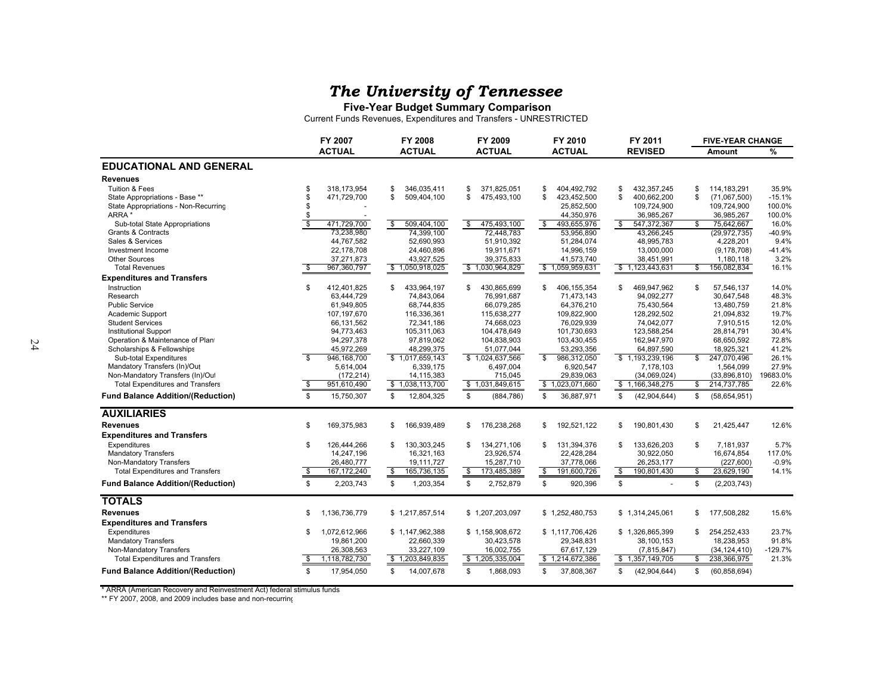# *The University of Tennessee*

**Five-Year Budget Summary Comparison**

Current Funds Revenues, Expenditures and Transfers - UNRESTRICTED

| | FY 2007 ACTUAL | FY 2008 ACTUAL | FY 2009 ACTUAL | FY 2010 ACTUAL | FY 2011 REVISED | FIVE-YEAR CHANGE Amount | % |
|---|---|---|---|---|---|---|---|
| **EDUCATIONAL AND GENERAL** | | | | | | | |
| **Revenues** | | | | | | | |
| Tuition & Fees | $ 318,173,954 | $ 346,035,411 | $ 371,825,051 | $ 404,492,792 | $ 432,357,245 | $ 114,183,291 | 35.9% |
| State Appropriations - Base ** | $ 471,729,700 | $ 509,404,100 | $ 475,493,100 | $ 423,452,500 | $ 400,662,200 | $ (71,067,500) | -15.1% |
| State Appropriations - Non-Recurring | $ - | | | 25,852,500 | 109,724,900 | 109,724,900 | 100.0% |
| ARRA * | $ - | | | 44,350,976 | 36,985,267 | 36,985,267 | 100.0% |
| Sub-total State Appropriations | $ 471,729,700 | $ 509,404,100 | $ 475,493,100 | $ 493,655,976 | $ 547,372,367 | $ 75,642,667 | 16.0% |
| Grants & Contracts | 73,238,980 | 74,399,100 | 72,448,783 | 53,956,890 | 43,266,245 | (29,972,735) | -40.9% |
| Sales & Services | 44,767,582 | 52,690,993 | 51,910,392 | 51,284,074 | 48,995,783 | 4,228,201 | 9.4% |
| Investment Income | 22,178,708 | 24,460,896 | 19,911,671 | 14,996,159 | 13,000,000 | (9,178,708) | -41.4% |
| Other Sources | 37,271,873 | 43,927,525 | 39,375,833 | 41,573,740 | 38,451,991 | 1,180,118 | 3.2% |
| Total Revenues | $ 967,360,797 | $ 1,050,918,025 | $ 1,030,964,829 | $ 1,059,959,631 | $ 1,123,443,631 | $ 156,082,834 | 16.1% |
| **Expenditures and Transfers** | | | | | | | |
| Instruction | $ 412,401,825 | $ 433,964,197 | $ 430,865,699 | $ 406,155,354 | $ 469,947,962 | $ 57,546,137 | 14.0% |
| Research | 63,444,729 | 74,843,064 | 76,991,687 | 71,473,143 | 94,092,277 | 30,647,548 | 48.3% |
| Public Service | 61,949,805 | 68,744,835 | 66,079,285 | 64,376,210 | 75,430,564 | 13,480,759 | 21.8% |
| Academic Support | 107,197,670 | 116,336,361 | 115,638,277 | 109,822,900 | 128,292,502 | 21,094,832 | 19.7% |
| Student Services | 66,131,562 | 72,341,186 | 74,668,023 | 76,029,939 | 74,042,077 | 7,910,515 | 12.0% |
| Institutional Support | 94,773,463 | 105,311,063 | 104,478,649 | 101,730,693 | 123,588,254 | 28,814,791 | 30.4% |
| Operation & Maintenance of Plant | 94,297,378 | 97,819,062 | 104,838,903 | 103,430,455 | 162,947,970 | 68,650,592 | 72.8% |
| Scholarships & Fellowships | 45,972,269 | 48,299,375 | 51,077,044 | 53,293,356 | 64,897,590 | 18,925,321 | 41.2% |
| Sub-total Expenditures | $ 946,168,700 | $ 1,017,659,143 | $ 1,024,637,566 | $ 986,312,050 | $ 1,193,239,196 | $ 247,070,496 | 26.1% |
| Mandatory Transfers (In)/Out | 5,614,004 | 6,339,175 | 6,497,004 | 6,920,547 | 7,178,103 | 1,564,099 | 27.9% |
| Non-Mandatory Transfers (In)/Out | (172,214) | 14,115,383 | 715,045 | 29,839,063 | (34,069,024) | (33,896,810) | 19683.0% |
| Total Expenditures and Transfers | $ 951,610,490 | $ 1,038,113,700 | $ 1,031,849,615 | $ 1,023,071,660 | $ 1,166,348,275 | $ 214,737,785 | 22.6% |
| **Fund Balance Addition/(Reduction)** | $ 15,750,307 | $ 12,804,325 | $ (884,786) | $ 36,887,971 | $ (42,904,644) | $ (58,654,951) | |
| **AUXILIARIES** | | | | | | | |
| **Revenues** | $ 169,375,983 | $ 166,939,489 | $ 176,238,268 | $ 192,521,122 | $ 190,801,430 | $ 21,425,447 | 12.6% |
| **Expenditures and Transfers** | | | | | | | |
| Expenditures | $ 126,444,266 | $ 130,303,245 | $ 134,271,106 | $ 131,394,376 | $ 133,626,203 | $ 7,181,937 | 5.7% |
| Mandatory Transfers | 14,247,196 | 16,321,163 | 23,926,574 | 22,428,284 | 30,922,050 | 16,674,854 | 117.0% |
| Non-Mandatory Transfers | 26,480,777 | 19,111,727 | 15,287,710 | 37,778,066 | 26,253,177 | (227,600) | -0.9% |
| Total Expenditures and Transfers | $ 167,172,240 | $ 165,736,135 | $ 173,485,389 | $ 191,600,726 | $ 190,801,430 | $ 23,629,190 | 14.1% |
| **Fund Balance Addition/(Reduction)** | $ 2,203,743 | $ 1,203,354 | $ 2,752,879 | $ 920,396 | $ - | $ (2,203,743) | |
| **TOTALS** | | | | | | | |
| **Revenues** | $ 1,136,736,779 | $ 1,217,857,514 | $ 1,207,203,097 | $ 1,252,480,753 | $ 1,314,245,061 | $ 177,508,282 | 15.6% |
| **Expenditures and Transfers** | | | | | | | |
| Expenditures | $ 1,072,612,966 | $ 1,147,962,388 | $ 1,158,908,672 | $ 1,117,706,426 | $ 1,326,865,399 | $ 254,252,433 | 23.7% |
| Mandatory Transfers | 19,861,200 | 22,660,339 | 30,423,578 | 29,348,831 | 38,100,153 | 18,238,953 | 91.8% |
| Non-Mandatory Transfers | 26,308,563 | 33,227,109 | 16,002,755 | 67,617,129 | (7,815,847) | (34,124,410) | -129.7% |
| Total Expenditures and Transfers | $ 1,118,782,730 | $ 1,203,849,835 | $ 1,205,335,004 | $ 1,214,672,386 | $ 1,357,149,705 | $ 238,366,975 | 21.3% |
| **Fund Balance Addition/(Reduction)** | $ 17,954,050 | $ 14,007,678 | $ 1,868,093 | $ 37,808,367 | $ (42,904,644) | $ (60,858,694) | |

* ARRA (American Recovery and Reinvestment Act) federal stimulus funds

** FY 2007, 2008, and 2009 includes base and non-recurring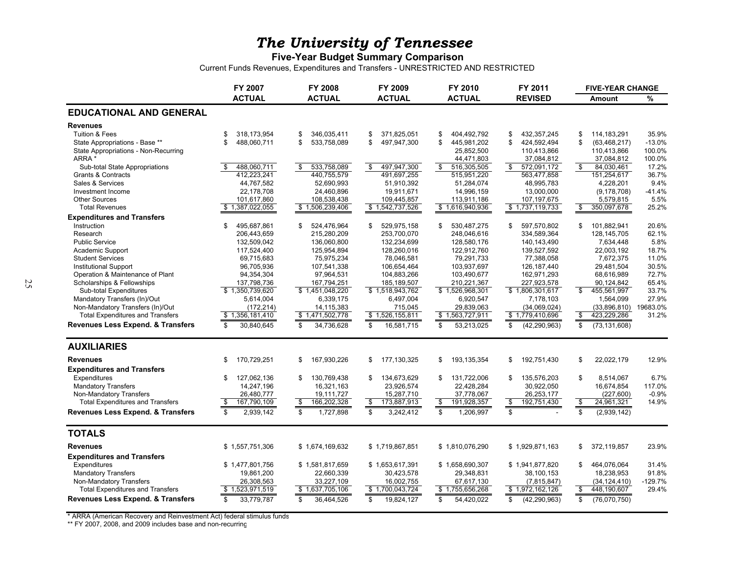# *The University of Tennessee*

## Five-Year Budget Summary Comparison

Current Funds Revenues, Expenditures and Transfers - UNRESTRICTED AND RESTRICTED

| | FY 2007 ACTUAL | FY 2008 ACTUAL | FY 2009 ACTUAL | FY 2010 ACTUAL | FY 2011 REVISED | FIVE-YEAR CHANGE Amount | % |
|---|---|---|---|---|---|---|---|
| **EDUCATIONAL AND GENERAL** | | | | | | | |
| **Revenues** | | | | | | | |
| Tuition & Fees | $ 318,173,954 | $ 346,035,411 | $ 371,825,051 | $ 404,492,792 | $ 432,357,245 | $ 114,183,291 | 35.9% |
| State Appropriations - Base ** | $ 488,060,711 | $ 533,758,089 | $ 497,947,300 | $ 445,981,202 | $ 424,592,494 | $ (63,468,217) | -13.0% |
| State Appropriations - Non-Recurring | | | | 25,852,500 | 110,413,866 | 110,413,866 | 100.0% |
| ARRA * | | | | 44,471,803 | 37,084,812 | 37,084,812 | 100.0% |
| Sub-total State Appropriations | $ 488,060,711 | $ 533,758,089 | $ 497,947,300 | $ 516,305,505 | $ 572,091,172 | $ 84,030,461 | 17.2% |
| Grants & Contracts | 412,223,241 | 440,755,579 | 491,697,255 | 515,951,220 | 563,477,858 | 151,254,617 | 36.7% |
| Sales & Services | 44,767,582 | 52,690,993 | 51,910,392 | 51,284,074 | 48,995,783 | 4,228,201 | 9.4% |
| Investment Income | 22,178,708 | 24,460,896 | 19,911,671 | 14,996,159 | 13,000,000 | (9,178,708) | -41.4% |
| Other Sources | 101,617,860 | 108,538,438 | 109,445,857 | 113,911,186 | 107,197,675 | 5,579,815 | 5.5% |
| Total Revenues | $ 1,387,022,055 | $ 1,506,239,406 | $ 1,542,737,526 | $ 1,616,940,936 | $ 1,737,119,733 | $ 350,097,678 | 25.2% |
| **Expenditures and Transfers** | | | | | | | |
| Instruction | $ 495,687,861 | $ 524,476,964 | $ 529,975,158 | $ 530,487,275 | $ 597,570,802 | $ 101,882,941 | 20.6% |
| Research | 206,443,659 | 215,280,209 | 253,700,070 | 248,046,616 | 334,589,364 | 128,145,705 | 62.1% |
| Public Service | 132,509,042 | 136,060,800 | 132,234,699 | 128,580,176 | 140,143,490 | 7,634,448 | 5.8% |
| Academic Support | 117,524,400 | 125,954,894 | 128,260,016 | 122,912,760 | 139,527,592 | 22,003,192 | 18.7% |
| Student Services | 69,715,683 | 75,975,234 | 78,046,581 | 79,291,733 | 77,388,058 | 7,672,375 | 11.0% |
| Institutional Support | 96,705,936 | 107,541,338 | 106,654,464 | 103,937,697 | 126,187,440 | 29,481,504 | 30.5% |
| Operation & Maintenance of Plant | 94,354,304 | 97,964,531 | 104,883,266 | 103,490,677 | 162,971,293 | 68,616,989 | 72.7% |
| Scholarships & Fellowships | 137,798,736 | 167,794,251 | 185,189,507 | 210,221,367 | 227,923,578 | 90,124,842 | 65.4% |
| Sub-total Expenditures | $ 1,350,739,620 | $ 1,451,048,220 | $ 1,518,943,762 | $ 1,526,968,301 | $ 1,806,301,617 | $ 455,561,997 | 33.7% |
| Mandatory Transfers (In)/Out | 5,614,004 | 6,339,175 | 6,497,004 | 6,920,547 | 7,178,103 | 1,564,099 | 27.9% |
| Non-Mandatory Transfers (In)/Out | (172,214) | 14,115,383 | 715,045 | 29,839,063 | (34,069,024) | (33,896,810) | 19683.0% |
| Total Expenditures and Transfers | $ 1,356,181,410 | $ 1,471,502,778 | $ 1,526,155,811 | $ 1,563,727,911 | $ 1,779,410,696 | $ 423,229,286 | 31.2% |
| **Revenues Less Expend. & Transfers** | $ 30,840,645 | $ 34,736,628 | $ 16,581,715 | $ 53,213,025 | $ (42,290,963) | $ (73,131,608) | |
| **AUXILIARIES** | | | | | | | |
| **Revenues** | $ 170,729,251 | $ 167,930,226 | $ 177,130,325 | $ 193,135,354 | $ 192,751,430 | $ 22,022,179 | 12.9% |
| **Expenditures and Transfers** | | | | | | | |
| Expenditures | $ 127,062,136 | $ 130,769,438 | $ 134,673,629 | $ 131,722,006 | $ 135,576,203 | $ 8,514,067 | 6.7% |
| Mandatory Transfers | 14,247,196 | 16,321,163 | 23,926,574 | 22,428,284 | 30,922,050 | 16,674,854 | 117.0% |
| Non-Mandatory Transfers | 26,480,777 | 19,111,727 | 15,287,710 | 37,778,067 | 26,253,177 | (227,600) | -0.9% |
| Total Expenditures and Transfers | $ 167,790,109 | $ 166,202,328 | $ 173,887,913 | $ 191,928,357 | $ 192,751,430 | $ 24,961,321 | 14.9% |
| **Revenues Less Expend. & Transfers** | $ 2,939,142 | $ 1,727,898 | $ 3,242,412 | $ 1,206,997 | $ - | $ (2,939,142) | |
| **TOTALS** | | | | | | | |
| **Revenues** | $ 1,557,751,306 | $ 1,674,169,632 | $ 1,719,867,851 | $ 1,810,076,290 | $ 1,929,871,163 | $ 372,119,857 | 23.9% |
| **Expenditures and Transfers** | | | | | | | |
| Expenditures | $ 1,477,801,756 | $ 1,581,817,659 | $ 1,653,617,391 | $ 1,658,690,307 | $ 1,941,877,820 | $ 464,076,064 | 31.4% |
| Mandatory Transfers | 19,861,200 | 22,660,339 | 30,423,578 | 29,348,831 | 38,100,153 | 18,238,953 | 91.8% |
| Non-Mandatory Transfers | 26,308,563 | 33,227,109 | 16,002,755 | 67,617,130 | (7,815,847) | (34,124,410) | -129.7% |
| Total Expenditures and Transfers | $ 1,523,971,519 | $ 1,637,705,106 | $ 1,700,043,724 | $ 1,755,656,268 | $ 1,972,162,126 | $ 448,190,607 | 29.4% |
| **Revenues Less Expend. & Transfers** | $ 33,779,787 | $ 36,464,526 | $ 19,824,127 | $ 54,420,022 | $ (42,290,963) | $ (76,070,750) | |

\* ARRA (American Recovery and Reinvestment Act) federal stimulus funds

\*\* FY 2007, 2008, and 2009 includes base and non-recurring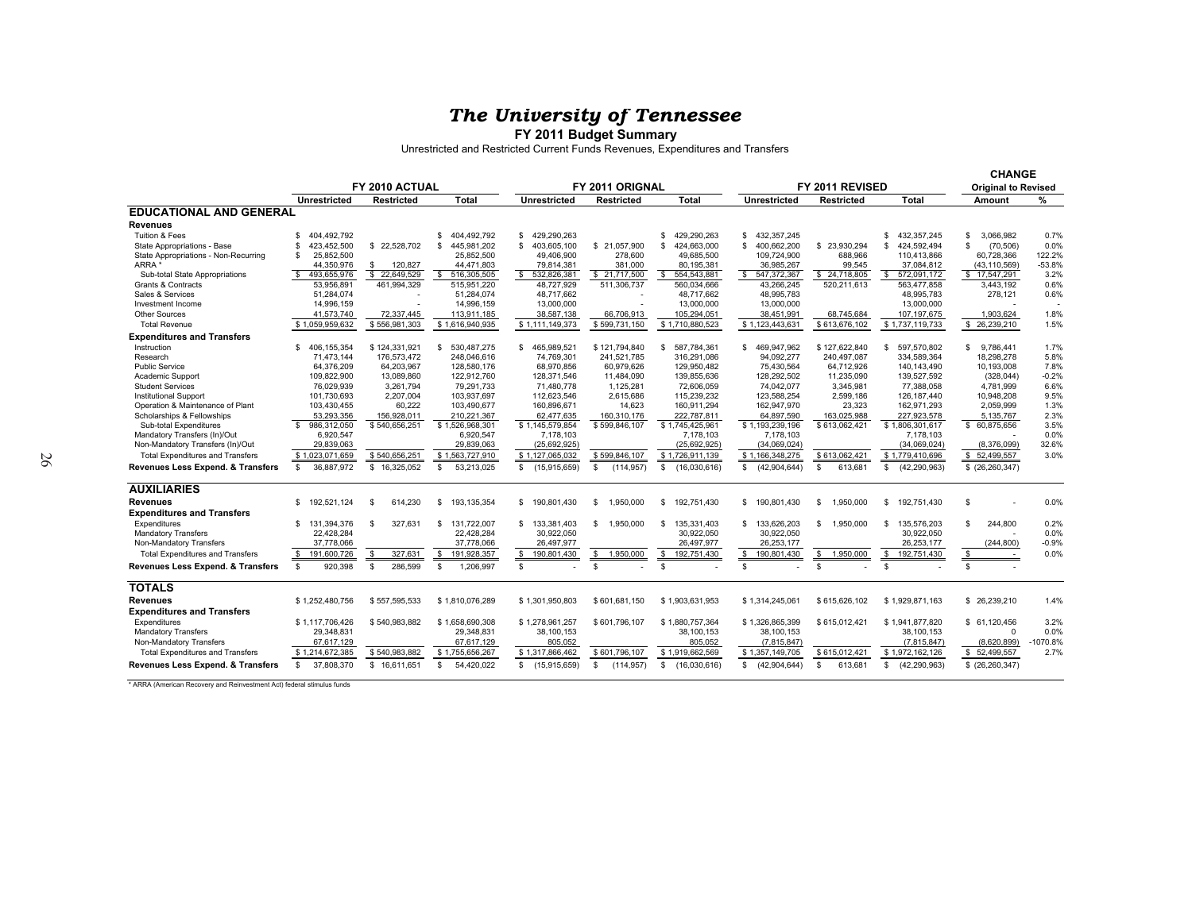# *The University of Tennessee*

## FY 2011 Budget Summary

Unrestricted and Restricted Current Funds Revenues, Expenditures and Transfers

| | FY 2010 ACTUAL | | | FY 2011 ORIGNAL | | | FY 2011 REVISED | | | CHANGE Original to Revised | |
|---|---|---|---|---|---|---|---|---|---|---|---|
| | Unrestricted | Restricted | Total | Unrestricted | Restricted | Total | Unrestricted | Restricted | Total | Amount | % |
| **EDUCATIONAL AND GENERAL** | | | | | | | | | | | |
| **Revenues** | | | | | | | | | | | |
| Tuition & Fees | $ 404,492,792 | | $ 404,492,792 | $ 429,290,263 | | $ 429,290,263 | $ 432,357,245 | | $ 432,357,245 | $ 3,066,982 | 0.7% |
| State Appropriations - Base | $ 423,452,500 | $ 22,528,702 | $ 445,981,202 | $ 403,605,100 | $ 21,057,900 | $ 424,663,000 | $ 400,662,200 | $ 23,930,294 | $ 424,592,494 | $ (70,506) | 0.0% |
| State Appropriations - Non-Recurring | $ 25,852,500 | | 25,852,500 | 49,406,900 | 278,600 | 49,685,500 | 109,724,900 | 688,966 | 110,413,866 | 60,728,366 | 122.2% |
| ARRA * | 44,350,976 | $ 120,827 | 44,471,803 | 79,814,381 | 381,000 | 80,195,381 | 36,985,267 | 99,545 | 37,084,812 | (43,110,569) | -53.8% |
| Sub-total State Appropriations | $ 493,655,976 | $ 22,649,529 | $ 516,305,505 | $ 532,826,381 | $ 21,717,500 | $ 554,543,881 | $ 547,372,367 | $ 24,718,805 | $ 572,091,172 | $ 17,547,291 | 3.2% |
| Grants & Contracts | 53,956,891 | 461,994,329 | 515,951,220 | 48,727,929 | 511,306,737 | 560,034,666 | 43,266,245 | 520,211,613 | 563,477,858 | 3,443,192 | 0.6% |
| Sales & Services | 51,284,074 | - | 51,284,074 | 48,717,662 | - | 48,717,662 | 48,995,783 | | 48,995,783 | 278,121 | 0.6% |
| Investment Income | 14,996,159 | - | 14,996,159 | 13,000,000 | - | 13,000,000 | 13,000,000 | | 13,000,000 | - | - |
| Other Sources | 41,573,740 | 72,337,445 | 113,911,185 | 38,587,138 | 66,706,913 | 105,294,051 | 38,451,991 | 68,745,684 | 107,197,675 | 1,903,624 | 1.8% |
| Total Revenue | $ 1,059,959,632 | $ 556,981,303 | $ 1,616,940,935 | $ 1,111,149,373 | $ 599,731,150 | $ 1,710,880,523 | $ 1,123,443,631 | $ 613,676,102 | $ 1,737,119,733 | $ 26,239,210 | 1.5% |
| **Expenditures and Transfers** | | | | | | | | | | | |
| Instruction | $ 406,155,354 | $ 124,331,921 | $ 530,487,275 | $ 465,989,521 | $ 121,794,840 | $ 587,784,361 | $ 469,947,962 | $ 127,622,840 | $ 597,570,802 | $ 9,786,441 | 1.7% |
| Research | 71,473,144 | 176,573,472 | 248,046,616 | 74,769,301 | 241,521,785 | 316,291,086 | 94,092,277 | 240,497,087 | 334,589,364 | 18,298,278 | 5.8% |
| Public Service | 64,376,209 | 64,203,967 | 128,580,176 | 68,970,856 | 60,979,626 | 129,950,482 | 75,430,564 | 64,712,926 | 140,143,490 | 10,193,008 | 7.8% |
| Academic Support | 109,822,900 | 13,089,860 | 122,912,760 | 128,371,546 | 11,484,090 | 139,855,636 | 128,292,502 | 11,235,090 | 139,527,592 | (328,044) | -0.2% |
| Student Services | 76,029,939 | 3,261,794 | 79,291,733 | 71,480,778 | 1,125,281 | 72,606,059 | 74,042,077 | 3,345,981 | 77,388,058 | 4,781,999 | 6.6% |
| Institutional Support | 101,730,693 | 2,207,004 | 103,937,697 | 112,623,546 | 2,615,686 | 115,239,232 | 123,588,254 | 2,599,186 | 126,187,440 | 10,948,208 | 9.5% |
| Operation & Maintenance of Plant | 103,430,455 | 60,222 | 103,490,677 | 160,896,671 | 14,623 | 160,911,294 | 162,947,970 | 23,323 | 162,971,293 | 2,059,999 | 1.3% |
| Scholarships & Fellowships | 53,293,356 | 156,928,011 | 210,221,367 | 62,477,635 | 160,310,176 | 222,787,811 | 64,897,590 | 163,025,988 | 227,923,578 | 5,135,767 | 2.3% |
| Sub-total Expenditures | $ 986,312,050 | $ 540,656,251 | $ 1,526,968,301 | $ 1,145,579,854 | $ 599,846,107 | $ 1,745,425,961 | $ 1,193,239,196 | $ 613,062,421 | $ 1,806,301,617 | $ 60,875,656 | 3.5% |
| Mandatory Transfers (In)/Out | 6,920,547 | | 6,920,547 | 7,178,103 | | 7,178,103 | 7,178,103 | | 7,178,103 | - | 0.0% |
| Non-Mandatory Transfers (In)/Out | 29,839,063 | | 29,839,063 | (25,692,925) | | (25,692,925) | (34,069,024) | | (34,069,024) | (8,376,099) | 32.6% |
| Total Expenditures and Transfers | $ 1,023,071,659 | $ 540,656,251 | $ 1,563,727,910 | $ 1,127,065,032 | $ 599,846,107 | $ 1,726,911,139 | $ 1,166,348,275 | $ 613,062,421 | $ 1,779,410,696 | $ 52,499,557 | 3.0% |
| **Revenues Less Expend. & Transfers** | $ 36,887,972 | $ 16,325,052 | $ 53,213,025 | $ (15,915,659) | $ (114,957) | $ (16,030,616) | $ (42,904,644) | $ 613,681 | $ (42,290,963) | $ (26,260,347) | |
| **AUXILIARIES** | | | | | | | | | | | |
| **Revenues** | $ 192,521,124 | $ 614,230 | $ 193,135,354 | $ 190,801,430 | $ 1,950,000 | $ 192,751,430 | $ 190,801,430 | $ 1,950,000 | $ 192,751,430 | $ - | 0.0% |
| **Expenditures and Transfers** | | | | | | | | | | | |
| Expenditures | $ 131,394,376 | $ 327,631 | $ 131,722,007 | $ 133,381,403 | $ 1,950,000 | $ 135,331,403 | $ 133,626,203 | $ 1,950,000 | $ 135,576,203 | $ 244,800 | 0.2% |
| Mandatory Transfers | 22,428,284 | | 22,428,284 | 30,922,050 | | 30,922,050 | 30,922,050 | | 30,922,050 | - | 0.0% |
| Non-Mandatory Transfers | 37,778,066 | | 37,778,066 | 26,497,977 | | 26,497,977 | 26,253,177 | | 26,253,177 | (244,800) | -0.9% |
| Total Expenditures and Transfers | $ 191,600,726 | $ 327,631 | $ 191,928,357 | $ 190,801,430 | $ 1,950,000 | $ 192,751,430 | $ 190,801,430 | $ 1,950,000 | $ 192,751,430 | $ - | 0.0% |
| **Revenues Less Expend. & Transfers** | $ 920,398 | $ 286,599 | $ 1,206,997 | $ - | $ - | $ - | $ - | $ - | $ - | $ - | |
| **TOTALS** | | | | | | | | | | | |
| **Revenues** | $ 1,252,480,756 | $ 557,595,533 | $ 1,810,076,289 | $ 1,301,950,803 | $ 601,681,150 | $ 1,903,631,953 | $ 1,314,245,061 | $ 615,626,102 | $ 1,929,871,163 | $ 26,239,210 | 1.4% |
| **Expenditures and Transfers** | | | | | | | | | | | |
| Expenditures | $ 1,117,706,426 | $ 540,983,882 | $ 1,658,690,308 | $ 1,278,961,257 | $ 601,796,107 | $ 1,880,757,364 | $ 1,326,865,399 | $ 615,012,421 | $ 1,941,877,820 | $ 61,120,456 | 3.2% |
| Mandatory Transfers | 29,348,831 | | 29,348,831 | 38,100,153 | | 38,100,153 | 38,100,153 | | 38,100,153 | 0 | 0.0% |
| Non-Mandatory Transfers | 67,617,129 | | 67,617,129 | 805,052 | | 805,052 | (7,815,847) | | (7,815,847) | (8,620,899) | -1070.8% |
| Total Expenditures and Transfers | $ 1,214,672,385 | $ 540,983,882 | $ 1,755,656,267 | $ 1,317,866,462 | $ 601,796,107 | $ 1,919,662,569 | $ 1,357,149,705 | $ 615,012,421 | $ 1,972,162,126 | $ 52,499,557 | 2.7% |
| **Revenues Less Expend. & Transfers** | $ 37,808,370 | $ 16,611,651 | $ 54,420,022 | $ (15,915,659) | $ (114,957) | $ (16,030,616) | $ (42,904,644) | $ 613,681 | $ (42,290,963) | $ (26,260,347) | |

* ARRA (American Recovery and Reinvestment Act) federal stimulus funds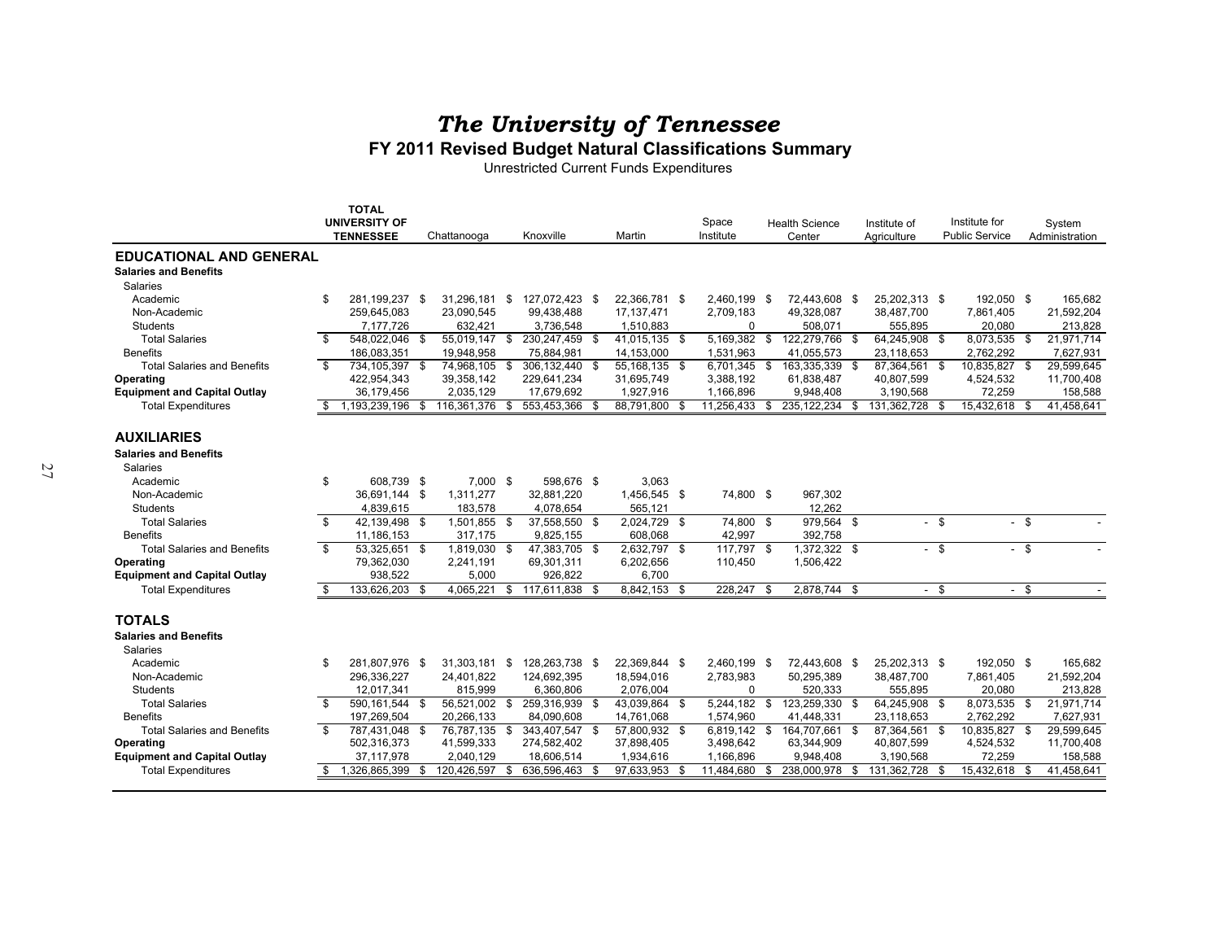# *The University of Tennessee*

## FY 2011 Revised Budget Natural Classifications Summary

Unrestricted Current Funds Expenditures

| | TOTAL UNIVERSITY OF TENNESSEE | Chattanooga | Knoxville | Martin | Space Institute | Health Science Center | Institute of Agriculture | Institute for Public Service | System Administration |
|---|---|---|---|---|---|---|---|---|---|
| **EDUCATIONAL AND GENERAL** | | | | | | | | | |
| **Salaries and Benefits** | | | | | | | | | |
| Salaries | | | | | | | | | |
| Academic | $ 281,199,237 | $ 31,296,181 | $ 127,072,423 | $ 22,366,781 | $ 2,460,199 | $ 72,443,608 | $ 25,202,313 | $ 192,050 | $ 165,682 |
| Non-Academic | 259,645,083 | 23,090,545 | 99,438,488 | 17,137,471 | 2,709,183 | 49,328,087 | 38,487,700 | 7,861,405 | 21,592,204 |
| Students | 7,177,726 | 632,421 | 3,736,548 | 1,510,883 | 0 | 508,071 | 555,895 | 20,080 | 213,828 |
| Total Salaries | $ 548,022,046 | $ 55,019,147 | $ 230,247,459 | $ 41,015,135 | $ 5,169,382 | $ 122,279,766 | $ 64,245,908 | $ 8,073,535 | $ 21,971,714 |
| Benefits | 186,083,351 | 19,948,958 | 75,884,981 | 14,153,000 | 1,531,963 | 41,055,573 | 23,118,653 | 2,762,292 | 7,627,931 |
| Total Salaries and Benefits | $ 734,105,397 | $ 74,968,105 | $ 306,132,440 | $ 55,168,135 | $ 6,701,345 | $ 163,335,339 | $ 87,364,561 | $ 10,835,827 | $ 29,599,645 |
| **Operating** | 422,954,343 | 39,358,142 | 229,641,234 | 31,695,749 | 3,388,192 | 61,838,487 | 40,807,599 | 4,524,532 | 11,700,408 |
| **Equipment and Capital Outlay** | 36,179,456 | 2,035,129 | 17,679,692 | 1,927,916 | 1,166,896 | 9,948,408 | 3,190,568 | 72,259 | 158,588 |
| Total Expenditures | $ 1,193,239,196 | $ 116,361,376 | $ 553,453,366 | $ 88,791,800 | $ 11,256,433 | $ 235,122,234 | $ 131,362,728 | $ 15,432,618 | $ 41,458,641 |
| **AUXILIARIES** | | | | | | | | | |
| **Salaries and Benefits** | | | | | | | | | |
| Salaries | | | | | | | | | |
| Academic | $ 608,739 | $ 7,000 | $ 598,676 | $ 3,063 | | | | | |
| Non-Academic | 36,691,144 | $ 1,311,277 | 32,881,220 | 1,456,545 | $ 74,800 | $ 967,302 | | | |
| Students | 4,839,615 | 183,578 | 4,078,654 | 565,121 | | 12,262 | | | |
| Total Salaries | $ 42,139,498 | $ 1,501,855 | $ 37,558,550 | $ 2,024,729 | $ 74,800 | $ 979,564 | $ - | $ - | $ - |
| Benefits | 11,186,153 | 317,175 | 9,825,155 | 608,068 | 42,997 | 392,758 | | | |
| Total Salaries and Benefits | $ 53,325,651 | $ 1,819,030 | $ 47,383,705 | $ 2,632,797 | $ 117,797 | $ 1,372,322 | $ - | $ - | $ - |
| **Operating** | 79,362,030 | 2,241,191 | 69,301,311 | 6,202,656 | 110,450 | 1,506,422 | | | |
| **Equipment and Capital Outlay** | 938,522 | 5,000 | 926,822 | 6,700 | | | | | |
| Total Expenditures | $ 133,626,203 | $ 4,065,221 | $ 117,611,838 | $ 8,842,153 | $ 228,247 | $ 2,878,744 | $ - | $ - | $ - |
| **TOTALS** | | | | | | | | | |
| **Salaries and Benefits** | | | | | | | | | |
| Salaries | | | | | | | | | |
| Academic | $ 281,807,976 | $ 31,303,181 | $ 128,263,738 | $ 22,369,844 | $ 2,460,199 | $ 72,443,608 | $ 25,202,313 | $ 192,050 | $ 165,682 |
| Non-Academic | 296,336,227 | 24,401,822 | 124,692,395 | 18,594,016 | 2,783,983 | 50,295,389 | 38,487,700 | 7,861,405 | 21,592,204 |
| Students | 12,017,341 | 815,999 | 6,360,806 | 2,076,004 | 0 | 520,333 | 555,895 | 20,080 | 213,828 |
| Total Salaries | $ 590,161,544 | $ 56,521,002 | $ 259,316,939 | $ 43,039,864 | $ 5,244,182 | $ 123,259,330 | $ 64,245,908 | $ 8,073,535 | $ 21,971,714 |
| Benefits | 197,269,504 | 20,266,133 | 84,090,608 | 14,761,068 | 1,574,960 | 41,448,331 | 23,118,653 | 2,762,292 | 7,627,931 |
| Total Salaries and Benefits | $ 787,431,048 | $ 76,787,135 | $ 343,407,547 | $ 57,800,932 | $ 6,819,142 | $ 164,707,661 | $ 87,364,561 | $ 10,835,827 | $ 29,599,645 |
| **Operating** | 502,316,373 | 41,599,333 | 274,582,402 | 37,898,405 | 3,498,642 | 63,344,909 | 40,807,599 | 4,524,532 | 11,700,408 |
| **Equipment and Capital Outlay** | 37,117,978 | 2,040,129 | 18,606,514 | 1,934,616 | 1,166,896 | 9,948,408 | 3,190,568 | 72,259 | 158,588 |
| Total Expenditures | $ 1,326,865,399 | $ 120,426,597 | $ 636,596,463 | $ 97,633,953 | $ 11,484,680 | $ 238,000,978 | $ 131,362,728 | $ 15,432,618 | $ 41,458,641 |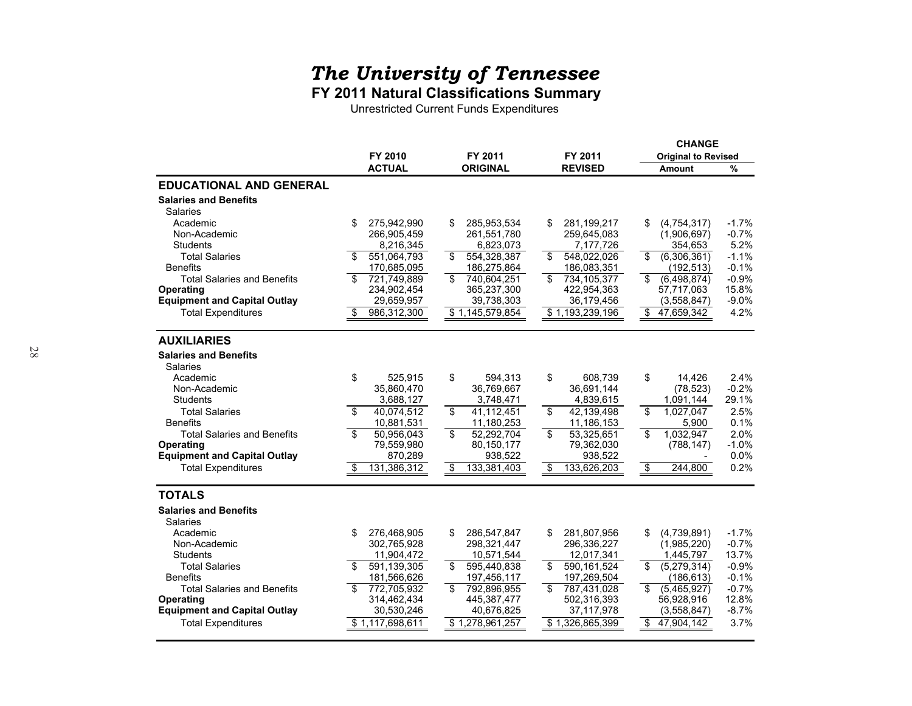# *The University of Tennessee*

## FY 2011 Natural Classifications Summary

Unrestricted Current Funds Expenditures

| | FY 2010 ACTUAL | FY 2011 ORIGINAL | FY 2011 REVISED | CHANGE Original to Revised Amount | % |
|---|---|---|---|---|---|
| **EDUCATIONAL AND GENERAL** | | | | | |
| **Salaries and Benefits** | | | | | |
| Salaries | | | | | |
| Academic | $ 275,942,990 | $ 285,953,534 | $ 281,199,217 | $ (4,754,317) | -1.7% |
| Non-Academic | 266,905,459 | 261,551,780 | 259,645,083 | (1,906,697) | -0.7% |
| Students | 8,216,345 | 6,823,073 | 7,177,726 | 354,653 | 5.2% |
| Total Salaries | $ 551,064,793 | $ 554,328,387 | $ 548,022,026 | $ (6,306,361) | -1.1% |
| Benefits | 170,685,095 | 186,275,864 | 186,083,351 | (192,513) | -0.1% |
| Total Salaries and Benefits | $ 721,749,889 | $ 740,604,251 | $ 734,105,377 | $ (6,498,874) | -0.9% |
| **Operating** | 234,902,454 | 365,237,300 | 422,954,363 | 57,717,063 | 15.8% |
| **Equipment and Capital Outlay** | 29,659,957 | 39,738,303 | 36,179,456 | (3,558,847) | -9.0% |
| Total Expenditures | $ 986,312,300 | $ 1,145,579,854 | $ 1,193,239,196 | $ 47,659,342 | 4.2% |
| **AUXILIARIES** | | | | | |
| **Salaries and Benefits** | | | | | |
| Salaries | | | | | |
| Academic | $ 525,915 | $ 594,313 | $ 608,739 | $ 14,426 | 2.4% |
| Non-Academic | 35,860,470 | 36,769,667 | 36,691,144 | (78,523) | -0.2% |
| Students | 3,688,127 | 3,748,471 | 4,839,615 | 1,091,144 | 29.1% |
| Total Salaries | $ 40,074,512 | $ 41,112,451 | $ 42,139,498 | $ 1,027,047 | 2.5% |
| Benefits | 10,881,531 | 11,180,253 | 11,186,153 | 5,900 | 0.1% |
| Total Salaries and Benefits | $ 50,956,043 | $ 52,292,704 | $ 53,325,651 | $ 1,032,947 | 2.0% |
| **Operating** | 79,559,980 | 80,150,177 | 79,362,030 | (788,147) | -1.0% |
| **Equipment and Capital Outlay** | 870,289 | 938,522 | 938,522 | - | 0.0% |
| Total Expenditures | $ 131,386,312 | $ 133,381,403 | $ 133,626,203 | $ 244,800 | 0.2% |
| **TOTALS** | | | | | |
| **Salaries and Benefits** | | | | | |
| Salaries | | | | | |
| Academic | $ 276,468,905 | $ 286,547,847 | $ 281,807,956 | $ (4,739,891) | -1.7% |
| Non-Academic | 302,765,928 | 298,321,447 | 296,336,227 | (1,985,220) | -0.7% |
| Students | 11,904,472 | 10,571,544 | 12,017,341 | 1,445,797 | 13.7% |
| Total Salaries | $ 591,139,305 | $ 595,440,838 | $ 590,161,524 | $ (5,279,314) | -0.9% |
| Benefits | 181,566,626 | 197,456,117 | 197,269,504 | (186,613) | -0.1% |
| Total Salaries and Benefits | $ 772,705,932 | $ 792,896,955 | $ 787,431,028 | $ (5,465,927) | -0.7% |
| **Operating** | 314,462,434 | 445,387,477 | 502,316,393 | 56,928,916 | 12.8% |
| **Equipment and Capital Outlay** | 30,530,246 | 40,676,825 | 37,117,978 | (3,558,847) | -8.7% |
| Total Expenditures | $ 1,117,698,611 | $ 1,278,961,257 | $ 1,326,865,399 | $ 47,904,142 | 3.7% |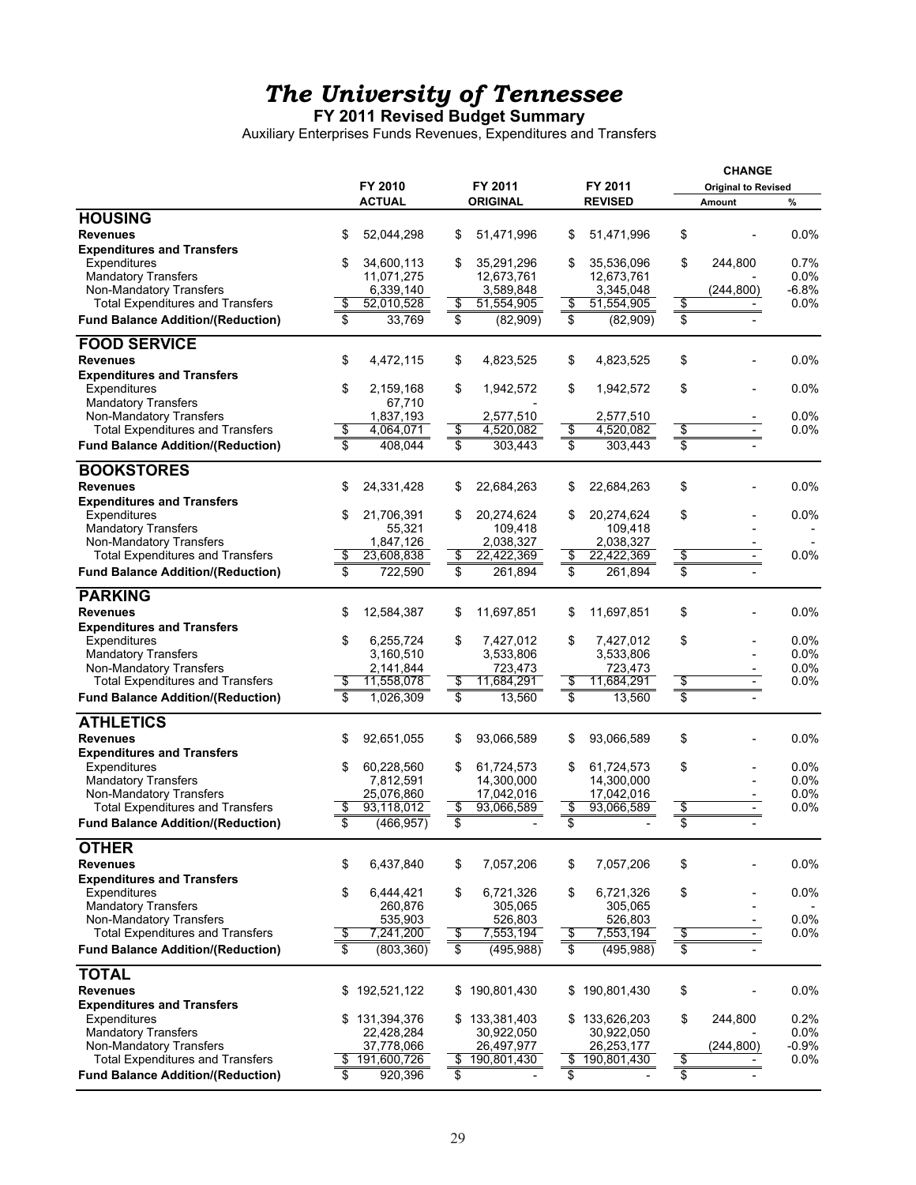# *The University of Tennessee*

**FY 2011 Revised Budget Summary**

Auxiliary Enterprises Funds Revenues, Expenditures and Transfers

| | FY 2010 ACTUAL | FY 2011 ORIGINAL | FY 2011 REVISED | CHANGE Original to Revised Amount | % |
|---|---|---|---|---|---|
| **HOUSING** | | | | | |
| **Revenues** | $ 52,044,298 | $ 51,471,996 | $ 51,471,996 | $ - | 0.0% |
| **Expenditures and Transfers** | | | | | |
| Expenditures | $ 34,600,113 | $ 35,291,296 | $ 35,536,096 | $ 244,800 | 0.7% |
| Mandatory Transfers | 11,071,275 | 12,673,761 | 12,673,761 | - | 0.0% |
| Non-Mandatory Transfers | 6,339,140 | 3,589,848 | 3,345,048 | (244,800) | -6.8% |
| Total Expenditures and Transfers | $ 52,010,528 | $ 51,554,905 | $ 51,554,905 | $ - | 0.0% |
| **Fund Balance Addition/(Reduction)** | $ 33,769 | $ (82,909) | $ (82,909) | $ - | |
| **FOOD SERVICE** | | | | | |
| **Revenues** | $ 4,472,115 | $ 4,823,525 | $ 4,823,525 | $ - | 0.0% |
| **Expenditures and Transfers** | | | | | |
| Expenditures | $ 2,159,168 | $ 1,942,572 | $ 1,942,572 | $ - | 0.0% |
| Mandatory Transfers | 67,710 | - | | | |
| Non-Mandatory Transfers | 1,837,193 | 2,577,510 | 2,577,510 | - | 0.0% |
| Total Expenditures and Transfers | $ 4,064,071 | $ 4,520,082 | $ 4,520,082 | $ - | 0.0% |
| **Fund Balance Addition/(Reduction)** | $ 408,044 | $ 303,443 | $ 303,443 | $ - | |
| **BOOKSTORES** | | | | | |
| **Revenues** | $ 24,331,428 | $ 22,684,263 | $ 22,684,263 | $ - | 0.0% |
| **Expenditures and Transfers** | | | | | |
| Expenditures | $ 21,706,391 | $ 20,274,624 | $ 20,274,624 | $ - | 0.0% |
| Mandatory Transfers | 55,321 | 109,418 | 109,418 | - | - |
| Non-Mandatory Transfers | 1,847,126 | 2,038,327 | 2,038,327 | - | - |
| Total Expenditures and Transfers | $ 23,608,838 | $ 22,422,369 | $ 22,422,369 | $ - | 0.0% |
| **Fund Balance Addition/(Reduction)** | $ 722,590 | $ 261,894 | $ 261,894 | $ - | |
| **PARKING** | | | | | |
| **Revenues** | $ 12,584,387 | $ 11,697,851 | $ 11,697,851 | $ - | 0.0% |
| **Expenditures and Transfers** | | | | | |
| Expenditures | $ 6,255,724 | $ 7,427,012 | $ 7,427,012 | $ - | 0.0% |
| Mandatory Transfers | 3,160,510 | 3,533,806 | 3,533,806 | - | 0.0% |
| Non-Mandatory Transfers | 2,141,844 | 723,473 | 723,473 | - | 0.0% |
| Total Expenditures and Transfers | $ 11,558,078 | $ 11,684,291 | $ 11,684,291 | $ - | 0.0% |
| **Fund Balance Addition/(Reduction)** | $ 1,026,309 | $ 13,560 | $ 13,560 | $ - | |
| **ATHLETICS** | | | | | |
| **Revenues** | $ 92,651,055 | $ 93,066,589 | $ 93,066,589 | $ - | 0.0% |
| **Expenditures and Transfers** | | | | | |
| Expenditures | $ 60,228,560 | $ 61,724,573 | $ 61,724,573 | $ - | 0.0% |
| Mandatory Transfers | 7,812,591 | 14,300,000 | 14,300,000 | - | 0.0% |
| Non-Mandatory Transfers | 25,076,860 | 17,042,016 | 17,042,016 | - | 0.0% |
| Total Expenditures and Transfers | $ 93,118,012 | $ 93,066,589 | $ 93,066,589 | $ - | 0.0% |
| **Fund Balance Addition/(Reduction)** | $ (466,957) | $ - | $ - | $ - | |
| **OTHER** | | | | | |
| **Revenues** | $ 6,437,840 | $ 7,057,206 | $ 7,057,206 | $ - | 0.0% |
| **Expenditures and Transfers** | | | | | |
| Expenditures | $ 6,444,421 | $ 6,721,326 | $ 6,721,326 | $ - | 0.0% |
| Mandatory Transfers | 260,876 | 305,065 | 305,065 | - | - |
| Non-Mandatory Transfers | 535,903 | 526,803 | 526,803 | - | 0.0% |
| Total Expenditures and Transfers | $ 7,241,200 | $ 7,553,194 | $ 7,553,194 | $ - | 0.0% |
| **Fund Balance Addition/(Reduction)** | $ (803,360) | $ (495,988) | $ (495,988) | $ - | |
| **TOTAL** | | | | | |
| **Revenues** | $ 192,521,122 | $ 190,801,430 | $ 190,801,430 | $ - | 0.0% |
| **Expenditures and Transfers** | | | | | |
| Expenditures | $ 131,394,376 | $ 133,381,403 | $ 133,626,203 | $ 244,800 | 0.2% |
| Mandatory Transfers | 22,428,284 | 30,922,050 | 30,922,050 | - | 0.0% |
| Non-Mandatory Transfers | 37,778,066 | 26,497,977 | 26,253,177 | (244,800) | -0.9% |
| Total Expenditures and Transfers | $ 191,600,726 | $ 190,801,430 | $ 190,801,430 | $ - | 0.0% |
| **Fund Balance Addition/(Reduction)** | $ 920,396 | $ - | $ - | $ - | |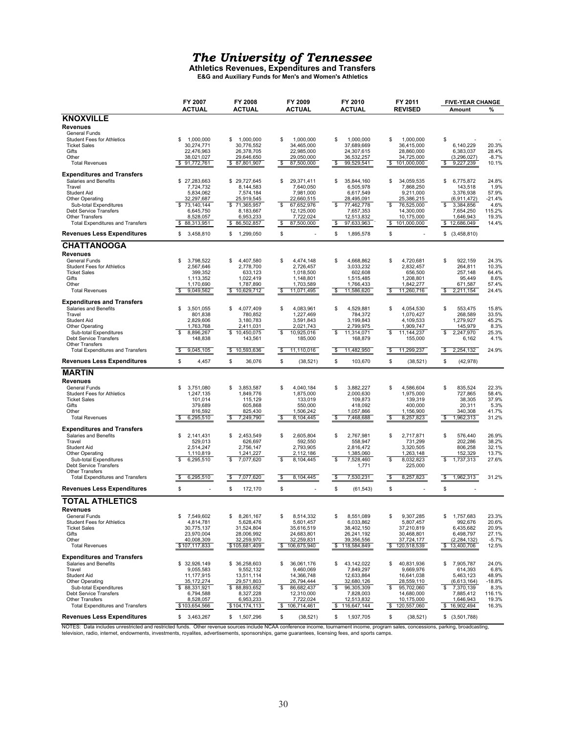# *The University of Tennessee*

**Athletics Revenues, Expenditures and Transfers**

**E&G and Auxiliary Funds for Men's and Women's Athletics**

| | FY 2007 ACTUAL | FY 2008 ACTUAL | FY 2009 ACTUAL | FY 2010 ACTUAL | FY 2011 REVISED | FIVE-YEAR CHANGE Amount | % |
|---|---|---|---|---|---|---|---|
| **KNOXVILLE** | | | | | | | |
| **Revenues** | | | | | | | |
| General Funds | | | | | | | |
| Student Fees for Athletics | $ 1,000,000 | $ 1,000,000 | $ 1,000,000 | $ 1,000,000 | $ 1,000,000 | $ - | - |
| Ticket Sales | 30,274,771 | 30,776,552 | 34,465,000 | 37,689,669 | 36,415,000 | 6,140,229 | 20.3% |
| Gifts | 22,476,963 | 26,378,705 | 22,985,000 | 24,307,615 | 28,860,000 | 6,383,037 | 28.4% |
| Other | 38,021,027 | 29,646,650 | 29,050,000 | 36,532,257 | 34,725,000 | (3,296,027) | -8.7% |
| Total Revenues | $ 91,772,761 | $ 87,801,907 | $ 87,500,000 | $ 99,529,541 | $ 101,000,000 | $ 9,227,239 | 10.1% |
| **Expenditures and Transfers** | | | | | | | |
| Salaries and Benefits | $ 27,283,663 | $ 29,727,645 | $ 29,371,411 | $ 35,844,160 | $ 34,059,535 | $ 6,775,872 | 24.8% |
| Travel | 7,724,732 | 8,144,583 | 7,640,050 | 6,505,978 | 7,868,250 | 143,518 | 1.9% |
| Student Aid | 5,834,062 | 7,574,184 | 7,981,000 | 6,617,549 | 9,211,000 | 3,376,938 | 57.9% |
| Other Operating | 32,297,687 | 25,919,545 | 22,660,515 | 28,495,091 | 25,386,215 | (6,911,472) | -21.4% |
| Sub-total Expenditures | $ 73,140,144 | $ 71,365,957 | $ 67,652,976 | $ 77,462,778 | $ 76,525,000 | $ 3,384,856 | 4.6% |
| Debt Service Transfers | 6,645,750 | 8,183,667 | 12,125,000 | 7,657,353 | 14,300,000 | 7,654,250 | 115.2% |
| Other Transfers | 8,528,057 | 6,953,233 | 7,722,024 | 12,513,832 | 10,175,000 | 1,646,943 | 19.3% |
| Total Expenditures and Transfers | $ 88,313,951 | $ 86,502,857 | $ 87,500,000 | $ 97,633,963 | $ 101,000,000 | $ 12,686,049 | 14.4% |
| **Revenues Less Expenditures** | $ 3,458,810 | $ 1,299,050 | $ - | $ 1,895,578 | $ - | $ (3,458,810) | |
| **CHATTANOOGA** | | | | | | | |
| **Revenues** | | | | | | | |
| General Funds | $ 3,798,522 | $ 4,407,580 | $ 4,474,148 | $ 4,668,862 | $ 4,720,681 | $ 922,159 | 24.3% |
| Student Fees for Athletics | 2,567,646 | 2,778,700 | 2,726,457 | 3,033,232 | 2,832,457 | 264,811 | 10.3% |
| Ticket Sales | 399,352 | 633,123 | 1,018,500 | 602,608 | 656,500 | 257,148 | 64.4% |
| Gifts | 1,113,352 | 1,022,419 | 1,148,801 | 1,515,485 | 1,208,801 | 95,449 | 8.6% |
| Other | 1,170,690 | 1,787,890 | 1,703,589 | 1,766,433 | 1,842,277 | 671,587 | 57.4% |
| Total Revenues | $ 9,049,562 | $ 10,629,712 | $ 11,071,495 | $ 11,586,620 | $ 11,260,716 | $ 2,211,154 | 24.4% |
| **Expenditures and Transfers** | | | | | | | |
| Salaries and Benefits | $ 3,501,055 | $ 4,077,409 | $ 4,083,961 | $ 4,529,881 | $ 4,054,530 | $ 553,475 | 15.8% |
| Travel | 801,838 | 780,852 | 1,227,469 | 784,372 | 1,070,427 | 268,589 | 33.5% |
| Student Aid | 2,829,606 | 3,180,783 | 3,591,843 | 3,199,843 | 4,109,533 | 1,279,927 | 45.2% |
| Other Operating | 1,763,768 | 2,411,031 | 2,021,743 | 2,799,975 | 1,909,747 | 145,979 | 8.3% |
| Sub-total Expenditures | $ 8,896,267 | $ 10,450,075 | $ 10,925,016 | $ 11,314,071 | $ 11,144,237 | $ 2,247,970 | 25.3% |
| Debt Service Transfers | 148,838 | 143,561 | 185,000 | 168,879 | 155,000 | 6,162 | 4.1% |
| Other Transfers | | | | | | | |
| Total Expenditures and Transfers | $ 9,045,105 | $ 10,593,636 | $ 11,110,016 | $ 11,482,950 | $ 11,299,237 | $ 2,254,132 | 24.9% |
| **Revenues Less Expenditures** | $ 4,457 | $ 36,076 | $ (38,521) | $ 103,670 | $ (38,521) | $ (42,978) | |
| **MARTIN** | | | | | | | |
| **Revenues** | | | | | | | |
| General Funds | $ 3,751,080 | $ 3,853,587 | $ 4,040,184 | $ 3,882,227 | $ 4,586,604 | $ 835,524 | 22.3% |
| Student Fees for Athletics | 1,247,135 | 1,849,776 | 1,875,000 | 2,000,630 | 1,975,000 | 727,865 | 58.4% |
| Ticket Sales | 101,014 | 115,129 | 133,019 | 109,873 | 139,319 | 38,305 | 37.9% |
| Gifts | 379,689 | 605,868 | 550,000 | 418,092 | 400,000 | 20,311 | 5.3% |
| Other | 816,592 | 825,430 | 1,506,242 | 1,057,866 | 1,156,900 | 340,308 | 41.7% |
| Total Revenues | $ 6,295,510 | $ 7,249,790 | $ 8,104,445 | $ 7,468,688 | $ 8,257,823 | $ 1,962,313 | 31.2% |
| **Expenditures and Transfers** | | | | | | | |
| Salaries and Benefits | $ 2,141,431 | $ 2,453,549 | $ 2,605,804 | $ 2,767,981 | $ 2,717,871 | $ 576,440 | 26.9% |
| Travel | 529,013 | 626,697 | 592,550 | 558,947 | 731,299 | 202,286 | 38.2% |
| Student Aid | 2,514,247 | 2,756,147 | 2,793,905 | 2,816,472 | 3,320,505 | 806,258 | 32.1% |
| Other Operating | 1,110,819 | 1,241,227 | 2,112,186 | 1,385,060 | 1,263,148 | 152,329 | 13.7% |
| Sub-total Expenditures | $ 6,295,510 | $ 7,077,620 | $ 8,104,445 | $ 7,528,460 | $ 8,032,823 | $ 1,737,313 | 27.6% |
| Debt Service Transfers | | | | 1,771 | 225,000 | | |
| Other Transfers | | | | | | | |
| Total Expenditures and Transfers | $ 6,295,510 | $ 7,077,620 | $ 8,104,445 | $ 7,530,231 | $ 8,257,823 | $ 1,962,313 | 31.2% |
| **Revenues Less Expenditures** | $ - | $ 172,170 | $ - | $ (61,543) | $ - | $ - | |
| **TOTAL ATHLETICS** | | | | | | | |
| **Revenues** | | | | | | | |
| General Funds | $ 7,549,602 | $ 8,261,167 | $ 8,514,332 | $ 8,551,089 | $ 9,307,285 | $ 1,757,683 | 23.3% |
| Student Fees for Athletics | 4,814,781 | 5,628,476 | 5,601,457 | 6,033,862 | 5,807,457 | 992,676 | 20.6% |
| Ticket Sales | 30,775,137 | 31,524,804 | 35,616,519 | 38,402,150 | 37,210,819 | 6,435,682 | 20.9% |
| Gifts | 23,970,004 | 28,006,992 | 24,683,801 | 26,241,192 | 30,468,801 | 6,498,797 | 27.1% |
| Other | 40,008,309 | 32,259,970 | 32,259,831 | 39,356,556 | 37,724,177 | (2,284,132) | -5.7% |
| Total Revenues | $107,117,833 | $105,681,409 | $ 106,675,940 | $ 118,584,849 | $ 120,518,539 | $ 13,400,706 | 12.5% |
| **Expenditures and Transfers** | | | | | | | |
| Salaries and Benefits | $ 32,926,149 | $ 36,258,603 | $ 36,061,176 | $ 43,142,022 | $ 40,831,936 | $ 7,905,787 | 24.0% |
| Travel | 9,055,583 | 9,552,132 | 9,460,069 | 7,849,297 | 9,669,976 | 614,393 | 6.8% |
| Student Aid | 11,177,915 | 13,511,114 | 14,366,748 | 12,633,864 | 16,641,038 | 5,463,123 | 48.9% |
| Other Operating | 35,172,274 | 29,571,803 | 26,794,444 | 32,680,126 | 28,559,110 | (6,613,164) | -18.8% |
| Sub-total Expenditures | $ 88,331,921 | $ 88,893,652 | $ 86,682,437 | $ 96,305,309 | $ 95,702,060 | $ 7,370,139 | 8.3% |
| Debt Service Transfers | 6,794,588 | 8,327,228 | 12,310,000 | 7,828,003 | 14,680,000 | 7,885,412 | 116.1% |
| Other Transfers | 8,528,057 | 6,953,233 | 7,722,024 | 12,513,832 | 10,175,000 | 1,646,943 | 19.3% |
| Total Expenditures and Transfers | $103,654,566 | $104,174,113 | $ 106,714,461 | $ 116,647,144 | $ 120,557,060 | $ 16,902,494 | 16.3% |
| **Revenues Less Expenditures** | $ 3,463,267 | $ 1,507,296 | $ (38,521) | $ 1,937,705 | $ (38,521) | $ (3,501,788) | |

NOTES: Data includes unrestricted and restricted funds. Other revenue sources include NCAA conference income, tournament income, program sales, concessions, parking, broadcasting, television, radio, internet, endowments, investments, royalites, advertisements, sponsorships, game guarantees, licensing fees, and sports camps.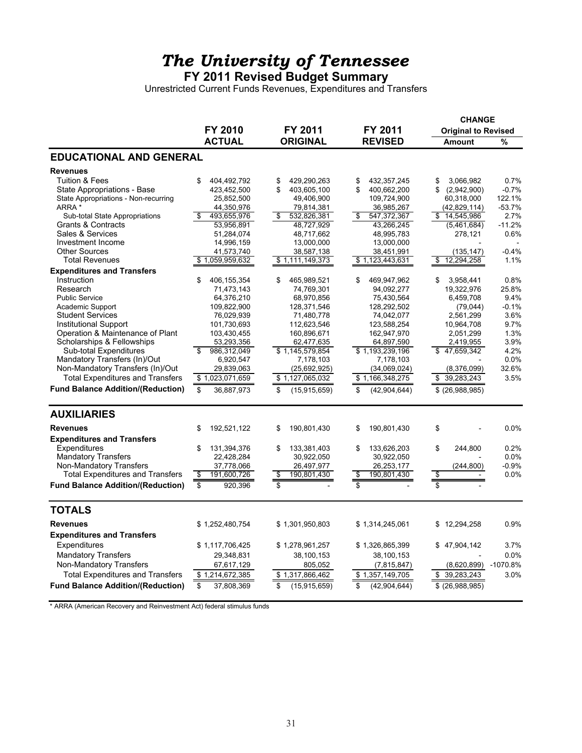# *The University of Tennessee*

## FY 2011 Revised Budget Summary

Unrestricted Current Funds Revenues, Expenditures and Transfers

| | FY 2010 ACTUAL | FY 2011 ORIGINAL | FY 2011 REVISED | CHANGE Original to Revised Amount | % |
|---|---|---|---|---|---|
| **EDUCATIONAL AND GENERAL** | | | | | |
| **Revenues** | | | | | |
| Tuition & Fees | $ 404,492,792 | $ 429,290,263 | $ 432,357,245 | $ 3,066,982 | 0.7% |
| State Appropriations - Base | 423,452,500 | $ 403,605,100 | $ 400,662,200 | $ (2,942,900) | -0.7% |
| State Appropriations - Non-recurring | 25,852,500 | 49,406,900 | 109,724,900 | 60,318,000 | 122.1% |
| ARRA * | 44,350,976 | 79,814,381 | 36,985,267 | (42,829,114) | -53.7% |
| Sub-total State Appropriations | $ 493,655,976 | $ 532,826,381 | $ 547,372,367 | $ 14,545,986 | 2.7% |
| Grants & Contracts | 53,956,891 | 48,727,929 | 43,266,245 | (5,461,684) | -11.2% |
| Sales & Services | 51,284,074 | 48,717,662 | 48,995,783 | 278,121 | 0.6% |
| Investment Income | 14,996,159 | 13,000,000 | 13,000,000 | - | - |
| Other Sources | 41,573,740 | 38,587,138 | 38,451,991 | (135,147) | -0.4% |
| Total Revenues | $ 1,059,959,632 | $ 1,111,149,373 | $ 1,123,443,631 | $ 12,294,258 | 1.1% |
| **Expenditures and Transfers** | | | | | |
| Instruction | $ 406,155,354 | $ 465,989,521 | $ 469,947,962 | $ 3,958,441 | 0.8% |
| Research | 71,473,143 | 74,769,301 | 94,092,277 | 19,322,976 | 25.8% |
| Public Service | 64,376,210 | 68,970,856 | 75,430,564 | 6,459,708 | 9.4% |
| Academic Support | 109,822,900 | 128,371,546 | 128,292,502 | (79,044) | -0.1% |
| Student Services | 76,029,939 | 71,480,778 | 74,042,077 | 2,561,299 | 3.6% |
| Institutional Support | 101,730,693 | 112,623,546 | 123,588,254 | 10,964,708 | 9.7% |
| Operation & Maintenance of Plant | 103,430,455 | 160,896,671 | 162,947,970 | 2,051,299 | 1.3% |
| Scholarships & Fellowships | 53,293,356 | 62,477,635 | 64,897,590 | 2,419,955 | 3.9% |
| Sub-total Expenditures | $ 986,312,049 | $ 1,145,579,854 | $ 1,193,239,196 | $ 47,659,342 | 4.2% |
| Mandatory Transfers (In)/Out | 6,920,547 | 7,178,103 | 7,178,103 | - | 0.0% |
| Non-Mandatory Transfers (In)/Out | 29,839,063 | (25,692,925) | (34,069,024) | (8,376,099) | 32.6% |
| Total Expenditures and Transfers | $ 1,023,071,659 | $ 1,127,065,032 | $ 1,166,348,275 | $ 39,283,243 | 3.5% |
| **Fund Balance Addition/(Reduction)** | $ 36,887,973 | $ (15,915,659) | $ (42,904,644) | $ (26,988,985) | |
| **AUXILIARIES** | | | | | |
| **Revenues** | $ 192,521,122 | $ 190,801,430 | $ 190,801,430 | $ - | 0.0% |
| **Expenditures and Transfers** | | | | | |
| Expenditures | $ 131,394,376 | $ 133,381,403 | $ 133,626,203 | $ 244,800 | 0.2% |
| Mandatory Transfers | 22,428,284 | 30,922,050 | 30,922,050 | - | 0.0% |
| Non-Mandatory Transfers | 37,778,066 | 26,497,977 | 26,253,177 | (244,800) | -0.9% |
| Total Expenditures and Transfers | $ 191,600,726 | $ 190,801,430 | $ 190,801,430 | $ - | 0.0% |
| **Fund Balance Addition/(Reduction)** | $ 920,396 | $ - | $ - | $ - | |
| **TOTALS** | | | | | |
| **Revenues** | $ 1,252,480,754 | $ 1,301,950,803 | $ 1,314,245,061 | $ 12,294,258 | 0.9% |
| **Expenditures and Transfers** | | | | | |
| Expenditures | $ 1,117,706,425 | $ 1,278,961,257 | $ 1,326,865,399 | $ 47,904,142 | 3.7% |
| Mandatory Transfers | 29,348,831 | 38,100,153 | 38,100,153 | - | 0.0% |
| Non-Mandatory Transfers | 67,617,129 | 805,052 | (7,815,847) | (8,620,899) | -1070.8% |
| Total Expenditures and Transfers | $ 1,214,672,385 | $ 1,317,866,462 | $ 1,357,149,705 | $ 39,283,243 | 3.0% |
| **Fund Balance Addition/(Reduction)** | $ 37,808,369 | $ (15,915,659) | $ (42,904,644) | $ (26,988,985) | |

* ARRA (American Recovery and Reinvestment Act) federal stimulus funds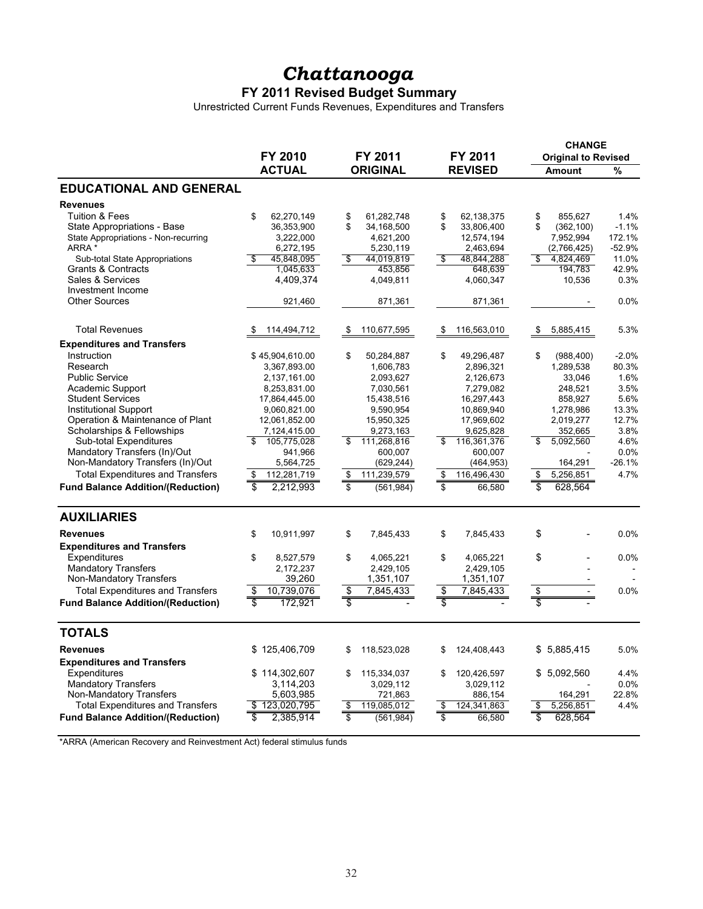# *Chattanooga*

## FY 2011 Revised Budget Summary

Unrestricted Current Funds Revenues, Expenditures and Transfers

| | FY 2010 ACTUAL | FY 2011 ORIGINAL | FY 2011 REVISED | CHANGE Original to Revised Amount | % |
|---|---|---|---|---|---|
| **EDUCATIONAL AND GENERAL** | | | | | |
| **Revenues** | | | | | |
| Tuition & Fees | $ 62,270,149 | $ 61,282,748 | $ 62,138,375 | $ 855,627 | 1.4% |
| State Appropriations - Base | 36,353,900 | $ 34,168,500 | $ 33,806,400 | $ (362,100) | -1.1% |
| State Appropriations - Non-recurring | 3,222,000 | 4,621,200 | 12,574,194 | 7,952,994 | 172.1% |
| ARRA * | 6,272,195 | 5,230,119 | 2,463,694 | (2,766,425) | -52.9% |
| Sub-total State Appropriations | $ 45,848,095 | $ 44,019,819 | $ 48,844,288 | $ 4,824,469 | 11.0% |
| Grants & Contracts | 1,045,633 | 453,856 | 648,639 | 194,783 | 42.9% |
| Sales & Services | 4,409,374 | 4,049,811 | 4,060,347 | 10,536 | 0.3% |
| Investment Income | | | | | |
| Other Sources | 921,460 | 871,361 | 871,361 | - | 0.0% |
| Total Revenues | $ 114,494,712 | $ 110,677,595 | $ 116,563,010 | $ 5,885,415 | 5.3% |
| **Expenditures and Transfers** | | | | | |
| Instruction | $ 45,904,610.00 | $ 50,284,887 | $ 49,296,487 | $ (988,400) | -2.0% |
| Research | 3,367,893.00 | 1,606,783 | 2,896,321 | 1,289,538 | 80.3% |
| Public Service | 2,137,161.00 | 2,093,627 | 2,126,673 | 33,046 | 1.6% |
| Academic Support | 8,253,831.00 | 7,030,561 | 7,279,082 | 248,521 | 3.5% |
| Student Services | 17,864,445.00 | 15,438,516 | 16,297,443 | 858,927 | 5.6% |
| Institutional Support | 9,060,821.00 | 9,590,954 | 10,869,940 | 1,278,986 | 13.3% |
| Operation & Maintenance of Plant | 12,061,852.00 | 15,950,325 | 17,969,602 | 2,019,277 | 12.7% |
| Scholarships & Fellowships | 7,124,415.00 | 9,273,163 | 9,625,828 | 352,665 | 3.8% |
| Sub-total Expenditures | $ 105,775,028 | $ 111,268,816 | $ 116,361,376 | $ 5,092,560 | 4.6% |
| Mandatory Transfers (In)/Out | 941,966 | 600,007 | 600,007 | - | 0.0% |
| Non-Mandatory Transfers (In)/Out | 5,564,725 | (629,244) | (464,953) | 164,291 | -26.1% |
| Total Expenditures and Transfers | $ 112,281,719 | $ 111,239,579 | $ 116,496,430 | $ 5,256,851 | 4.7% |
| **Fund Balance Addition/(Reduction)** | $ 2,212,993 | $ (561,984) | $ 66,580 | $ 628,564 | |
| **AUXILIARIES** | | | | | |
| **Revenues** | $ 10,911,997 | $ 7,845,433 | $ 7,845,433 | $ - | 0.0% |
| **Expenditures and Transfers** | | | | | |
| Expenditures | $ 8,527,579 | $ 4,065,221 | $ 4,065,221 | $ - | 0.0% |
| Mandatory Transfers | 2,172,237 | 2,429,105 | 2,429,105 | - | - |
| Non-Mandatory Transfers | 39,260 | 1,351,107 | 1,351,107 | - | - |
| Total Expenditures and Transfers | $ 10,739,076 | $ 7,845,433 | $ 7,845,433 | $ - | 0.0% |
| **Fund Balance Addition/(Reduction)** | $ 172,921 | $ - | $ - | $ - | |
| **TOTALS** | | | | | |
| **Revenues** | $ 125,406,709 | $ 118,523,028 | $ 124,408,443 | $ 5,885,415 | 5.0% |
| **Expenditures and Transfers** | | | | | |
| Expenditures | $ 114,302,607 | $ 115,334,037 | $ 120,426,597 | $ 5,092,560 | 4.4% |
| Mandatory Transfers | 3,114,203 | 3,029,112 | 3,029,112 | - | 0.0% |
| Non-Mandatory Transfers | 5,603,985 | 721,863 | 886,154 | 164,291 | 22.8% |
| Total Expenditures and Transfers | $ 123,020,795 | $ 119,085,012 | $ 124,341,863 | $ 5,256,851 | 4.4% |
| **Fund Balance Addition/(Reduction)** | $ 2,385,914 | $ (561,984) | $ 66,580 | $ 628,564 | |

*ARRA (American Recovery and Reinvestment Act) federal stimulus funds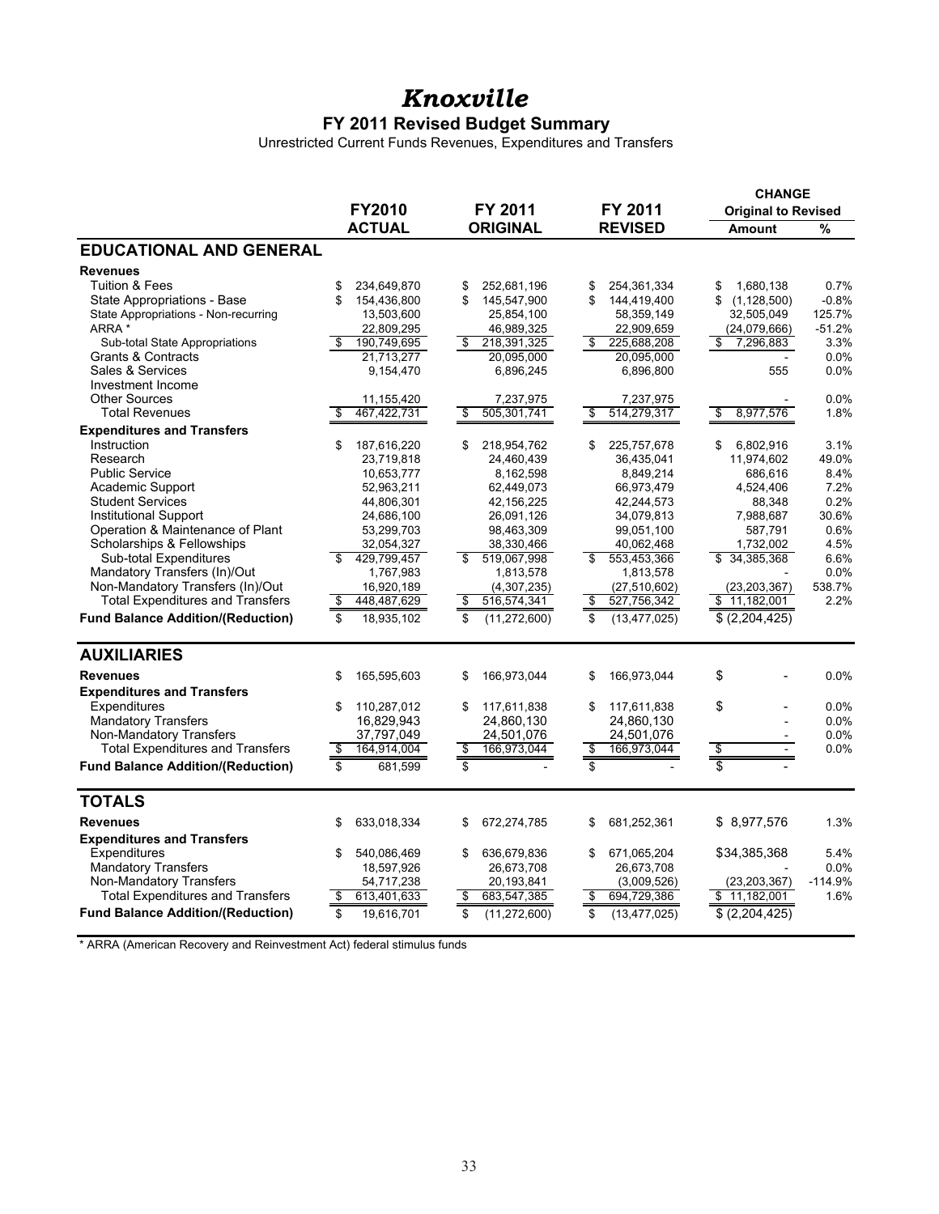# *Knoxville*

## FY 2011 Revised Budget Summary

Unrestricted Current Funds Revenues, Expenditures and Transfers

| | FY2010 ACTUAL | FY 2011 ORIGINAL | FY 2011 REVISED | CHANGE Original to Revised Amount | % |
|---|---|---|---|---|---|
| **EDUCATIONAL AND GENERAL** | | | | | |
| **Revenues** | | | | | |
| Tuition & Fees | $ 234,649,870 | $ 252,681,196 | $ 254,361,334 | $ 1,680,138 | 0.7% |
| State Appropriations - Base | $ 154,436,800 | $ 145,547,900 | $ 144,419,400 | $ (1,128,500) | -0.8% |
| State Appropriations - Non-recurring | 13,503,600 | 25,854,100 | 58,359,149 | 32,505,049 | 125.7% |
| ARRA * | 22,809,295 | 46,989,325 | 22,909,659 | (24,079,666) | -51.2% |
| Sub-total State Appropriations | $ 190,749,695 | $ 218,391,325 | $ 225,688,208 | $ 7,296,883 | 3.3% |
| Grants & Contracts | 21,713,277 | 20,095,000 | 20,095,000 | - | 0.0% |
| Sales & Services | 9,154,470 | 6,896,245 | 6,896,800 | 555 | 0.0% |
| Investment Income | | | | | |
| Other Sources | 11,155,420 | 7,237,975 | 7,237,975 | - | 0.0% |
| Total Revenues | $ 467,422,731 | $ 505,301,741 | $ 514,279,317 | $ 8,977,576 | 1.8% |
| **Expenditures and Transfers** | | | | | |
| Instruction | $ 187,616,220 | $ 218,954,762 | $ 225,757,678 | $ 6,802,916 | 3.1% |
| Research | 23,719,818 | 24,460,439 | 36,435,041 | 11,974,602 | 49.0% |
| Public Service | 10,653,777 | 8,162,598 | 8,849,214 | 686,616 | 8.4% |
| Academic Support | 52,963,211 | 62,449,073 | 66,973,479 | 4,524,406 | 7.2% |
| Student Services | 44,806,301 | 42,156,225 | 42,244,573 | 88,348 | 0.2% |
| Institutional Support | 24,686,100 | 26,091,126 | 34,079,813 | 7,988,687 | 30.6% |
| Operation & Maintenance of Plant | 53,299,703 | 98,463,309 | 99,051,100 | 587,791 | 0.6% |
| Scholarships & Fellowships | 32,054,327 | 38,330,466 | 40,062,468 | 1,732,002 | 4.5% |
| Sub-total Expenditures | $ 429,799,457 | $ 519,067,998 | $ 553,453,366 | $ 34,385,368 | 6.6% |
| Mandatory Transfers (In)/Out | 1,767,983 | 1,813,578 | 1,813,578 | - | 0.0% |
| Non-Mandatory Transfers (In)/Out | 16,920,189 | (4,307,235) | (27,510,602) | (23,203,367) | 538.7% |
| Total Expenditures and Transfers | $ 448,487,629 | $ 516,574,341 | $ 527,756,342 | $ 11,182,001 | 2.2% |
| **Fund Balance Addition/(Reduction)** | $ 18,935,102 | $ (11,272,600) | $ (13,477,025) | $ (2,204,425) | |
| **AUXILIARIES** | | | | | |
| **Revenues** | $ 165,595,603 | $ 166,973,044 | $ 166,973,044 | $ - | 0.0% |
| **Expenditures and Transfers** | | | | | |
| Expenditures | $ 110,287,012 | $ 117,611,838 | $ 117,611,838 | $ - | 0.0% |
| Mandatory Transfers | 16,829,943 | 24,860,130 | 24,860,130 | - | 0.0% |
| Non-Mandatory Transfers | 37,797,049 | 24,501,076 | 24,501,076 | - | 0.0% |
| Total Expenditures and Transfers | $ 164,914,004 | $ 166,973,044 | $ 166,973,044 | $ - | 0.0% |
| **Fund Balance Addition/(Reduction)** | $ 681,599 | $ - | $ - | $ - | |
| **TOTALS** | | | | | |
| **Revenues** | $ 633,018,334 | $ 672,274,785 | $ 681,252,361 | $ 8,977,576 | 1.3% |
| **Expenditures and Transfers** | | | | | |
| Expenditures | $ 540,086,469 | $ 636,679,836 | $ 671,065,204 | $34,385,368 | 5.4% |
| Mandatory Transfers | 18,597,926 | 26,673,708 | 26,673,708 | - | 0.0% |
| Non-Mandatory Transfers | 54,717,238 | 20,193,841 | (3,009,526) | (23,203,367) | -114.9% |
| Total Expenditures and Transfers | $ 613,401,633 | $ 683,547,385 | $ 694,729,386 | $ 11,182,001 | 1.6% |
| **Fund Balance Addition/(Reduction)** | $ 19,616,701 | $ (11,272,600) | $ (13,477,025) | $ (2,204,425) | |

* ARRA (American Recovery and Reinvestment Act) federal stimulus funds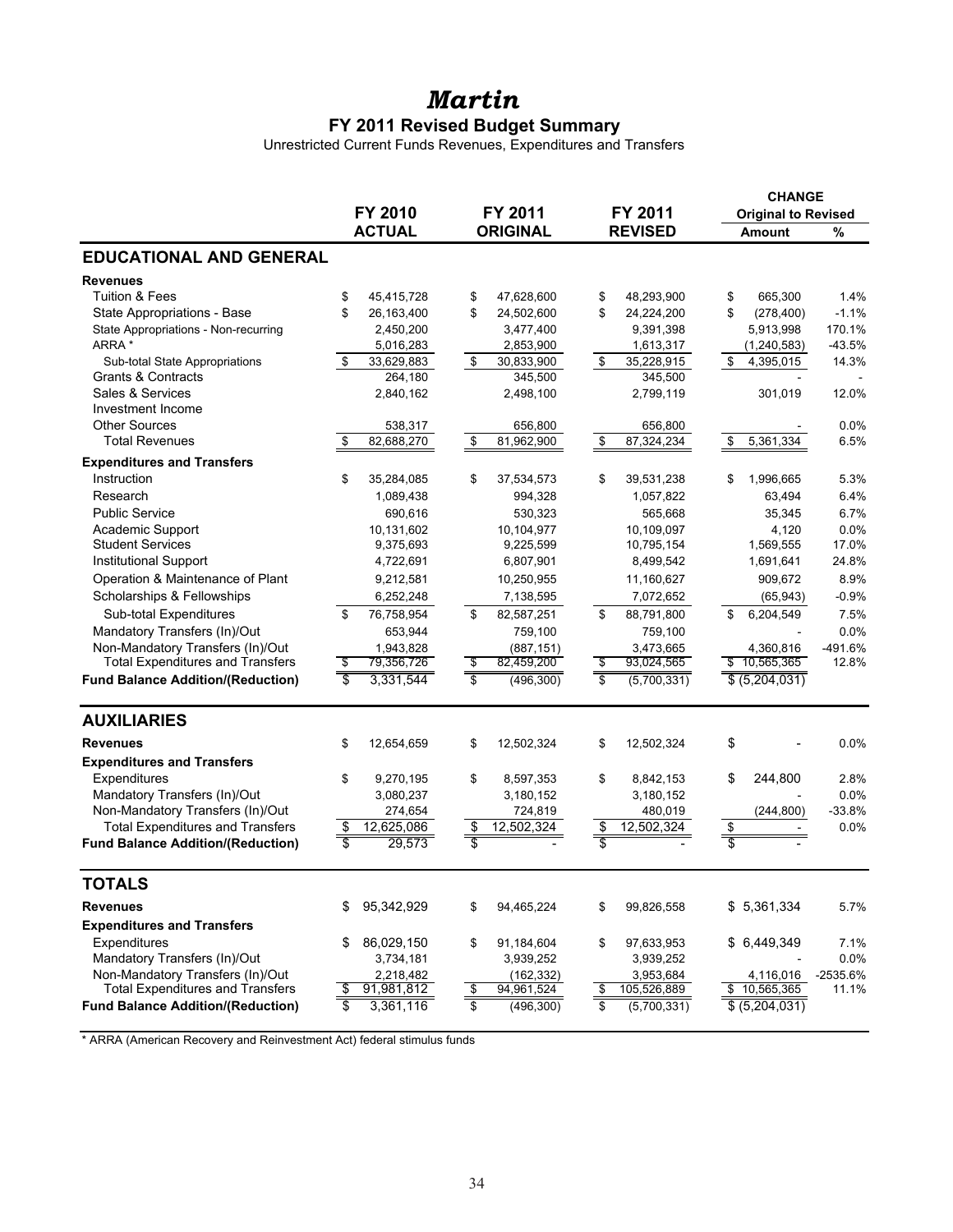# *Martin*

## FY 2011 Revised Budget Summary

Unrestricted Current Funds Revenues, Expenditures and Transfers

| | FY 2010 ACTUAL | FY 2011 ORIGINAL | FY 2011 REVISED | CHANGE Original to Revised Amount | % |
|---|---|---|---|---|---|
| **EDUCATIONAL AND GENERAL** | | | | | |
| **Revenues** | | | | | |
| Tuition & Fees | $ 45,415,728 | $ 47,628,600 | $ 48,293,900 | $ 665,300 | 1.4% |
| State Appropriations - Base | $ 26,163,400 | $ 24,502,600 | $ 24,224,200 | $ (278,400) | -1.1% |
| State Appropriations - Non-recurring | 2,450,200 | 3,477,400 | 9,391,398 | 5,913,998 | 170.1% |
| ARRA * | 5,016,283 | 2,853,900 | 1,613,317 | (1,240,583) | -43.5% |
| Sub-total State Appropriations | $ 33,629,883 | $ 30,833,900 | $ 35,228,915 | $ 4,395,015 | 14.3% |
| Grants & Contracts | 264,180 | 345,500 | 345,500 | - | - |
| Sales & Services | 2,840,162 | 2,498,100 | 2,799,119 | 301,019 | 12.0% |
| Investment Income | | | | | |
| Other Sources | 538,317 | 656,800 | 656,800 | - | 0.0% |
| Total Revenues | $ 82,688,270 | $ 81,962,900 | $ 87,324,234 | $ 5,361,334 | 6.5% |
| **Expenditures and Transfers** | | | | | |
| Instruction | $ 35,284,085 | $ 37,534,573 | $ 39,531,238 | $ 1,996,665 | 5.3% |
| Research | 1,089,438 | 994,328 | 1,057,822 | 63,494 | 6.4% |
| Public Service | 690,616 | 530,323 | 565,668 | 35,345 | 6.7% |
| Academic Support | 10,131,602 | 10,104,977 | 10,109,097 | 4,120 | 0.0% |
| Student Services | 9,375,693 | 9,225,599 | 10,795,154 | 1,569,555 | 17.0% |
| Institutional Support | 4,722,691 | 6,807,901 | 8,499,542 | 1,691,641 | 24.8% |
| Operation & Maintenance of Plant | 9,212,581 | 10,250,955 | 11,160,627 | 909,672 | 8.9% |
| Scholarships & Fellowships | 6,252,248 | 7,138,595 | 7,072,652 | (65,943) | -0.9% |
| Sub-total Expenditures | $ 76,758,954 | $ 82,587,251 | $ 88,791,800 | $ 6,204,549 | 7.5% |
| Mandatory Transfers (In)/Out | 653,944 | 759,100 | 759,100 | - | 0.0% |
| Non-Mandatory Transfers (In)/Out | 1,943,828 | (887,151) | 3,473,665 | 4,360,816 | -491.6% |
| Total Expenditures and Transfers | $ 79,356,726 | $ 82,459,200 | $ 93,024,565 | $ 10,565,365 | 12.8% |
| **Fund Balance Addition/(Reduction)** | $ 3,331,544 | $ (496,300) | $ (5,700,331) | $ (5,204,031) | |
| **AUXILIARIES** | | | | | |
| **Revenues** | $ 12,654,659 | $ 12,502,324 | $ 12,502,324 | $ - | 0.0% |
| **Expenditures and Transfers** | | | | | |
| Expenditures | $ 9,270,195 | $ 8,597,353 | $ 8,842,153 | $ 244,800 | 2.8% |
| Mandatory Transfers (In)/Out | 3,080,237 | 3,180,152 | 3,180,152 | - | 0.0% |
| Non-Mandatory Transfers (In)/Out | 274,654 | 724,819 | 480,019 | (244,800) | -33.8% |
| Total Expenditures and Transfers | $ 12,625,086 | $ 12,502,324 | $ 12,502,324 | $ - | 0.0% |
| **Fund Balance Addition/(Reduction)** | $ 29,573 | $ - | $ - | $ - | |
| **TOTALS** | | | | | |
| **Revenues** | $ 95,342,929 | $ 94,465,224 | $ 99,826,558 | $ 5,361,334 | 5.7% |
| **Expenditures and Transfers** | | | | | |
| Expenditures | $ 86,029,150 | $ 91,184,604 | $ 97,633,953 | $ 6,449,349 | 7.1% |
| Mandatory Transfers (In)/Out | 3,734,181 | 3,939,252 | 3,939,252 | - | 0.0% |
| Non-Mandatory Transfers (In)/Out | 2,218,482 | (162,332) | 3,953,684 | 4,116,016 | -2535.6% |
| Total Expenditures and Transfers | $ 91,981,812 | $ 94,961,524 | $ 105,526,889 | $ 10,565,365 | 11.1% |
| **Fund Balance Addition/(Reduction)** | $ 3,361,116 | $ (496,300) | $ (5,700,331) | $ (5,204,031) | |

* ARRA (American Recovery and Reinvestment Act) federal stimulus funds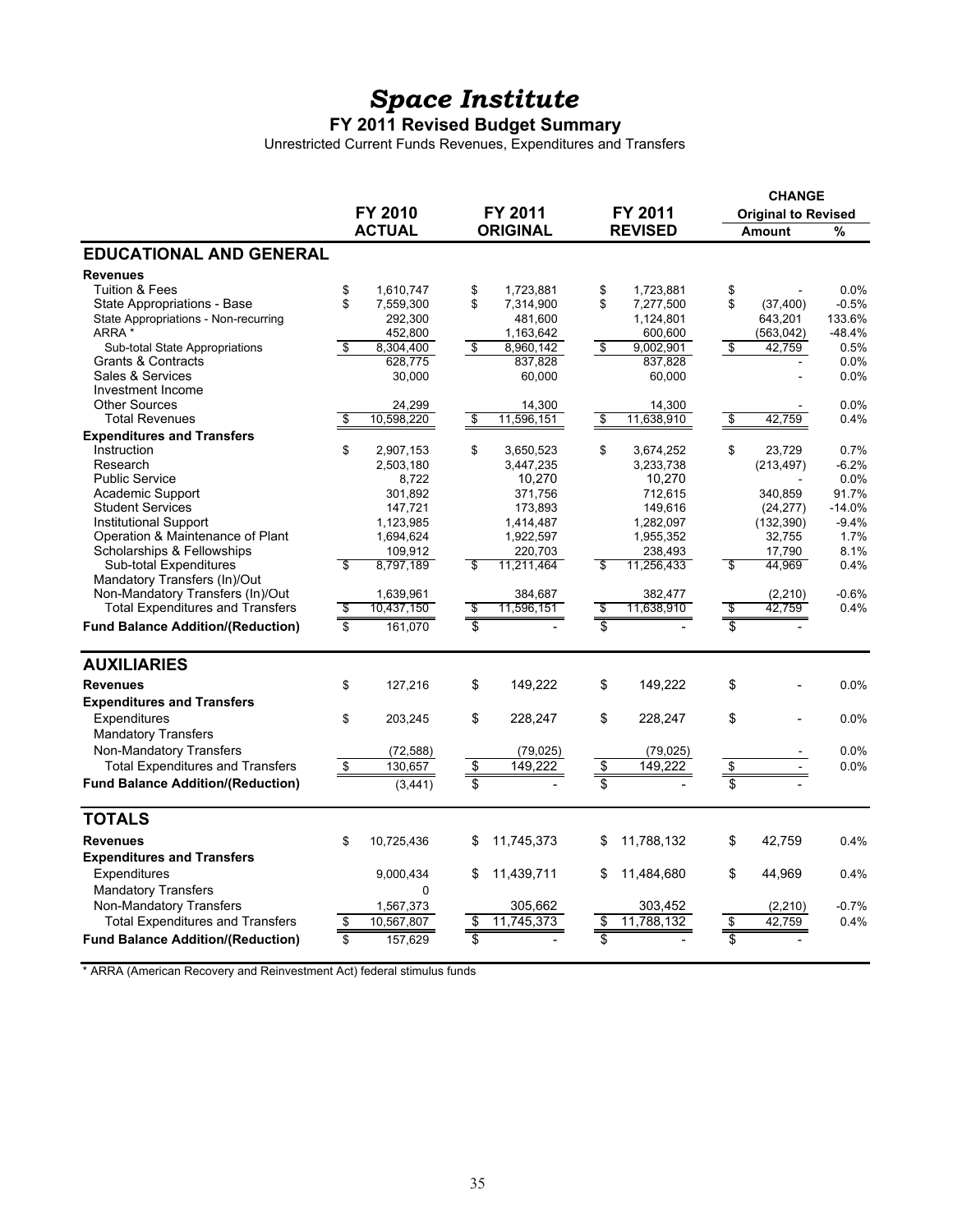# *Space Institute*

## FY 2011 Revised Budget Summary

Unrestricted Current Funds Revenues, Expenditures and Transfers

| | FY 2010 ACTUAL | FY 2011 ORIGINAL | FY 2011 REVISED | CHANGE Original to Revised Amount | % |
|---|---|---|---|---|---|
| **EDUCATIONAL AND GENERAL** | | | | | |
| **Revenues** | | | | | |
| Tuition & Fees | $ 1,610,747 | $ 1,723,881 | $ 1,723,881 | $ - | 0.0% |
| State Appropriations - Base | $ 7,559,300 | $ 7,314,900 | $ 7,277,500 | $ (37,400) | -0.5% |
| State Appropriations - Non-recurring | 292,300 | 481,600 | 1,124,801 | 643,201 | 133.6% |
| ARRA * | 452,800 | 1,163,642 | 600,600 | (563,042) | -48.4% |
| Sub-total State Appropriations | $ 8,304,400 | $ 8,960,142 | $ 9,002,901 | $ 42,759 | 0.5% |
| Grants & Contracts | 628,775 | 837,828 | 837,828 | - | 0.0% |
| Sales & Services | 30,000 | 60,000 | 60,000 | - | 0.0% |
| Investment Income | | | | | |
| Other Sources | 24,299 | 14,300 | 14,300 | - | 0.0% |
| Total Revenues | $ 10,598,220 | $ 11,596,151 | $ 11,638,910 | $ 42,759 | 0.4% |
| **Expenditures and Transfers** | | | | | |
| Instruction | $ 2,907,153 | $ 3,650,523 | $ 3,674,252 | $ 23,729 | 0.7% |
| Research | 2,503,180 | 3,447,235 | 3,233,738 | (213,497) | -6.2% |
| Public Service | 8,722 | 10,270 | 10,270 | - | 0.0% |
| Academic Support | 301,892 | 371,756 | 712,615 | 340,859 | 91.7% |
| Student Services | 147,721 | 173,893 | 149,616 | (24,277) | -14.0% |
| Institutional Support | 1,123,985 | 1,414,487 | 1,282,097 | (132,390) | -9.4% |
| Operation & Maintenance of Plant | 1,694,624 | 1,922,597 | 1,955,352 | 32,755 | 1.7% |
| Scholarships & Fellowships | 109,912 | 220,703 | 238,493 | 17,790 | 8.1% |
| Sub-total Expenditures | $ 8,797,189 | $ 11,211,464 | $ 11,256,433 | $ 44,969 | 0.4% |
| Mandatory Transfers (In)/Out | | | | | |
| Non-Mandatory Transfers (In)/Out | 1,639,961 | 384,687 | 382,477 | (2,210) | -0.6% |
| Total Expenditures and Transfers | $ 10,437,150 | $ 11,596,151 | $ 11,638,910 | $ 42,759 | 0.4% |
| **Fund Balance Addition/(Reduction)** | $ 161,070 | $ - | $ - | $ - | |
| **AUXILIARIES** | | | | | |
| **Revenues** | $ 127,216 | $ 149,222 | $ 149,222 | $ - | 0.0% |
| **Expenditures and Transfers** | | | | | |
| Expenditures | $ 203,245 | $ 228,247 | $ 228,247 | $ - | 0.0% |
| Mandatory Transfers | | | | | |
| Non-Mandatory Transfers | (72,588) | (79,025) | (79,025) | - | 0.0% |
| Total Expenditures and Transfers | $ 130,657 | $ 149,222 | $ 149,222 | $ - | 0.0% |
| **Fund Balance Addition/(Reduction)** | (3,441) | $ - | $ - | $ - | |
| **TOTALS** | | | | | |
| **Revenues** | $ 10,725,436 | $ 11,745,373 | $ 11,788,132 | $ 42,759 | 0.4% |
| **Expenditures and Transfers** | | | | | |
| Expenditures | 9,000,434 | $ 11,439,711 | $ 11,484,680 | $ 44,969 | 0.4% |
| Mandatory Transfers | 0 | | | | |
| Non-Mandatory Transfers | 1,567,373 | 305,662 | 303,452 | (2,210) | -0.7% |
| Total Expenditures and Transfers | $ 10,567,807 | $ 11,745,373 | $ 11,788,132 | $ 42,759 | 0.4% |
| **Fund Balance Addition/(Reduction)** | $ 157,629 | $ - | $ - | $ - | |

\* ARRA (American Recovery and Reinvestment Act) federal stimulus funds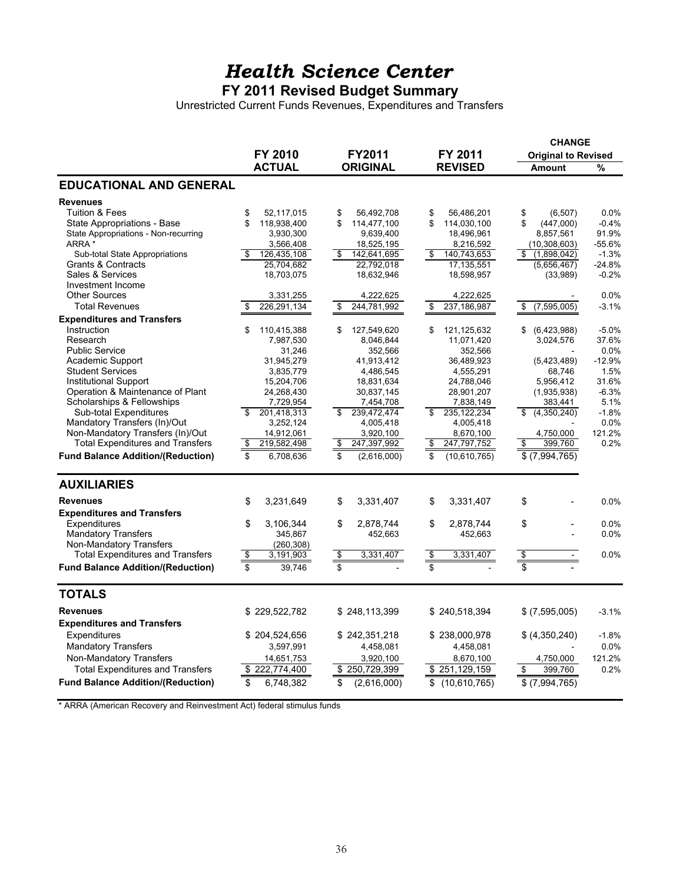# *Health Science Center*

## FY 2011 Revised Budget Summary

Unrestricted Current Funds Revenues, Expenditures and Transfers

| | FY 2010 ACTUAL | FY2011 ORIGINAL | FY 2011 REVISED | CHANGE Original to Revised Amount | % |
|---|---|---|---|---|---|
| **EDUCATIONAL AND GENERAL** | | | | | |
| **Revenues** | | | | | |
| Tuition & Fees | $ 52,117,015 | $ 56,492,708 | $ 56,486,201 | $ (6,507) | 0.0% |
| State Appropriations - Base | $ 118,938,400 | $ 114,477,100 | $ 114,030,100 | $ (447,000) | -0.4% |
| State Appropriations - Non-recurring | 3,930,300 | 9,639,400 | 18,496,961 | 8,857,561 | 91.9% |
| ARRA * | 3,566,408 | 18,525,195 | 8,216,592 | (10,308,603) | -55.6% |
| Sub-total State Appropriations | $ 126,435,108 | $ 142,641,695 | $ 140,743,653 | $ (1,898,042) | -1.3% |
| Grants & Contracts | 25,704,682 | 22,792,018 | 17,135,551 | (5,656,467) | -24.8% |
| Sales & Services | 18,703,075 | 18,632,946 | 18,598,957 | (33,989) | -0.2% |
| Investment Income | | | | | |
| Other Sources | 3,331,255 | 4,222,625 | 4,222,625 | - | 0.0% |
| Total Revenues | $ 226,291,134 | $ 244,781,992 | $ 237,186,987 | $ (7,595,005) | -3.1% |
| **Expenditures and Transfers** | | | | | |
| Instruction | $ 110,415,388 | $ 127,549,620 | $ 121,125,632 | $ (6,423,988) | -5.0% |
| Research | 7,987,530 | 8,046,844 | 11,071,420 | 3,024,576 | 37.6% |
| Public Service | 31,246 | 352,566 | 352,566 | - | 0.0% |
| Academic Support | 31,945,279 | 41,913,412 | 36,489,923 | (5,423,489) | -12.9% |
| Student Services | 3,835,779 | 4,486,545 | 4,555,291 | 68,746 | 1.5% |
| Institutional Support | 15,204,706 | 18,831,634 | 24,788,046 | 5,956,412 | 31.6% |
| Operation & Maintenance of Plant | 24,268,430 | 30,837,145 | 28,901,207 | (1,935,938) | -6.3% |
| Scholarships & Fellowships | 7,729,954 | 7,454,708 | 7,838,149 | 383,441 | 5.1% |
| Sub-total Expenditures | $ 201,418,313 | $ 239,472,474 | $ 235,122,234 | $ (4,350,240) | -1.8% |
| Mandatory Transfers (In)/Out | 3,252,124 | 4,005,418 | 4,005,418 | - | 0.0% |
| Non-Mandatory Transfers (In)/Out | 14,912,061 | 3,920,100 | 8,670,100 | 4,750,000 | 121.2% |
| Total Expenditures and Transfers | $ 219,582,498 | $ 247,397,992 | $ 247,797,752 | $ 399,760 | 0.2% |
| **Fund Balance Addition/(Reduction)** | $ 6,708,636 | $ (2,616,000) | $ (10,610,765) | $ (7,994,765) | |
| **AUXILIARIES** | | | | | |
| **Revenues** | $ 3,231,649 | $ 3,331,407 | $ 3,331,407 | $ - | 0.0% |
| **Expenditures and Transfers** | | | | | |
| Expenditures | $ 3,106,344 | $ 2,878,744 | $ 2,878,744 | $ - | 0.0% |
| Mandatory Transfers | 345,867 | 452,663 | 452,663 | - | 0.0% |
| Non-Mandatory Transfers | (260,308) | | | | |
| Total Expenditures and Transfers | $ 3,191,903 | $ 3,331,407 | $ 3,331,407 | $ - | 0.0% |
| **Fund Balance Addition/(Reduction)** | $ 39,746 | $ - | $ - | $ - | |
| **TOTALS** | | | | | |
| **Revenues** | $ 229,522,782 | $ 248,113,399 | $ 240,518,394 | $ (7,595,005) | -3.1% |
| **Expenditures and Transfers** | | | | | |
| Expenditures | $ 204,524,656 | $ 242,351,218 | $ 238,000,978 | $ (4,350,240) | -1.8% |
| Mandatory Transfers | 3,597,991 | 4,458,081 | 4,458,081 | - | 0.0% |
| Non-Mandatory Transfers | 14,651,753 | 3,920,100 | 8,670,100 | 4,750,000 | 121.2% |
| Total Expenditures and Transfers | $ 222,774,400 | $ 250,729,399 | $ 251,129,159 | $ 399,760 | 0.2% |
| **Fund Balance Addition/(Reduction)** | $ 6,748,382 | $ (2,616,000) | $ (10,610,765) | $ (7,994,765) | |

* ARRA (American Recovery and Reinvestment Act) federal stimulus funds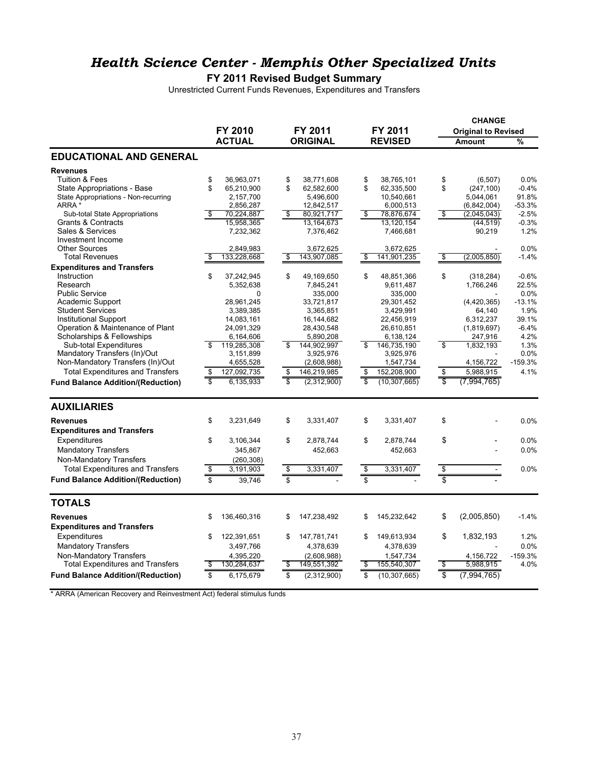# *Health Science Center - Memphis Other Specialized Units*

**FY 2011 Revised Budget Summary**

Unrestricted Current Funds Revenues, Expenditures and Transfers

| | FY 2010 ACTUAL | FY 2011 ORIGINAL | FY 2011 REVISED | CHANGE Original to Revised Amount | % |
|---|---|---|---|---|---|
| **EDUCATIONAL AND GENERAL** | | | | | |
| **Revenues** | | | | | |
| Tuition & Fees | $ 36,963,071 | $ 38,771,608 | $ 38,765,101 | $ (6,507) | 0.0% |
| State Appropriations - Base | $ 65,210,900 | $ 62,582,600 | $ 62,335,500 | $ (247,100) | -0.4% |
| State Appropriations - Non-recurring | 2,157,700 | 5,496,600 | 10,540,661 | 5,044,061 | 91.8% |
| ARRA * | 2,856,287 | 12,842,517 | 6,000,513 | (6,842,004) | -53.3% |
| Sub-total State Appropriations | $ 70,224,887 | $ 80,921,717 | $ 78,876,674 | $ (2,045,043) | -2.5% |
| Grants & Contracts | 15,958,365 | 13,164,673 | 13,120,154 | (44,519) | -0.3% |
| Sales & Services | 7,232,362 | 7,376,462 | 7,466,681 | 90,219 | 1.2% |
| Investment Income | | | | | |
| Other Sources | 2,849,983 | 3,672,625 | 3,672,625 | - | 0.0% |
| Total Revenues | $ 133,228,668 | $ 143,907,085 | $ 141,901,235 | $ (2,005,850) | -1.4% |
| **Expenditures and Transfers** | | | | | |
| Instruction | $ 37,242,945 | $ 49,169,650 | $ 48,851,366 | $ (318,284) | -0.6% |
| Research | 5,352,638 | 7,845,241 | 9,611,487 | 1,766,246 | 22.5% |
| Public Service | 0 | 335,000 | 335,000 | - | 0.0% |
| Academic Support | 28,961,245 | 33,721,817 | 29,301,452 | (4,420,365) | -13.1% |
| Student Services | 3,389,385 | 3,365,851 | 3,429,991 | 64,140 | 1.9% |
| Institutional Support | 14,083,161 | 16,144,682 | 22,456,919 | 6,312,237 | 39.1% |
| Operation & Maintenance of Plant | 24,091,329 | 28,430,548 | 26,610,851 | (1,819,697) | -6.4% |
| Scholarships & Fellowships | 6,164,606 | 5,890,208 | 6,138,124 | 247,916 | 4.2% |
| Sub-total Expenditures | $ 119,285,308 | $ 144,902,997 | $ 146,735,190 | $ 1,832,193 | 1.3% |
| Mandatory Transfers (In)/Out | 3,151,899 | 3,925,976 | 3,925,976 | - | 0.0% |
| Non-Mandatory Transfers (In)/Out | 4,655,528 | (2,608,988) | 1,547,734 | 4,156,722 | -159.3% |
| Total Expenditures and Transfers | $ 127,092,735 | $ 146,219,985 | $ 152,208,900 | $ 5,988,915 | 4.1% |
| **Fund Balance Addition/(Reduction)** | $ 6,135,933 | $ (2,312,900) | $ (10,307,665) | $ (7,994,765) | |
| **AUXILIARIES** | | | | | |
| **Revenues** | $ 3,231,649 | $ 3,331,407 | $ 3,331,407 | $ - | 0.0% |
| **Expenditures and Transfers** | | | | | |
| Expenditures | $ 3,106,344 | $ 2,878,744 | $ 2,878,744 | $ - | 0.0% |
| Mandatory Transfers | 345,867 | 452,663 | 452,663 | - | 0.0% |
| Non-Mandatory Transfers | (260,308) | | | | |
| Total Expenditures and Transfers | $ 3,191,903 | $ 3,331,407 | $ 3,331,407 | $ - | 0.0% |
| **Fund Balance Addition/(Reduction)** | $ 39,746 | $ - | $ - | $ - | |
| **TOTALS** | | | | | |
| **Revenues** | $ 136,460,316 | $ 147,238,492 | $ 145,232,642 | $ (2,005,850) | -1.4% |
| **Expenditures and Transfers** | | | | | |
| Expenditures | $ 122,391,651 | $ 147,781,741 | $ 149,613,934 | $ 1,832,193 | 1.2% |
| Mandatory Transfers | 3,497,766 | 4,378,639 | 4,378,639 | - | 0.0% |
| Non-Mandatory Transfers | 4,395,220 | (2,608,988) | 1,547,734 | 4,156,722 | -159.3% |
| Total Expenditures and Transfers | $ 130,284,637 | $ 149,551,392 | $ 155,540,307 | $ 5,988,915 | 4.0% |
| **Fund Balance Addition/(Reduction)** | $ 6,175,679 | $ (2,312,900) | $ (10,307,665) | $ (7,994,765) | |

* ARRA (American Recovery and Reinvestment Act) federal stimulus funds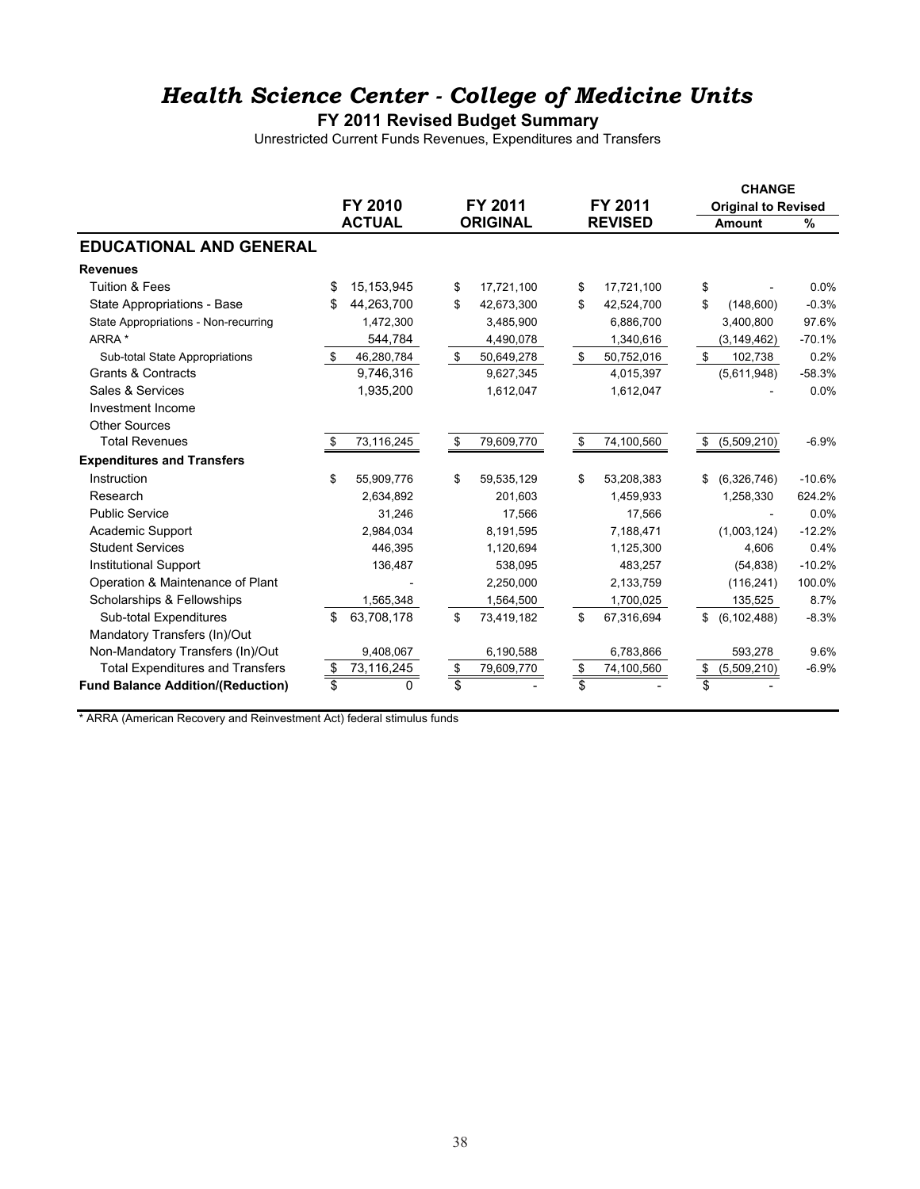# *Health Science Center - College of Medicine Units*

**FY 2011 Revised Budget Summary**

Unrestricted Current Funds Revenues, Expenditures and Transfers

| | FY 2010 ACTUAL | FY 2011 ORIGINAL | FY 2011 REVISED | CHANGE Original to Revised Amount | % |
|---|---|---|---|---|---|
| **EDUCATIONAL AND GENERAL** | | | | | |
| **Revenues** | | | | | |
| Tuition & Fees | $ 15,153,945 | $ 17,721,100 | $ 17,721,100 | $ - | 0.0% |
| State Appropriations - Base | $ 44,263,700 | $ 42,673,300 | $ 42,524,700 | $ (148,600) | -0.3% |
| State Appropriations - Non-recurring | 1,472,300 | 3,485,900 | 6,886,700 | 3,400,800 | 97.6% |
| ARRA * | 544,784 | 4,490,078 | 1,340,616 | (3,149,462) | -70.1% |
| Sub-total State Appropriations | $ 46,280,784 | $ 50,649,278 | $ 50,752,016 | $ 102,738 | 0.2% |
| Grants & Contracts | 9,746,316 | 9,627,345 | 4,015,397 | (5,611,948) | -58.3% |
| Sales & Services | 1,935,200 | 1,612,047 | 1,612,047 | - | 0.0% |
| Investment Income | | | | | |
| Other Sources | | | | | |
| Total Revenues | $ 73,116,245 | $ 79,609,770 | $ 74,100,560 | $ (5,509,210) | -6.9% |
| **Expenditures and Transfers** | | | | | |
| Instruction | $ 55,909,776 | $ 59,535,129 | $ 53,208,383 | $ (6,326,746) | -10.6% |
| Research | 2,634,892 | 201,603 | 1,459,933 | 1,258,330 | 624.2% |
| Public Service | 31,246 | 17,566 | 17,566 | - | 0.0% |
| Academic Support | 2,984,034 | 8,191,595 | 7,188,471 | (1,003,124) | -12.2% |
| Student Services | 446,395 | 1,120,694 | 1,125,300 | 4,606 | 0.4% |
| Institutional Support | 136,487 | 538,095 | 483,257 | (54,838) | -10.2% |
| Operation & Maintenance of Plant | - | 2,250,000 | 2,133,759 | (116,241) | 100.0% |
| Scholarships & Fellowships | 1,565,348 | 1,564,500 | 1,700,025 | 135,525 | 8.7% |
| Sub-total Expenditures | $ 63,708,178 | $ 73,419,182 | $ 67,316,694 | $ (6,102,488) | -8.3% |
| Mandatory Transfers (In)/Out | | | | | |
| Non-Mandatory Transfers (In)/Out | 9,408,067 | 6,190,588 | 6,783,866 | 593,278 | 9.6% |
| Total Expenditures and Transfers | $ 73,116,245 | $ 79,609,770 | $ 74,100,560 | $ (5,509,210) | -6.9% |
| **Fund Balance Addition/(Reduction)** | $ 0 | $ - | $ - | $ - | |

* ARRA (American Recovery and Reinvestment Act) federal stimulus funds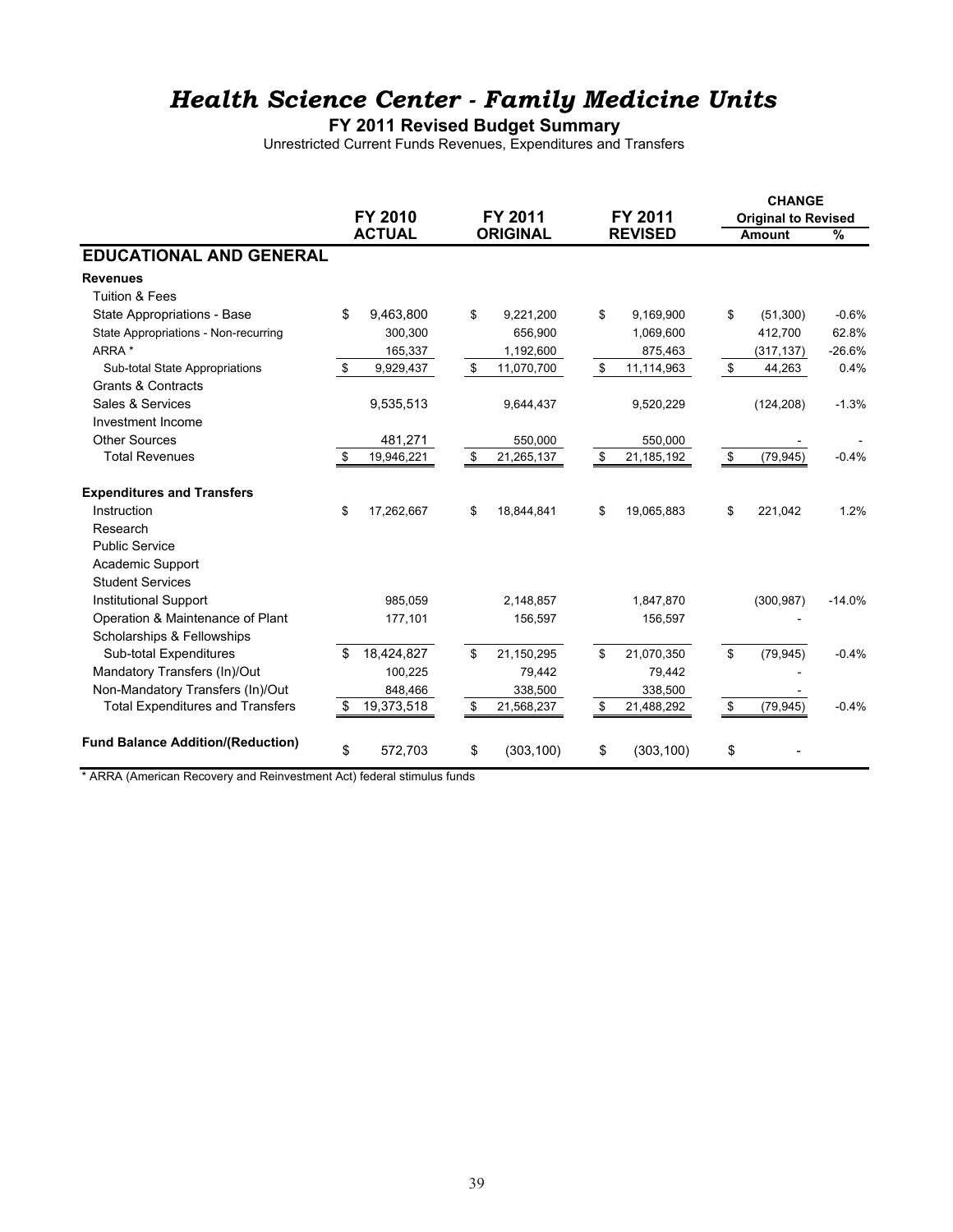# *Health Science Center - Family Medicine Units*

**FY 2011 Revised Budget Summary**

Unrestricted Current Funds Revenues, Expenditures and Transfers

| | FY 2010 ACTUAL | FY 2011 ORIGINAL | FY 2011 REVISED | CHANGE Original to Revised Amount | % |
|---|---|---|---|---|---|
| **EDUCATIONAL AND GENERAL** | | | | | |
| **Revenues** | | | | | |
| Tuition & Fees | | | | | |
| State Appropriations - Base | $ 9,463,800 | $ 9,221,200 | $ 9,169,900 | $ (51,300) | -0.6% |
| State Appropriations - Non-recurring | 300,300 | 656,900 | 1,069,600 | 412,700 | 62.8% |
| ARRA * | 165,337 | 1,192,600 | 875,463 | (317,137) | -26.6% |
| Sub-total State Appropriations | $ 9,929,437 | $ 11,070,700 | $ 11,114,963 | $ 44,263 | 0.4% |
| Grants & Contracts | | | | | |
| Sales & Services | 9,535,513 | 9,644,437 | 9,520,229 | (124,208) | -1.3% |
| Investment Income | | | | | |
| Other Sources | 481,271 | 550,000 | 550,000 | - | - |
| Total Revenues | $ 19,946,221 | $ 21,265,137 | $ 21,185,192 | $ (79,945) | -0.4% |
| **Expenditures and Transfers** | | | | | |
| Instruction | $ 17,262,667 | $ 18,844,841 | $ 19,065,883 | $ 221,042 | 1.2% |
| Research | | | | | |
| Public Service | | | | | |
| Academic Support | | | | | |
| Student Services | | | | | |
| Institutional Support | 985,059 | 2,148,857 | 1,847,870 | (300,987) | -14.0% |
| Operation & Maintenance of Plant | 177,101 | 156,597 | 156,597 | - | |
| Scholarships & Fellowships | | | | | |
| Sub-total Expenditures | $ 18,424,827 | $ 21,150,295 | $ 21,070,350 | $ (79,945) | -0.4% |
| Mandatory Transfers (In)/Out | 100,225 | 79,442 | 79,442 | - | |
| Non-Mandatory Transfers (In)/Out | 848,466 | 338,500 | 338,500 | - | |
| Total Expenditures and Transfers | $ 19,373,518 | $ 21,568,237 | $ 21,488,292 | $ (79,945) | -0.4% |
| **Fund Balance Addition/(Reduction)** | $ 572,703 | $ (303,100) | $ (303,100) | $ - | |

* ARRA (American Recovery and Reinvestment Act) federal stimulus funds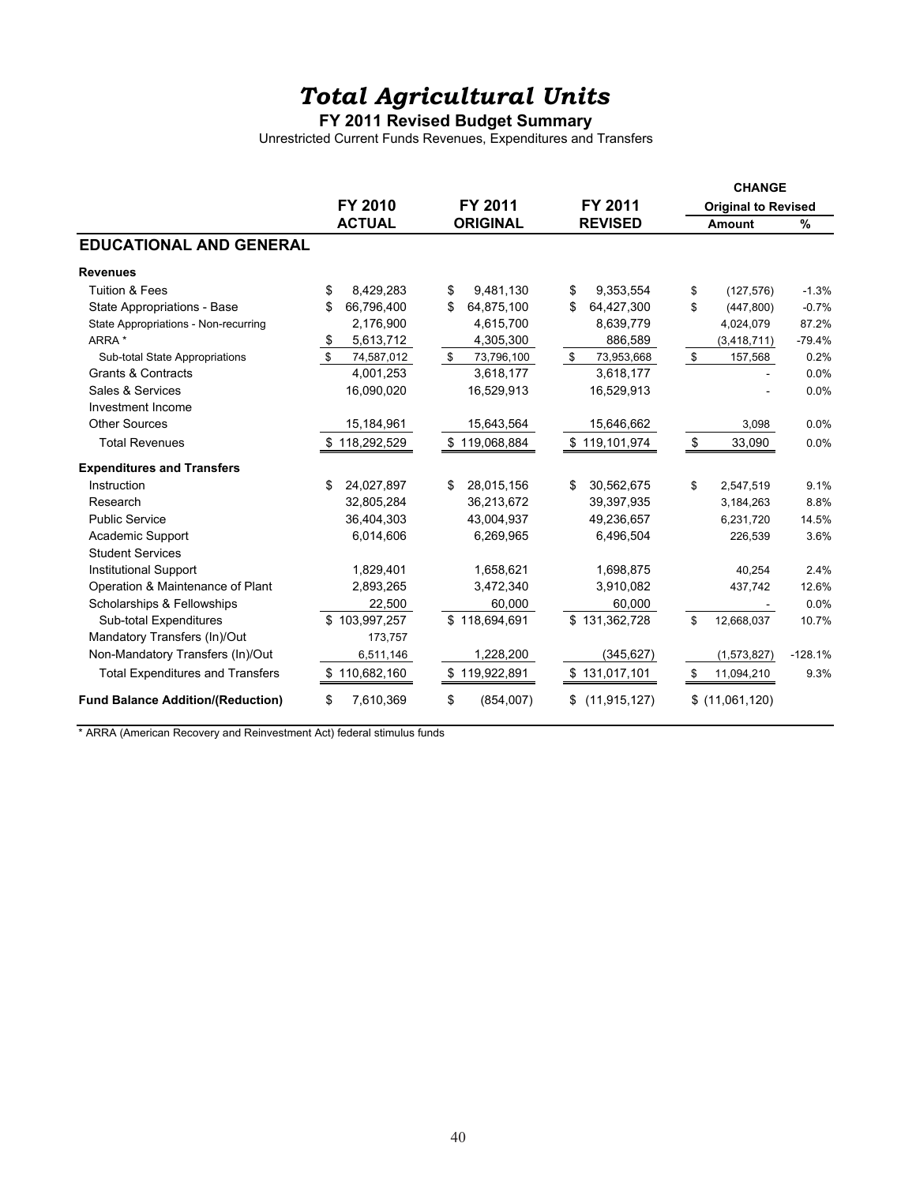# *Total Agricultural Units*

**FY 2011 Revised Budget Summary**

Unrestricted Current Funds Revenues, Expenditures and Transfers

| | FY 2010 ACTUAL | FY 2011 ORIGINAL | FY 2011 REVISED | CHANGE Original to Revised Amount | % |
|---|---|---|---|---|---|
| **EDUCATIONAL AND GENERAL** | | | | | |
| **Revenues** | | | | | |
| Tuition & Fees | $ 8,429,283 | $ 9,481,130 | $ 9,353,554 | $ (127,576) | -1.3% |
| State Appropriations - Base | $ 66,796,400 | $ 64,875,100 | $ 64,427,300 | $ (447,800) | -0.7% |
| State Appropriations - Non-recurring | 2,176,900 | 4,615,700 | 8,639,779 | 4,024,079 | 87.2% |
| ARRA * | $ 5,613,712 | 4,305,300 | 886,589 | (3,418,711) | -79.4% |
| Sub-total State Appropriations | $ 74,587,012 | $ 73,796,100 | $ 73,953,668 | $ 157,568 | 0.2% |
| Grants & Contracts | 4,001,253 | 3,618,177 | 3,618,177 | - | 0.0% |
| Sales & Services | 16,090,020 | 16,529,913 | 16,529,913 | - | 0.0% |
| Investment Income | | | | | |
| Other Sources | 15,184,961 | 15,643,564 | 15,646,662 | 3,098 | 0.0% |
| Total Revenues | $ 118,292,529 | $ 119,068,884 | $ 119,101,974 | $ 33,090 | 0.0% |
| **Expenditures and Transfers** | | | | | |
| Instruction | $ 24,027,897 | $ 28,015,156 | $ 30,562,675 | $ 2,547,519 | 9.1% |
| Research | 32,805,284 | 36,213,672 | 39,397,935 | 3,184,263 | 8.8% |
| Public Service | 36,404,303 | 43,004,937 | 49,236,657 | 6,231,720 | 14.5% |
| Academic Support | 6,014,606 | 6,269,965 | 6,496,504 | 226,539 | 3.6% |
| Student Services | | | | | |
| Institutional Support | 1,829,401 | 1,658,621 | 1,698,875 | 40,254 | 2.4% |
| Operation & Maintenance of Plant | 2,893,265 | 3,472,340 | 3,910,082 | 437,742 | 12.6% |
| Scholarships & Fellowships | 22,500 | 60,000 | 60,000 | - | 0.0% |
| Sub-total Expenditures | $ 103,997,257 | $ 118,694,691 | $ 131,362,728 | $ 12,668,037 | 10.7% |
| Mandatory Transfers (In)/Out | 173,757 | | | | |
| Non-Mandatory Transfers (In)/Out | 6,511,146 | 1,228,200 | (345,627) | (1,573,827) | -128.1% |
| Total Expenditures and Transfers | $ 110,682,160 | $ 119,922,891 | $ 131,017,101 | $ 11,094,210 | 9.3% |
| **Fund Balance Addition/(Reduction)** | $ 7,610,369 | $ (854,007) | $ (11,915,127) | $ (11,061,120) | |

\* ARRA (American Recovery and Reinvestment Act) federal stimulus funds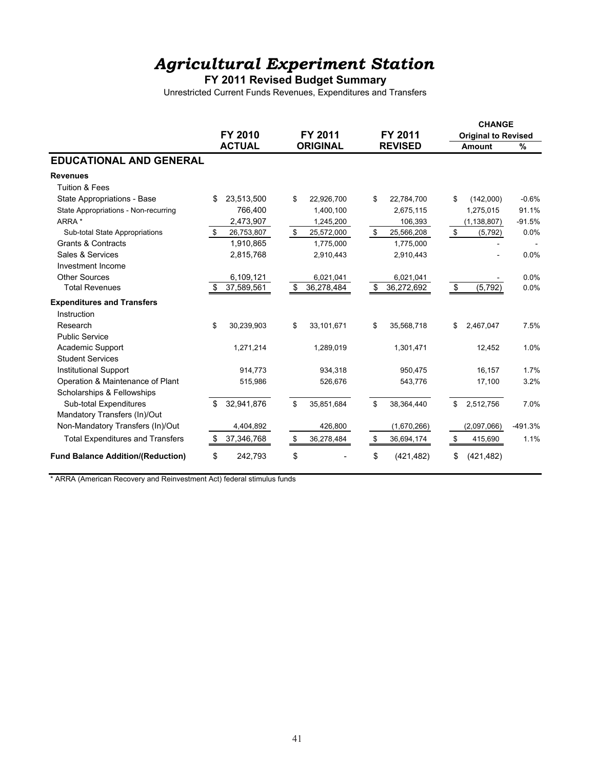# *Agricultural Experiment Station*

**FY 2011 Revised Budget Summary**

Unrestricted Current Funds Revenues, Expenditures and Transfers

| | FY 2010 ACTUAL | FY 2011 ORIGINAL | FY 2011 REVISED | CHANGE Original to Revised Amount | % |
|---|---|---|---|---|---|
| **EDUCATIONAL AND GENERAL** | | | | | |
| **Revenues** | | | | | |
| Tuition & Fees | | | | | |
| State Appropriations - Base | $ 23,513,500 | $ 22,926,700 | $ 22,784,700 | $ (142,000) | -0.6% |
| State Appropriations - Non-recurring | 766,400 | 1,400,100 | 2,675,115 | 1,275,015 | 91.1% |
| ARRA * | 2,473,907 | 1,245,200 | 106,393 | (1,138,807) | -91.5% |
| Sub-total State Appropriations | $ 26,753,807 | $ 25,572,000 | $ 25,566,208 | $ (5,792) | 0.0% |
| Grants & Contracts | 1,910,865 | 1,775,000 | 1,775,000 | - | - |
| Sales & Services | 2,815,768 | 2,910,443 | 2,910,443 | - | 0.0% |
| Investment Income | | | | | |
| Other Sources | 6,109,121 | 6,021,041 | 6,021,041 | - | 0.0% |
| Total Revenues | $ 37,589,561 | $ 36,278,484 | $ 36,272,692 | $ (5,792) | 0.0% |
| **Expenditures and Transfers** | | | | | |
| Instruction | | | | | |
| Research | $ 30,239,903 | $ 33,101,671 | $ 35,568,718 | $ 2,467,047 | 7.5% |
| Public Service | | | | | |
| Academic Support | 1,271,214 | 1,289,019 | 1,301,471 | 12,452 | 1.0% |
| Student Services | | | | | |
| Institutional Support | 914,773 | 934,318 | 950,475 | 16,157 | 1.7% |
| Operation & Maintenance of Plant | 515,986 | 526,676 | 543,776 | 17,100 | 3.2% |
| Scholarships & Fellowships | | | | | |
| Sub-total Expenditures | $ 32,941,876 | $ 35,851,684 | $ 38,364,440 | $ 2,512,756 | 7.0% |
| Mandatory Transfers (In)/Out | | | | | |
| Non-Mandatory Transfers (In)/Out | 4,404,892 | 426,800 | (1,670,266) | (2,097,066) | -491.3% |
| Total Expenditures and Transfers | $ 37,346,768 | $ 36,278,484 | $ 36,694,174 | $ 415,690 | 1.1% |
| **Fund Balance Addition/(Reduction)** | $ 242,793 | $ - | $ (421,482) | $ (421,482) | |

* ARRA (American Recovery and Reinvestment Act) federal stimulus funds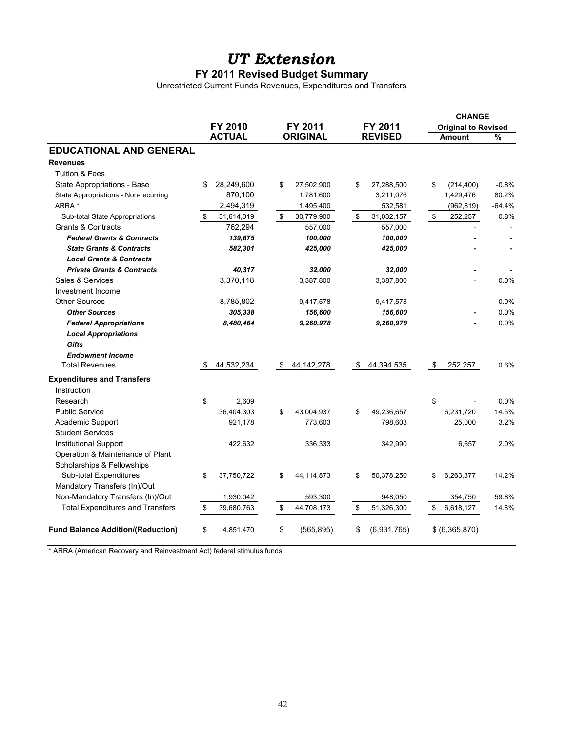# *UT Extension*

## FY 2011 Revised Budget Summary

Unrestricted Current Funds Revenues, Expenditures and Transfers

| | FY 2010 ACTUAL | FY 2011 ORIGINAL | FY 2011 REVISED | CHANGE Original to Revised Amount | % |
|---|---|---|---|---|---|
| **EDUCATIONAL AND GENERAL** | | | | | |
| **Revenues** | | | | | |
| Tuition & Fees | | | | | |
| State Appropriations - Base | $ 28,249,600 | $ 27,502,900 | $ 27,288,500 | $ (214,400) | -0.8% |
| State Appropriations - Non-recurring | 870,100 | 1,781,600 | 3,211,076 | 1,429,476 | 80.2% |
| ARRA * | 2,494,319 | 1,495,400 | 532,581 | (962,819) | -64.4% |
| Sub-total State Appropriations | $ 31,614,019 | $ 30,779,900 | $ 31,032,157 | $ 252,257 | 0.8% |
| Grants & Contracts | 762,294 | 557,000 | 557,000 | - | - |
| ***Federal Grants & Contracts*** | ***139,675*** | ***100,000*** | ***100,000*** | - | - |
| ***State Grants & Contracts*** | ***582,301*** | ***425,000*** | ***425,000*** | - | - |
| ***Local Grants & Contracts*** | | | | | |
| ***Private Grants & Contracts*** | ***40,317*** | ***32,000*** | ***32,000*** | - | - |
| Sales & Services | 3,370,118 | 3,387,800 | 3,387,800 | - | 0.0% |
| Investment Income | | | | | |
| Other Sources | 8,785,802 | 9,417,578 | 9,417,578 | - | 0.0% |
| ***Other Sources*** | ***305,338*** | ***156,600*** | ***156,600*** | - | 0.0% |
| ***Federal Appropriations*** | ***8,480,464*** | ***9,260,978*** | ***9,260,978*** | - | 0.0% |
| ***Local Appropriations*** | | | | | |
| ***Gifts*** | | | | | |
| ***Endowment Income*** | | | | | |
| Total Revenues | $ 44,532,234 | $ 44,142,278 | $ 44,394,535 | $ 252,257 | 0.6% |
| **Expenditures and Transfers** | | | | | |
| Instruction | | | | | |
| Research | $ 2,609 | | | $ - | 0.0% |
| Public Service | 36,404,303 | $ 43,004,937 | $ 49,236,657 | 6,231,720 | 14.5% |
| Academic Support | 921,178 | 773,603 | 798,603 | 25,000 | 3.2% |
| Student Services | | | | | |
| Institutional Support | 422,632 | 336,333 | 342,990 | 6,657 | 2.0% |
| Operation & Maintenance of Plant | | | | | |
| Scholarships & Fellowships | | | | | |
| Sub-total Expenditures | $ 37,750,722 | $ 44,114,873 | $ 50,378,250 | $ 6,263,377 | 14.2% |
| Mandatory Transfers (In)/Out | | | | | |
| Non-Mandatory Transfers (In)/Out | 1,930,042 | 593,300 | 948,050 | 354,750 | 59.8% |
| Total Expenditures and Transfers | $ 39,680,763 | $ 44,708,173 | $ 51,326,300 | $ 6,618,127 | 14.8% |
| **Fund Balance Addition/(Reduction)** | $ 4,851,470 | $ (565,895) | $ (6,931,765) | $ (6,365,870) | |

* ARRA (American Recovery and Reinvestment Act) federal stimulus funds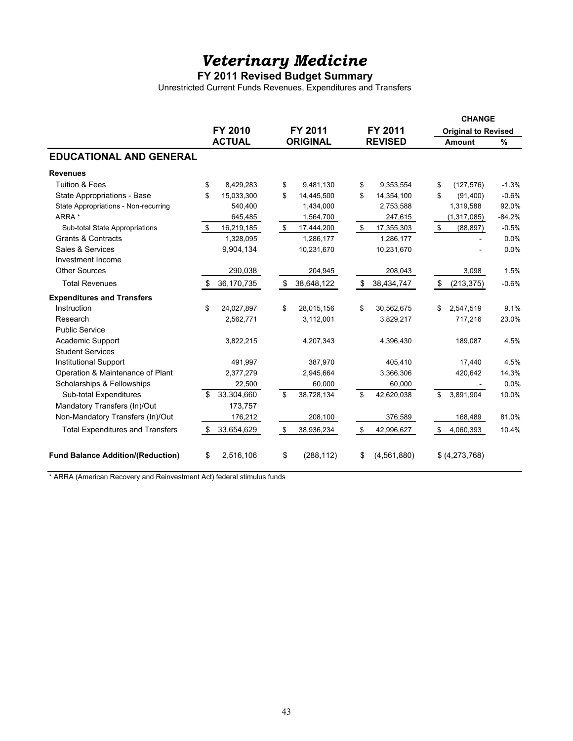# *Veterinary Medicine*

## FY 2011 Revised Budget Summary

Unrestricted Current Funds Revenues, Expenditures and Transfers

| | FY 2010 ACTUAL | FY 2011 ORIGINAL | FY 2011 REVISED | CHANGE Original to Revised Amount | % |
|---|---|---|---|---|---|
| **EDUCATIONAL AND GENERAL** | | | | | |
| **Revenues** | | | | | |
| Tuition & Fees | $ 8,429,283 | $ 9,481,130 | $ 9,353,554 | $ (127,576) | -1.3% |
| State Appropriations - Base | $ 15,033,300 | $ 14,445,500 | $ 14,354,100 | $ (91,400) | -0.6% |
| State Appropriations - Non-recurring | 540,400 | 1,434,000 | 2,753,588 | 1,319,588 | 92.0% |
| ARRA * | 645,485 | 1,564,700 | 247,615 | (1,317,085) | -84.2% |
| Sub-total State Appropriations | $ 16,219,185 | $ 17,444,200 | $ 17,355,303 | $ (88,897) | -0.5% |
| Grants & Contracts | 1,328,095 | 1,286,177 | 1,286,177 | - | 0.0% |
| Sales & Services | 9,904,134 | 10,231,670 | 10,231,670 | - | 0.0% |
| Investment Income | | | | | |
| Other Sources | 290,038 | 204,945 | 208,043 | 3,098 | 1.5% |
| Total Revenues | $ 36,170,735 | $ 38,648,122 | $ 38,434,747 | $ (213,375) | -0.6% |
| **Expenditures and Transfers** | | | | | |
| Instruction | $ 24,027,897 | $ 28,015,156 | $ 30,562,675 | $ 2,547,519 | 9.1% |
| Research | 2,562,771 | 3,112,001 | 3,829,217 | 717,216 | 23.0% |
| Public Service | | | | | |
| Academic Support | 3,822,215 | 4,207,343 | 4,396,430 | 189,087 | 4.5% |
| Student Services | | | | | |
| Institutional Support | 491,997 | 387,970 | 405,410 | 17,440 | 4.5% |
| Operation & Maintenance of Plant | 2,377,279 | 2,945,664 | 3,366,306 | 420,642 | 14.3% |
| Scholarships & Fellowships | 22,500 | 60,000 | 60,000 | - | 0.0% |
| Sub-total Expenditures | $ 33,304,660 | $ 38,728,134 | $ 42,620,038 | $ 3,891,904 | 10.0% |
| Mandatory Transfers (In)/Out | 173,757 | | | | |
| Non-Mandatory Transfers (In)/Out | 176,212 | 208,100 | 376,589 | 168,489 | 81.0% |
| Total Expenditures and Transfers | $ 33,654,629 | $ 38,936,234 | $ 42,996,627 | $ 4,060,393 | 10.4% |
| **Fund Balance Addition/(Reduction)** | $ 2,516,106 | $ (288,112) | $ (4,561,880) | $ (4,273,768) | |

* ARRA (American Recovery and Reinvestment Act) federal stimulus funds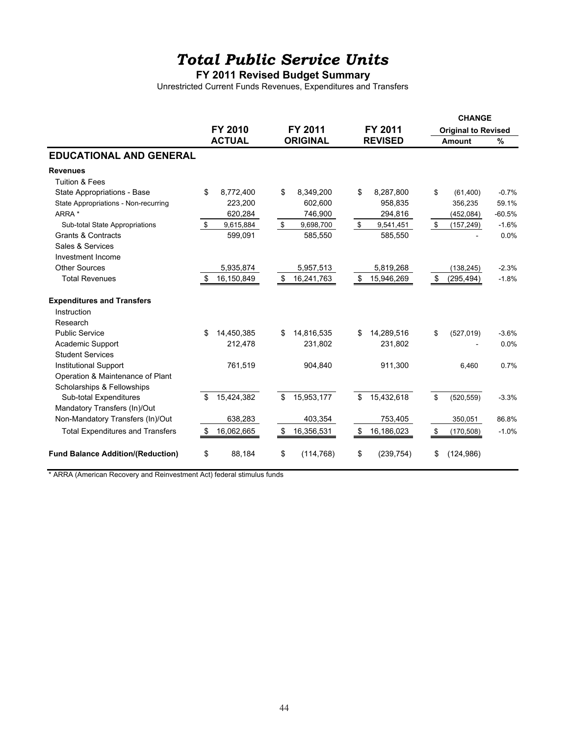# *Total Public Service Units*

**FY 2011 Revised Budget Summary**

Unrestricted Current Funds Revenues, Expenditures and Transfers

| | FY 2010 ACTUAL | FY 2011 ORIGINAL | FY 2011 REVISED | CHANGE Original to Revised Amount | % |
|---|---|---|---|---|---|
| **EDUCATIONAL AND GENERAL** | | | | | |
| **Revenues** | | | | | |
| Tuition & Fees | | | | | |
| State Appropriations - Base | $ 8,772,400 | $ 8,349,200 | $ 8,287,800 | $ (61,400) | -0.7% |
| State Appropriations - Non-recurring | 223,200 | 602,600 | 958,835 | 356,235 | 59.1% |
| ARRA * | 620,284 | 746,900 | 294,816 | (452,084) | -60.5% |
| Sub-total State Appropriations | $ 9,615,884 | $ 9,698,700 | $ 9,541,451 | $ (157,249) | -1.6% |
| Grants & Contracts | 599,091 | 585,550 | 585,550 | - | 0.0% |
| Sales & Services | | | | | |
| Investment Income | | | | | |
| Other Sources | 5,935,874 | 5,957,513 | 5,819,268 | (138,245) | -2.3% |
| Total Revenues | $ 16,150,849 | $ 16,241,763 | $ 15,946,269 | $ (295,494) | -1.8% |
| **Expenditures and Transfers** | | | | | |
| Instruction | | | | | |
| Research | | | | | |
| Public Service | $ 14,450,385 | $ 14,816,535 | $ 14,289,516 | $ (527,019) | -3.6% |
| Academic Support | 212,478 | 231,802 | 231,802 | - | 0.0% |
| Student Services | | | | | |
| Institutional Support | 761,519 | 904,840 | 911,300 | 6,460 | 0.7% |
| Operation & Maintenance of Plant | | | | | |
| Scholarships & Fellowships | | | | | |
| Sub-total Expenditures | $ 15,424,382 | $ 15,953,177 | $ 15,432,618 | $ (520,559) | -3.3% |
| Mandatory Transfers (In)/Out | | | | | |
| Non-Mandatory Transfers (In)/Out | 638,283 | 403,354 | 753,405 | 350,051 | 86.8% |
| Total Expenditures and Transfers | $ 16,062,665 | $ 16,356,531 | $ 16,186,023 | $ (170,508) | -1.0% |
| **Fund Balance Addition/(Reduction)** | $ 88,184 | $ (114,768) | $ (239,754) | $ (124,986) | |

* ARRA (American Recovery and Reinvestment Act) federal stimulus funds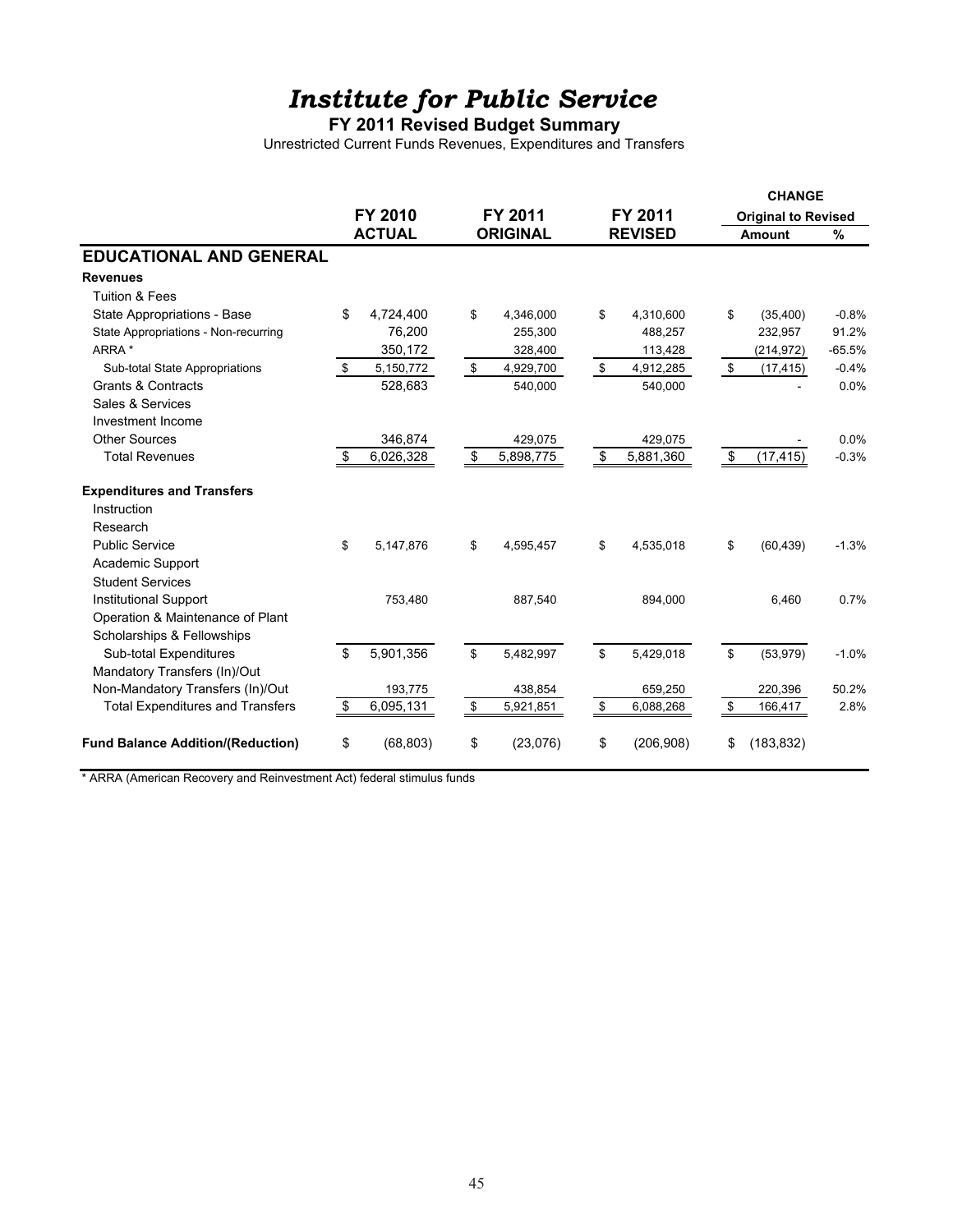# *Institute for Public Service*

**FY 2011 Revised Budget Summary**

Unrestricted Current Funds Revenues, Expenditures and Transfers

| | FY 2010 ACTUAL | FY 2011 ORIGINAL | FY 2011 REVISED | CHANGE Original to Revised Amount | % |
|---|---|---|---|---|---|
| **EDUCATIONAL AND GENERAL** | | | | | |
| **Revenues** | | | | | |
| Tuition & Fees | | | | | |
| State Appropriations - Base | $ 4,724,400 | $ 4,346,000 | $ 4,310,600 | $ (35,400) | -0.8% |
| State Appropriations - Non-recurring | 76,200 | 255,300 | 488,257 | 232,957 | 91.2% |
| ARRA * | 350,172 | 328,400 | 113,428 | (214,972) | -65.5% |
| Sub-total State Appropriations | $ 5,150,772 | $ 4,929,700 | $ 4,912,285 | $ (17,415) | -0.4% |
| Grants & Contracts | 528,683 | 540,000 | 540,000 | - | 0.0% |
| Sales & Services | | | | | |
| Investment Income | | | | | |
| Other Sources | 346,874 | 429,075 | 429,075 | - | 0.0% |
| Total Revenues | $ 6,026,328 | $ 5,898,775 | $ 5,881,360 | $ (17,415) | -0.3% |
| **Expenditures and Transfers** | | | | | |
| Instruction | | | | | |
| Research | | | | | |
| Public Service | $ 5,147,876 | $ 4,595,457 | $ 4,535,018 | $ (60,439) | -1.3% |
| Academic Support | | | | | |
| Student Services | | | | | |
| Institutional Support | 753,480 | 887,540 | 894,000 | 6,460 | 0.7% |
| Operation & Maintenance of Plant | | | | | |
| Scholarships & Fellowships | | | | | |
| Sub-total Expenditures | $ 5,901,356 | $ 5,482,997 | $ 5,429,018 | $ (53,979) | -1.0% |
| Mandatory Transfers (In)/Out | | | | | |
| Non-Mandatory Transfers (In)/Out | 193,775 | 438,854 | 659,250 | 220,396 | 50.2% |
| Total Expenditures and Transfers | $ 6,095,131 | $ 5,921,851 | $ 6,088,268 | $ 166,417 | 2.8% |
| **Fund Balance Addition/(Reduction)** | $ (68,803) | $ (23,076) | $ (206,908) | $ (183,832) | |

* ARRA (American Recovery and Reinvestment Act) federal stimulus funds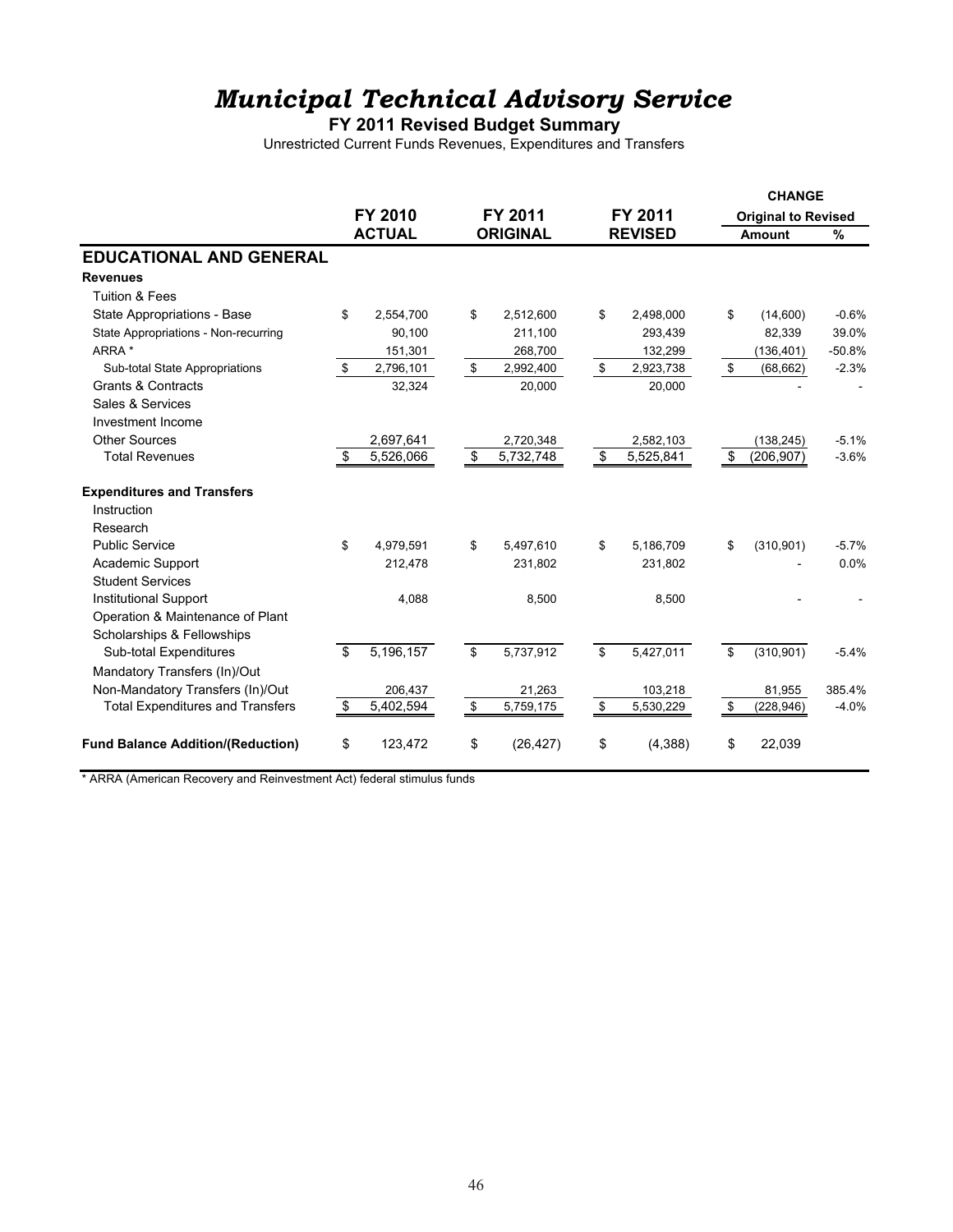# *Municipal Technical Advisory Service*

**FY 2011 Revised Budget Summary**

Unrestricted Current Funds Revenues, Expenditures and Transfers

| | FY 2010 ACTUAL | FY 2011 ORIGINAL | FY 2011 REVISED | CHANGE Original to Revised Amount | % |
|---|---|---|---|---|---|
| **EDUCATIONAL AND GENERAL** | | | | | |
| **Revenues** | | | | | |
| Tuition & Fees | | | | | |
| State Appropriations - Base | $ 2,554,700 | $ 2,512,600 | $ 2,498,000 | $ (14,600) | -0.6% |
| State Appropriations - Non-recurring | 90,100 | 211,100 | 293,439 | 82,339 | 39.0% |
| ARRA * | 151,301 | 268,700 | 132,299 | (136,401) | -50.8% |
| Sub-total State Appropriations | $ 2,796,101 | $ 2,992,400 | $ 2,923,738 | $ (68,662) | -2.3% |
| Grants & Contracts | 32,324 | 20,000 | 20,000 | - | - |
| Sales & Services | | | | | |
| Investment Income | | | | | |
| Other Sources | 2,697,641 | 2,720,348 | 2,582,103 | (138,245) | -5.1% |
| Total Revenues | $ 5,526,066 | $ 5,732,748 | $ 5,525,841 | $ (206,907) | -3.6% |
| **Expenditures and Transfers** | | | | | |
| Instruction | | | | | |
| Research | | | | | |
| Public Service | $ 4,979,591 | $ 5,497,610 | $ 5,186,709 | $ (310,901) | -5.7% |
| Academic Support | 212,478 | 231,802 | 231,802 | - | 0.0% |
| Student Services | | | | | |
| Institutional Support | 4,088 | 8,500 | 8,500 | - | - |
| Operation & Maintenance of Plant | | | | | |
| Scholarships & Fellowships | | | | | |
| Sub-total Expenditures | $ 5,196,157 | $ 5,737,912 | $ 5,427,011 | $ (310,901) | -5.4% |
| Mandatory Transfers (In)/Out | | | | | |
| Non-Mandatory Transfers (In)/Out | 206,437 | 21,263 | 103,218 | 81,955 | 385.4% |
| Total Expenditures and Transfers | $ 5,402,594 | $ 5,759,175 | $ 5,530,229 | $ (228,946) | -4.0% |
| **Fund Balance Addition/(Reduction)** | $ 123,472 | $ (26,427) | $ (4,388) | $ 22,039 | |

* ARRA (American Recovery and Reinvestment Act) federal stimulus funds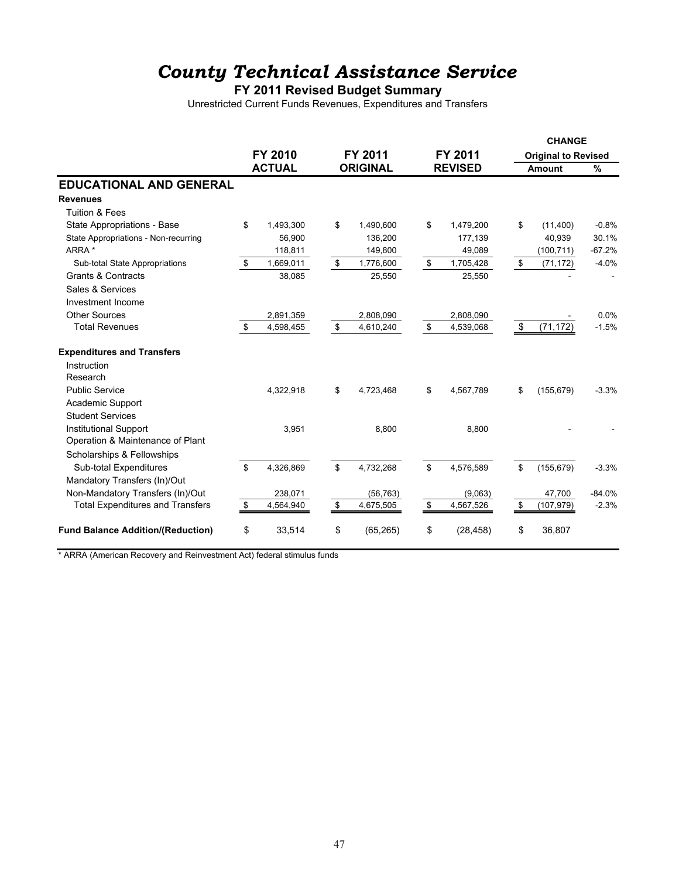# *County Technical Assistance Service*

**FY 2011 Revised Budget Summary**

Unrestricted Current Funds Revenues, Expenditures and Transfers

| | FY 2010 ACTUAL | FY 2011 ORIGINAL | FY 2011 REVISED | CHANGE Original to Revised Amount | % |
|---|---|---|---|---|---|
| **EDUCATIONAL AND GENERAL** | | | | | |
| **Revenues** | | | | | |
| Tuition & Fees | | | | | |
| State Appropriations - Base | $ 1,493,300 | $ 1,490,600 | $ 1,479,200 | $ (11,400) | -0.8% |
| State Appropriations - Non-recurring | 56,900 | 136,200 | 177,139 | 40,939 | 30.1% |
| ARRA * | 118,811 | 149,800 | 49,089 | (100,711) | -67.2% |
| Sub-total State Appropriations | $ 1,669,011 | $ 1,776,600 | $ 1,705,428 | $ (71,172) | -4.0% |
| Grants & Contracts | 38,085 | 25,550 | 25,550 | - | - |
| Sales & Services | | | | | |
| Investment Income | | | | | |
| Other Sources | 2,891,359 | 2,808,090 | 2,808,090 | - | 0.0% |
| Total Revenues | $ 4,598,455 | $ 4,610,240 | $ 4,539,068 | $ (71,172) | -1.5% |
| **Expenditures and Transfers** | | | | | |
| Instruction | | | | | |
| Research | | | | | |
| Public Service | 4,322,918 | $ 4,723,468 | $ 4,567,789 | $ (155,679) | -3.3% |
| Academic Support | | | | | |
| Student Services | | | | | |
| Institutional Support | 3,951 | 8,800 | 8,800 | - | - |
| Operation & Maintenance of Plant | | | | | |
| Scholarships & Fellowships | | | | | |
| Sub-total Expenditures | $ 4,326,869 | $ 4,732,268 | $ 4,576,589 | $ (155,679) | -3.3% |
| Mandatory Transfers (In)/Out | | | | | |
| Non-Mandatory Transfers (In)/Out | 238,071 | (56,763) | (9,063) | 47,700 | -84.0% |
| Total Expenditures and Transfers | $ 4,564,940 | $ 4,675,505 | $ 4,567,526 | $ (107,979) | -2.3% |
| **Fund Balance Addition/(Reduction)** | $ 33,514 | $ (65,265) | $ (28,458) | $ 36,807 | |

* ARRA (American Recovery and Reinvestment Act) federal stimulus funds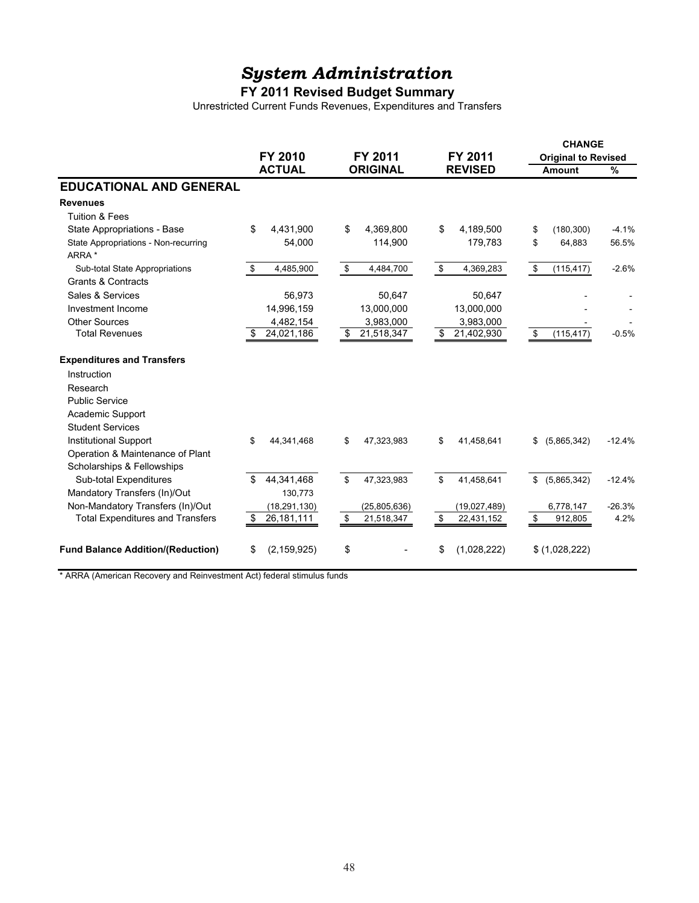# *System Administration*

## FY 2011 Revised Budget Summary

Unrestricted Current Funds Revenues, Expenditures and Transfers

| | FY 2010 ACTUAL | FY 2011 ORIGINAL | FY 2011 REVISED | CHANGE Original to Revised | |
|---|---|---|---|---|---|
| | | | | Amount | % |
| **EDUCATIONAL AND GENERAL** | | | | | |
| **Revenues** | | | | | |
| Tuition & Fees | | | | | |
| State Appropriations - Base | $ 4,431,900 | $ 4,369,800 | $ 4,189,500 | $ (180,300) | -4.1% |
| State Appropriations - Non-recurring | 54,000 | 114,900 | 179,783 | $ 64,883 | 56.5% |
| ARRA * | | | | | |
| Sub-total State Appropriations | $ 4,485,900 | $ 4,484,700 | $ 4,369,283 | $ (115,417) | -2.6% |
| Grants & Contracts | | | | | |
| Sales & Services | 56,973 | 50,647 | 50,647 | - | - |
| Investment Income | 14,996,159 | 13,000,000 | 13,000,000 | - | - |
| Other Sources | 4,482,154 | 3,983,000 | 3,983,000 | - | - |
| Total Revenues | $ 24,021,186 | $ 21,518,347 | $ 21,402,930 | $ (115,417) | -0.5% |
| **Expenditures and Transfers** | | | | | |
| Instruction | | | | | |
| Research | | | | | |
| Public Service | | | | | |
| Academic Support | | | | | |
| Student Services | | | | | |
| Institutional Support | $ 44,341,468 | $ 47,323,983 | $ 41,458,641 | $ (5,865,342) | -12.4% |
| Operation & Maintenance of Plant | | | | | |
| Scholarships & Fellowships | | | | | |
| Sub-total Expenditures | $ 44,341,468 | $ 47,323,983 | $ 41,458,641 | $ (5,865,342) | -12.4% |
| Mandatory Transfers (In)/Out | 130,773 | | | | |
| Non-Mandatory Transfers (In)/Out | (18,291,130) | (25,805,636) | (19,027,489) | 6,778,147 | -26.3% |
| Total Expenditures and Transfers | $ 26,181,111 | $ 21,518,347 | $ 22,431,152 | $ 912,805 | 4.2% |
| **Fund Balance Addition/(Reduction)** | $ (2,159,925) | $ - | $ (1,028,222) | $ (1,028,222) | |

* ARRA (American Recovery and Reinvestment Act) federal stimulus funds